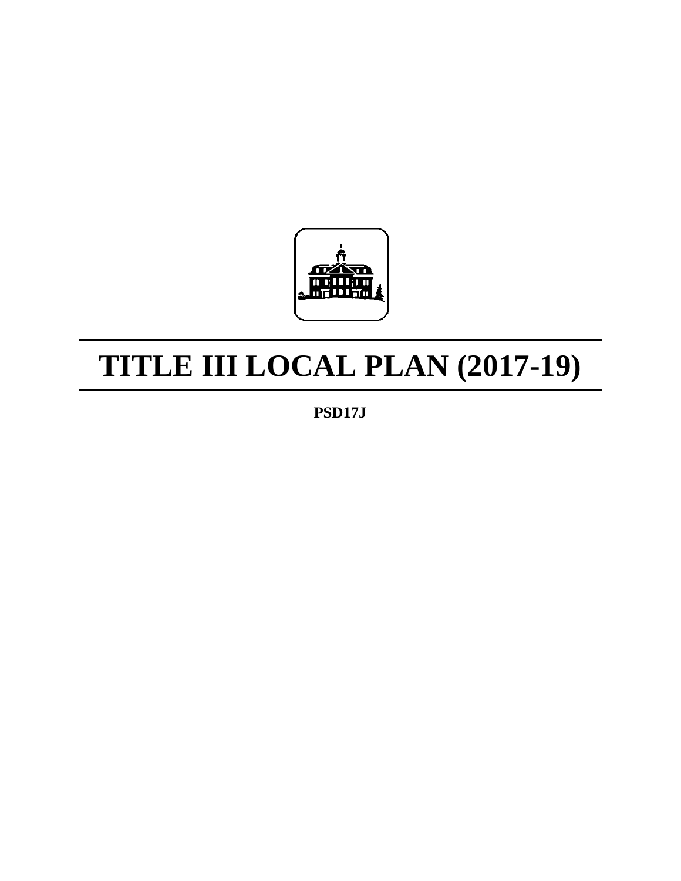# TITLE III LOCAL PLAN (2017-19)

**PSD17J**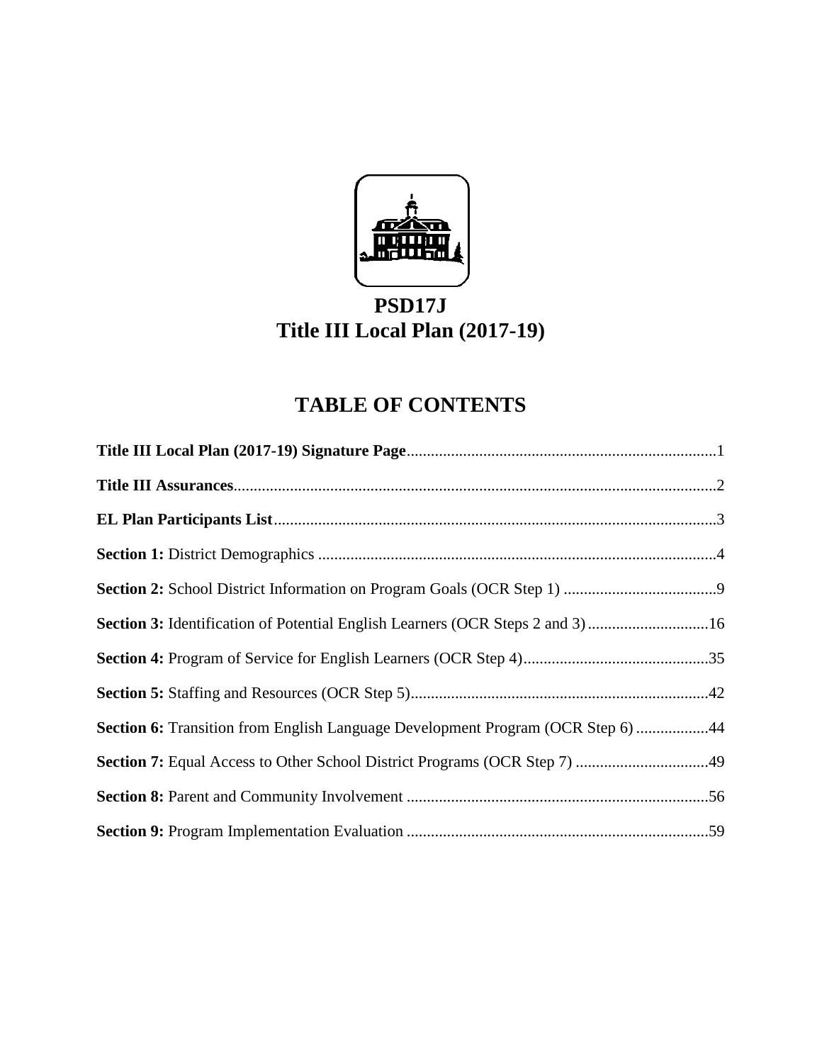# PSD17J
# Title III Local Plan (2017-19)

## TABLE OF CONTENTS

**Title III Local Plan (2017-19) Signature Page**............................................................................1

**Title III Assurances**........................................................................................................................2

**EL Plan Participants List**..............................................................................................................3

**Section 1:** District Demographics ...................................................................................................4

**Section 2:** School District Information on Program Goals (OCR Step 1) ......................................9

**Section 3:** Identification of Potential English Learners (OCR Steps 2 and 3)..............................16

**Section 4:** Program of Service for English Learners (OCR Step 4)..............................................35

**Section 5:** Staffing and Resources (OCR Step 5)..........................................................................42

**Section 6:** Transition from English Language Development Program (OCR Step 6)..................44

**Section 7:** Equal Access to Other School District Programs (OCR Step 7) .................................49

**Section 8:** Parent and Community Involvement ...........................................................................56

**Section 9:** Program Implementation Evaluation ...........................................................................59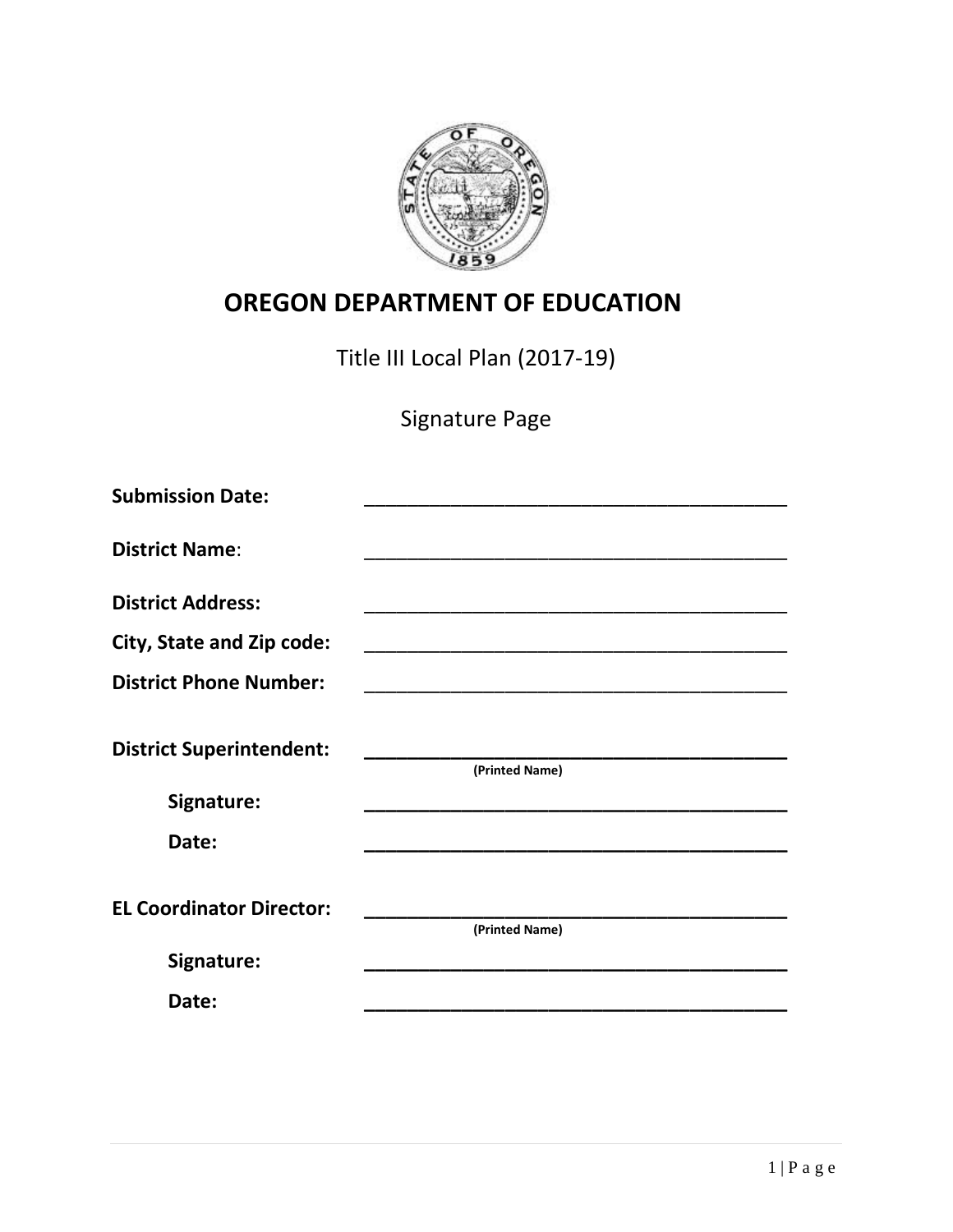# OREGON DEPARTMENT OF EDUCATION

Title III Local Plan (2017-19)

Signature Page

**Submission Date:** ________________________________________

**District Name**: ________________________________________

**District Address:** ________________________________________

**City, State and Zip code:** ________________________________________

**District Phone Number:** ________________________________________

**District Superintendent:** ________________________________________
(Printed Name)

**Signature:** ________________________________________

**Date:** ________________________________________

**EL Coordinator Director:** ________________________________________
(Printed Name)

**Signature:** ________________________________________

**Date:** ________________________________________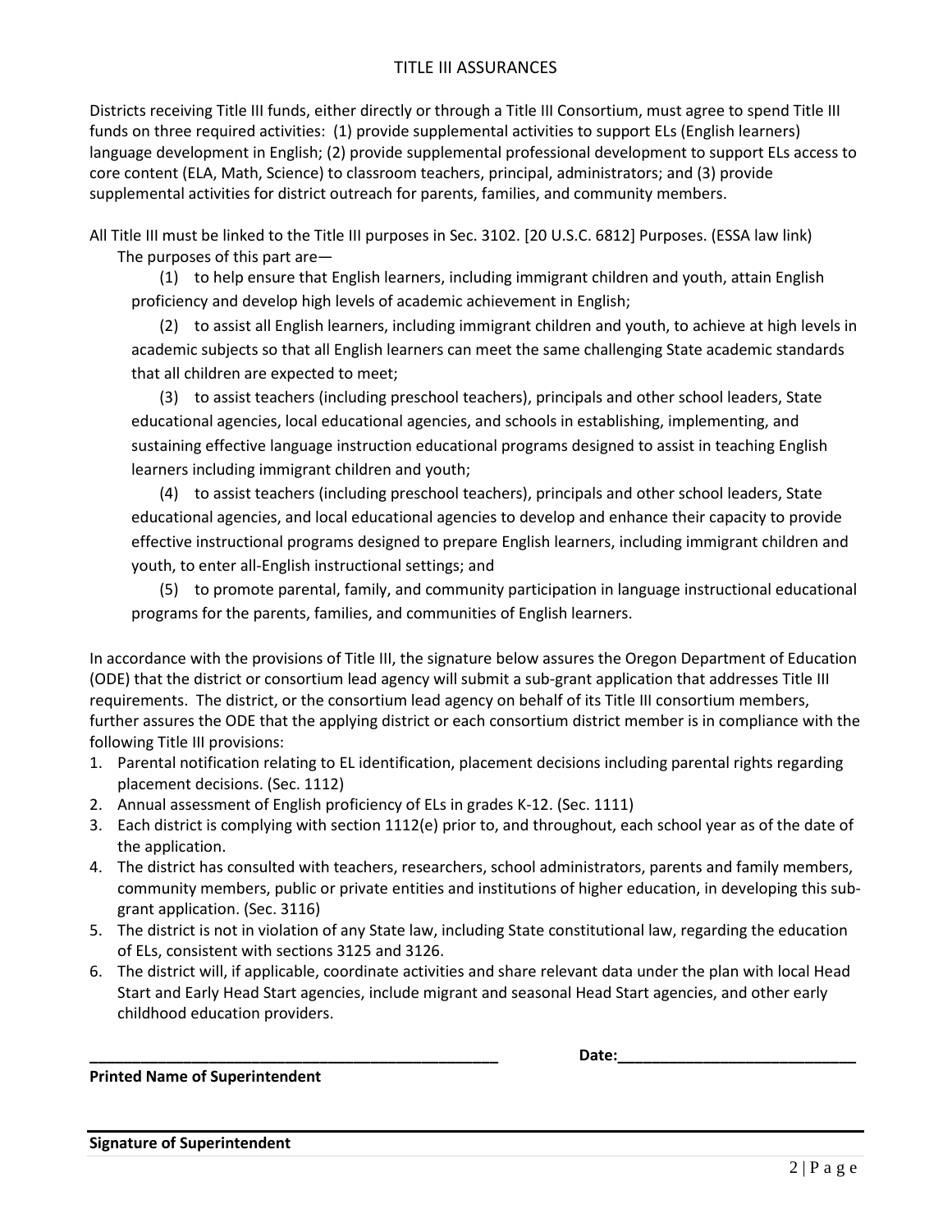# TITLE III ASSURANCES

Districts receiving Title III funds, either directly or through a Title III Consortium, must agree to spend Title III funds on three required activities: (1) provide supplemental activities to support ELs (English learners) language development in English; (2) provide supplemental professional development to support ELs access to core content (ELA, Math, Science) to classroom teachers, principal, administrators; and (3) provide supplemental activities for district outreach for parents, families, and community members.

All Title III must be linked to the Title III purposes in Sec. 3102. [20 U.S.C. 6812] Purposes. (ESSA law link)

The purposes of this part are—

(1) to help ensure that English learners, including immigrant children and youth, attain English proficiency and develop high levels of academic achievement in English;

(2) to assist all English learners, including immigrant children and youth, to achieve at high levels in academic subjects so that all English learners can meet the same challenging State academic standards that all children are expected to meet;

(3) to assist teachers (including preschool teachers), principals and other school leaders, State educational agencies, local educational agencies, and schools in establishing, implementing, and sustaining effective language instruction educational programs designed to assist in teaching English learners including immigrant children and youth;

(4) to assist teachers (including preschool teachers), principals and other school leaders, State educational agencies, and local educational agencies to develop and enhance their capacity to provide effective instructional programs designed to prepare English learners, including immigrant children and youth, to enter all-English instructional settings; and

(5) to promote parental, family, and community participation in language instructional educational programs for the parents, families, and communities of English learners.

In accordance with the provisions of Title III, the signature below assures the Oregon Department of Education (ODE) that the district or consortium lead agency will submit a sub-grant application that addresses Title III requirements. The district, or the consortium lead agency on behalf of its Title III consortium members, further assures the ODE that the applying district or each consortium district member is in compliance with the following Title III provisions:

1. Parental notification relating to EL identification, placement decisions including parental rights regarding placement decisions. (Sec. 1112)
2. Annual assessment of English proficiency of ELs in grades K-12. (Sec. 1111)
3. Each district is complying with section 1112(e) prior to, and throughout, each school year as of the date of the application.
4. The district has consulted with teachers, researchers, school administrators, parents and family members, community members, public or private entities and institutions of higher education, in developing this sub-grant application. (Sec. 3116)
5. The district is not in violation of any State law, including State constitutional law, regarding the education of ELs, consistent with sections 3125 and 3126.
6. The district will, if applicable, coordinate activities and share relevant data under the plan with local Head Start and Early Head Start agencies, include migrant and seasonal Head Start agencies, and other early childhood education providers.

**\_\_\_\_\_\_\_\_\_\_\_\_\_\_\_\_\_\_\_\_\_\_\_\_\_\_\_\_\_\_\_\_\_\_\_\_\_\_\_\_\_\_\_\_\_\_\_\_** **Date:\_\_\_\_\_\_\_\_\_\_\_\_\_\_\_\_\_\_\_\_\_\_\_\_\_\_\_\_**

**Printed Name of Superintendent**

**\_\_\_\_\_\_\_\_\_\_\_\_\_\_\_\_\_\_\_\_\_\_\_\_\_\_\_\_\_\_\_\_\_\_\_\_\_\_\_\_\_\_\_\_\_\_\_\_\_\_\_\_\_\_\_\_\_\_\_\_\_\_\_\_\_\_\_\_\_\_\_\_\_\_\_\_\_\_\_\_**

**Signature of Superintendent**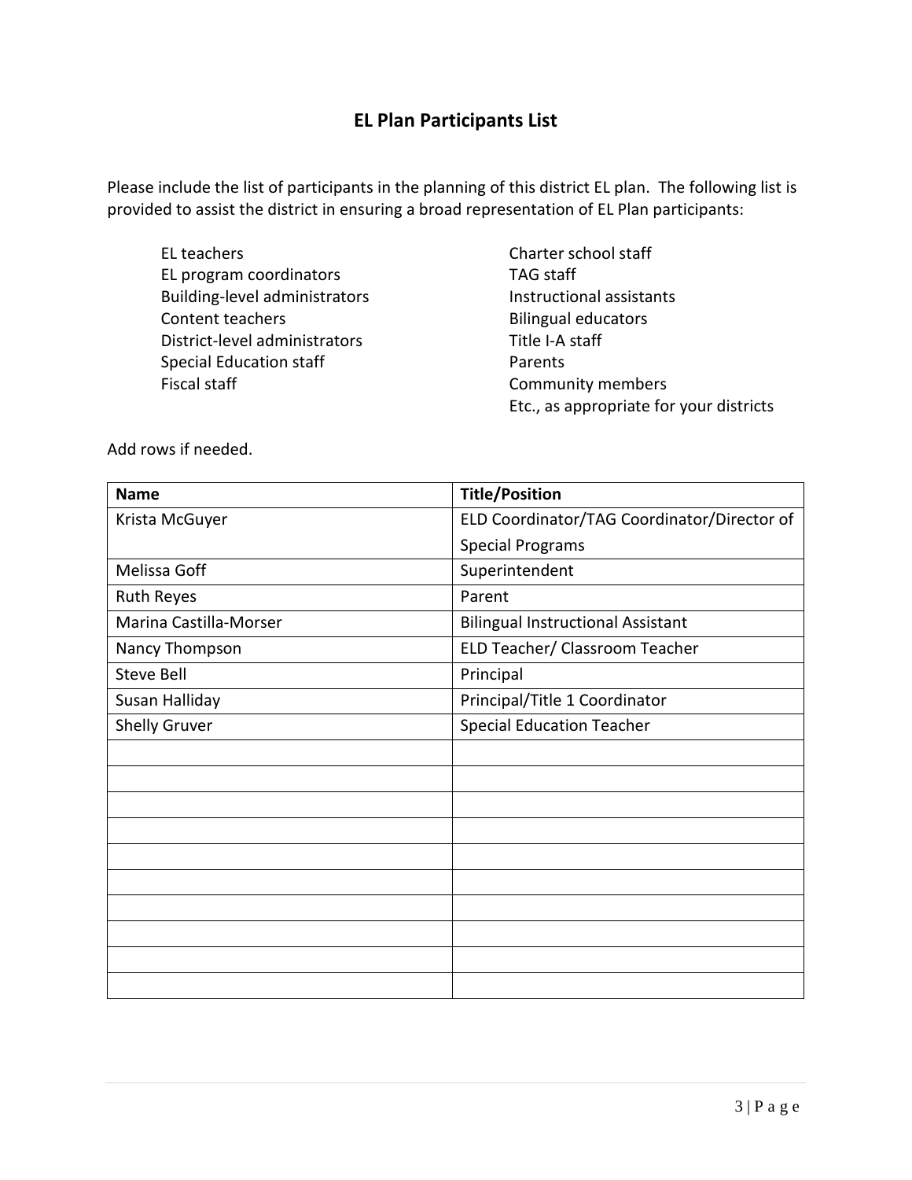## EL Plan Participants List

Please include the list of participants in the planning of this district EL plan. The following list is provided to assist the district in ensuring a broad representation of EL Plan participants:

- EL teachers
- EL program coordinators
- Building-level administrators
- Content teachers
- District-level administrators
- Special Education staff
- Fiscal staff
- Charter school staff
- TAG staff
- Instructional assistants
- Bilingual educators
- Title I-A staff
- Parents
- Community members
- Etc., as appropriate for your districts

Add rows if needed.

| Name | Title/Position |
|---|---|
| Krista McGuyer | ELD Coordinator/TAG Coordinator/Director of Special Programs |
| Melissa Goff | Superintendent |
| Ruth Reyes | Parent |
| Marina Castilla-Morser | Bilingual Instructional Assistant |
| Nancy Thompson | ELD Teacher/ Classroom Teacher |
| Steve Bell | Principal |
| Susan Halliday | Principal/Title 1 Coordinator |
| Shelly Gruver | Special Education Teacher |
| | |
| | |
| | |
| | |
| | |
| | |
| | |
| | |
| | |
| | |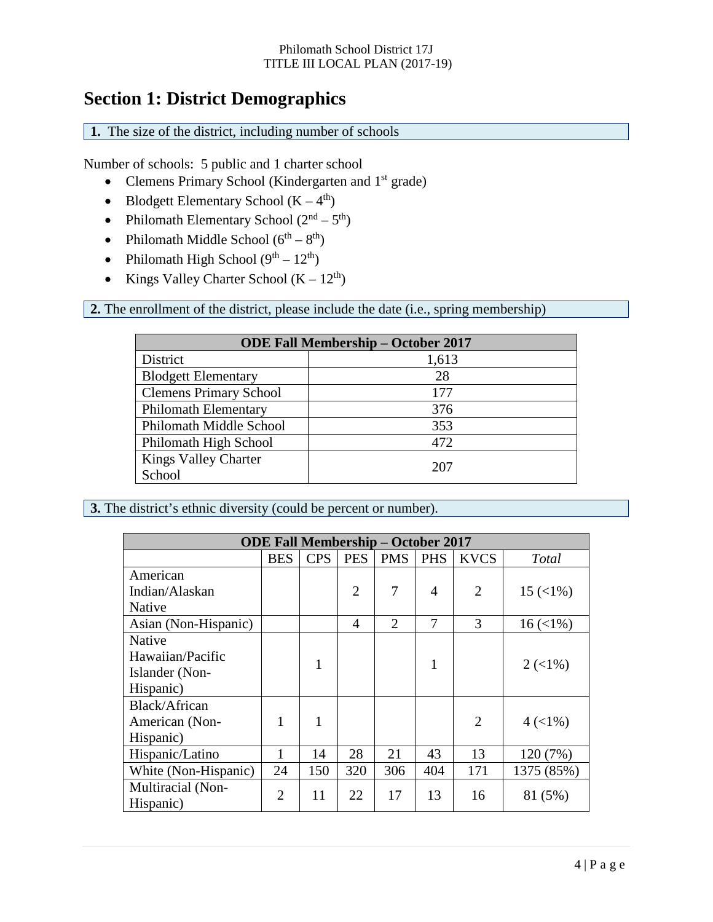# Section 1: District Demographics

**1.** The size of the district, including number of schools

Number of schools: 5 public and 1 charter school

- Clemens Primary School (Kindergarten and 1st grade)
- Blodgett Elementary School (K – 4th)
- Philomath Elementary School (2nd – 5th)
- Philomath Middle School (6th – 8th)
- Philomath High School (9th – 12th)
- Kings Valley Charter School (K – 12th)

**2.** The enrollment of the district, please include the date (i.e., spring membership)

| ODE Fall Membership – October 2017 | |
|---|---|
| District | 1,613 |
| Blodgett Elementary | 28 |
| Clemens Primary School | 177 |
| Philomath Elementary | 376 |
| Philomath Middle School | 353 |
| Philomath High School | 472 |
| Kings Valley Charter School | 207 |

**3.** The district's ethnic diversity (could be percent or number).

| ODE Fall Membership – October 2017 | | | | | | | |
|---|---|---|---|---|---|---|---|
| | BES | CPS | PES | PMS | PHS | KVCS | *Total* |
| American Indian/Alaskan Native | | | 2 | 7 | 4 | 2 | 15 (<1%) |
| Asian (Non-Hispanic) | | | 4 | 2 | 7 | 3 | 16 (<1%) |
| Native Hawaiian/Pacific Islander (Non-Hispanic) | | 1 | | | 1 | | 2 (<1%) |
| Black/African American (Non-Hispanic) | 1 | 1 | | | | 2 | 4 (<1%) |
| Hispanic/Latino | 1 | 14 | 28 | 21 | 43 | 13 | 120 (7%) |
| White (Non-Hispanic) | 24 | 150 | 320 | 306 | 404 | 171 | 1375 (85%) |
| Multiracial (Non-Hispanic) | 2 | 11 | 22 | 17 | 13 | 16 | 81 (5%) |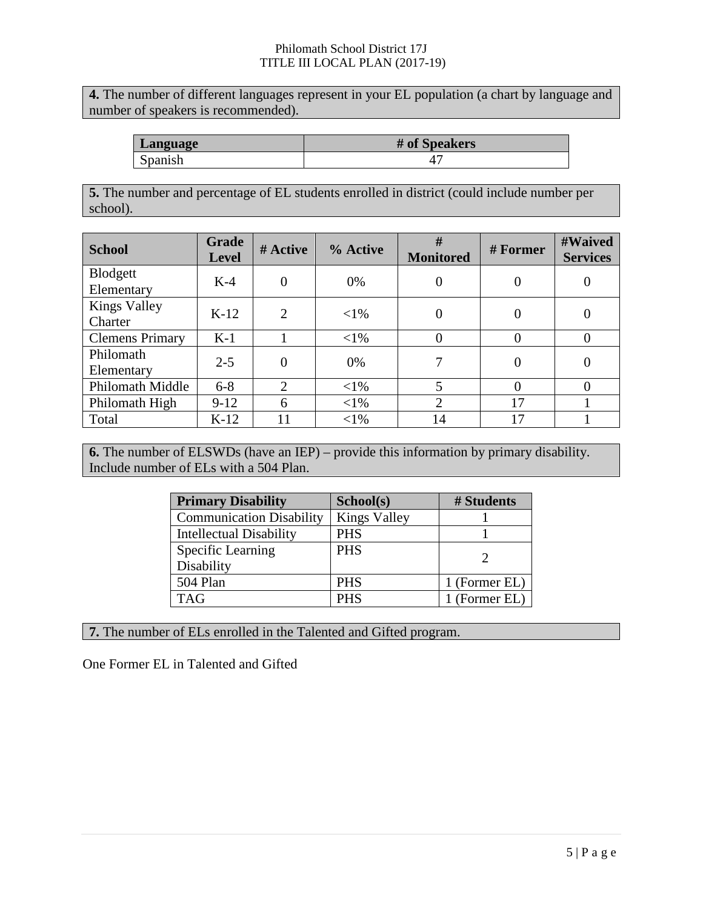**4.** The number of different languages represent in your EL population (a chart by language and number of speakers is recommended).

| Language | # of Speakers |
|---|---|
| Spanish | 47 |

**5.** The number and percentage of EL students enrolled in district (could include number per school).

| School | Grade Level | # Active | % Active | # Monitored | # Former | #Waived Services |
|---|---|---|---|---|---|---|
| Blodgett Elementary | K-4 | 0 | 0% | 0 | 0 | 0 |
| Kings Valley Charter | K-12 | 2 | <1% | 0 | 0 | 0 |
| Clemens Primary | K-1 | 1 | <1% | 0 | 0 | 0 |
| Philomath Elementary | 2-5 | 0 | 0% | 7 | 0 | 0 |
| Philomath Middle | 6-8 | 2 | <1% | 5 | 0 | 0 |
| Philomath High | 9-12 | 6 | <1% | 2 | 17 | 1 |
| Total | K-12 | 11 | <1% | 14 | 17 | 1 |

**6.** The number of ELSWDs (have an IEP) – provide this information by primary disability. Include number of ELs with a 504 Plan.

| Primary Disability | School(s) | # Students |
|---|---|---|
| Communication Disability | Kings Valley | 1 |
| Intellectual Disability | PHS | 1 |
| Specific Learning Disability | PHS | 2 |
| 504 Plan | PHS | 1 (Former EL) |
| TAG | PHS | 1 (Former EL) |

**7.** The number of ELs enrolled in the Talented and Gifted program.

One Former EL in Talented and Gifted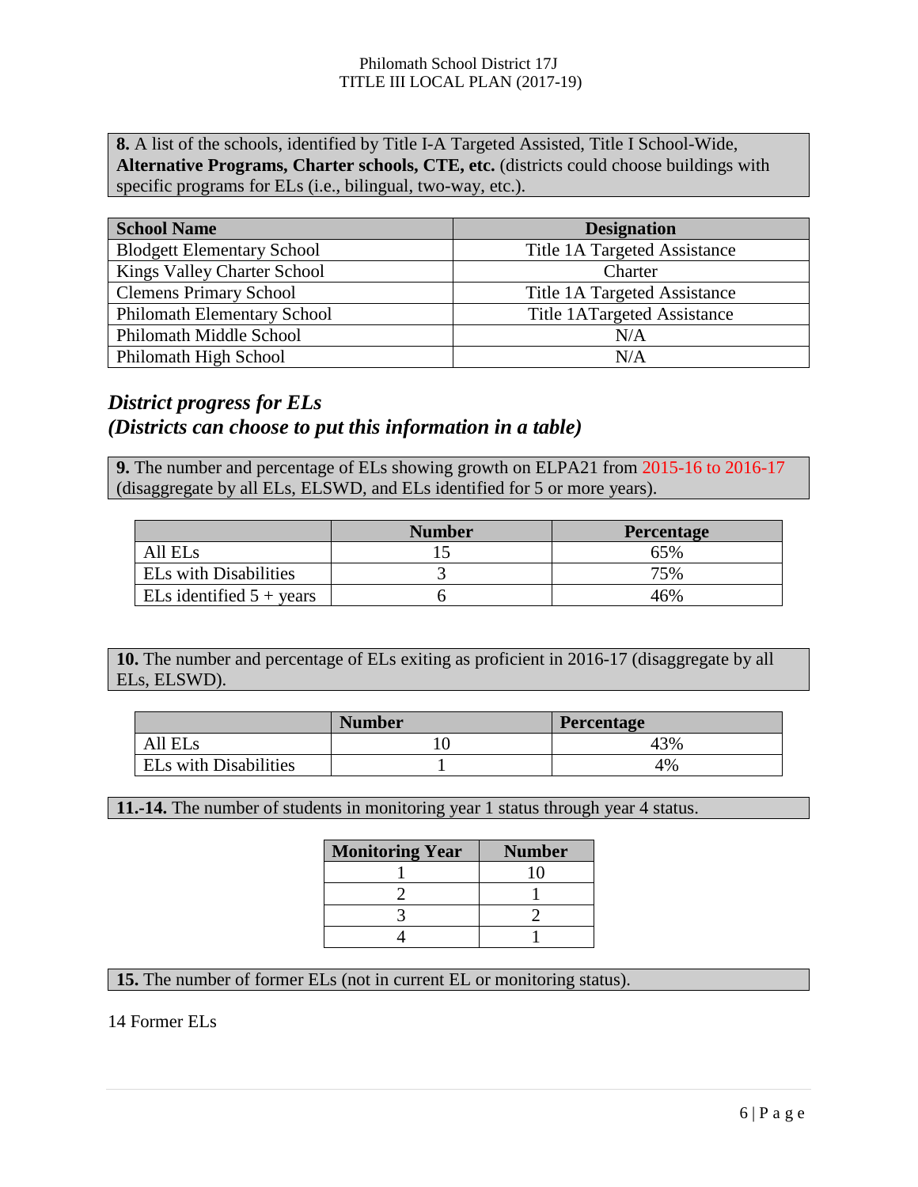**8.** A list of the schools, identified by Title I-A Targeted Assisted, Title I School-Wide, **Alternative Programs, Charter schools, CTE, etc.** (districts could choose buildings with specific programs for ELs (i.e., bilingual, two-way, etc.).

| School Name | Designation |
|---|---|
| Blodgett Elementary School | Title 1A Targeted Assistance |
| Kings Valley Charter School | Charter |
| Clemens Primary School | Title 1A Targeted Assistance |
| Philomath Elementary School | Title 1ATargeted Assistance |
| Philomath Middle School | N/A |
| Philomath High School | N/A |

## *District progress for ELs (Districts can choose to put this information in a table)*

**9.** The number and percentage of ELs showing growth on ELPA21 from 2015-16 to 2016-17 (disaggregate by all ELs, ELSWD, and ELs identified for 5 or more years).

| | Number | Percentage |
|---|---|---|
| All ELs | 15 | 65% |
| ELs with Disabilities | 3 | 75% |
| ELs identified 5 + years | 6 | 46% |

**10.** The number and percentage of ELs exiting as proficient in 2016-17 (disaggregate by all ELs, ELSWD).

| | Number | Percentage |
|---|---|---|
| All ELs | 10 | 43% |
| ELs with Disabilities | 1 | 4% |

**11.-14.** The number of students in monitoring year 1 status through year 4 status.

| Monitoring Year | Number |
|---|---|
| 1 | 10 |
| 2 | 1 |
| 3 | 2 |
| 4 | 1 |

**15.** The number of former ELs (not in current EL or monitoring status).

14 Former ELs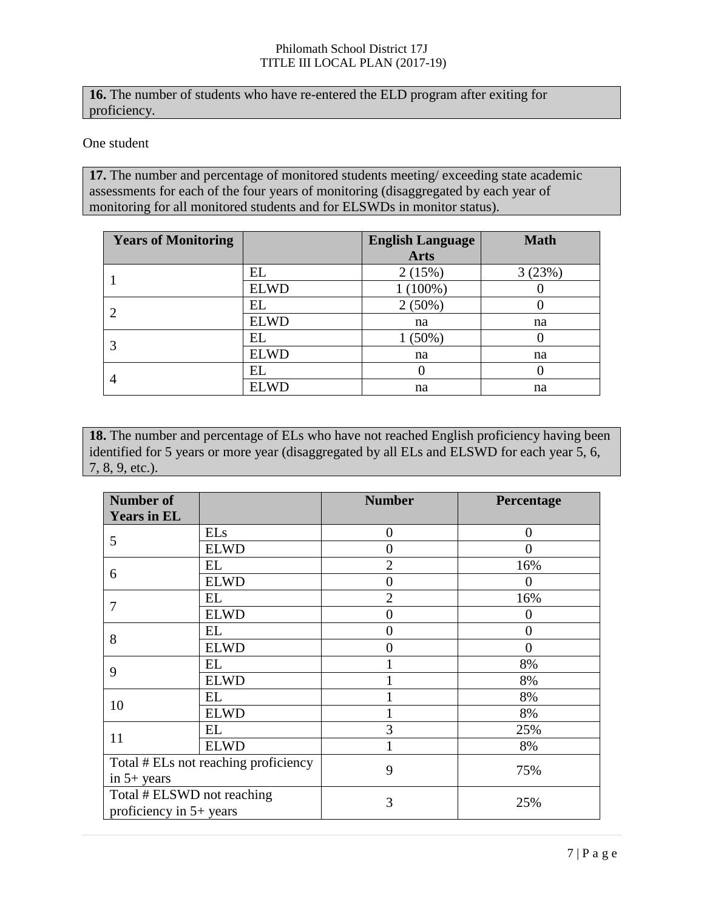**16.** The number of students who have re-entered the ELD program after exiting for proficiency.

One student

**17.** The number and percentage of monitored students meeting/ exceeding state academic assessments for each of the four years of monitoring (disaggregated by each year of monitoring for all monitored students and for ELSWDs in monitor status).

| Years of Monitoring | | English Language Arts | Math |
|---|---|---|---|
| 1 | EL | 2 (15%) | 3 (23%) |
| | ELWD | 1 (100%) | 0 |
| 2 | EL | 2 (50%) | 0 |
| | ELWD | na | na |
| 3 | EL | 1 (50%) | 0 |
| | ELWD | na | na |
| 4 | EL | 0 | 0 |
| | ELWD | na | na |

**18.** The number and percentage of ELs who have not reached English proficiency having been identified for 5 years or more year (disaggregated by all ELs and ELSWD for each year 5, 6, 7, 8, 9, etc.).

| Number of Years in EL | | Number | Percentage |
|---|---|---|---|
| 5 | ELs | 0 | 0 |
| | ELWD | 0 | 0 |
| 6 | EL | 2 | 16% |
| | ELWD | 0 | 0 |
| 7 | EL | 2 | 16% |
| | ELWD | 0 | 0 |
| 8 | EL | 0 | 0 |
| | ELWD | 0 | 0 |
| 9 | EL | 1 | 8% |
| | ELWD | 1 | 8% |
| 10 | EL | 1 | 8% |
| | ELWD | 1 | 8% |
| 11 | EL | 3 | 25% |
| | ELWD | 1 | 8% |
| Total # ELs not reaching proficiency in 5+ years | | 9 | 75% |
| Total # ELSWD not reaching proficiency in 5+ years | | 3 | 25% |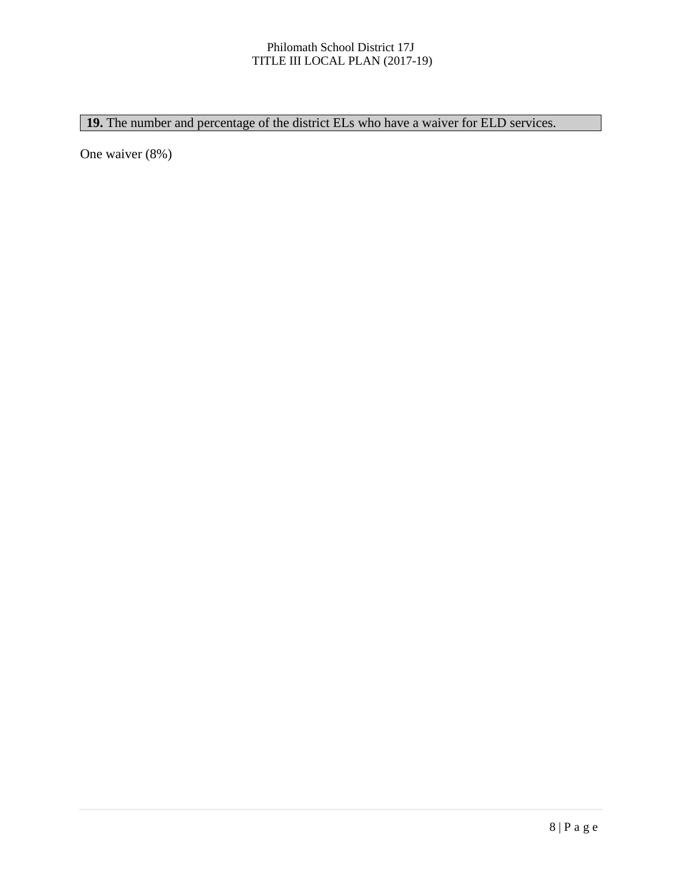**19.** The number and percentage of the district ELs who have a waiver for ELD services.

One waiver (8%)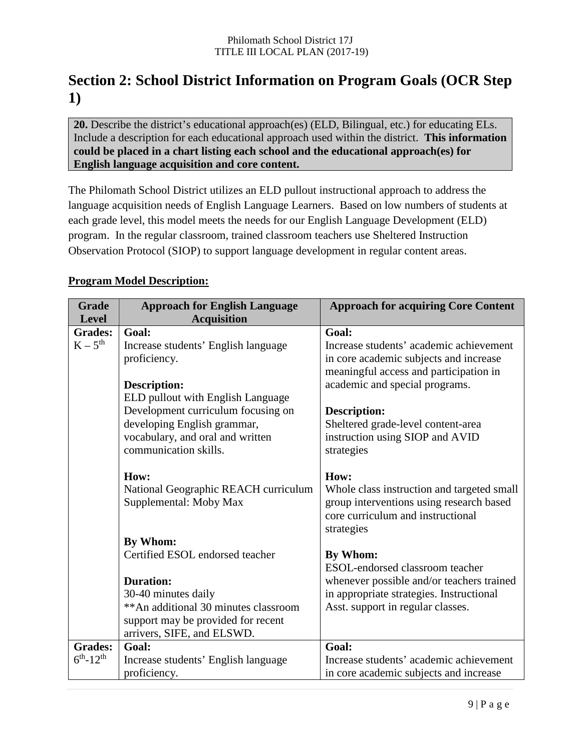# Section 2: School District Information on Program Goals (OCR Step 1)

**20.** Describe the district's educational approach(es) (ELD, Bilingual, etc.) for educating ELs. Include a description for each educational approach used within the district. **This information could be placed in a chart listing each school and the educational approach(es) for English language acquisition and core content.**

The Philomath School District utilizes an ELD pullout instructional approach to address the language acquisition needs of English Language Learners. Based on low numbers of students at each grade level, this model meets the needs for our English Language Development (ELD) program. In the regular classroom, trained classroom teachers use Sheltered Instruction Observation Protocol (SIOP) to support language development in regular content areas.

**Program Model Description:**

| Grade Level | Approach for English Language Acquisition | Approach for acquiring Core Content |
|---|---|---|
| **Grades:** K – 5th | **Goal:**<br>Increase students' English language proficiency.<br><br>**Description:**<br>ELD pullout with English Language Development curriculum focusing on developing English grammar, vocabulary, and oral and written communication skills.<br><br>**How:**<br>National Geographic REACH curriculum<br>Supplemental: Moby Max<br><br>**By Whom:**<br>Certified ESOL endorsed teacher<br><br>**Duration:**<br>30-40 minutes daily<br>**An additional 30 minutes classroom support may be provided for recent arrivers, SIFE, and ELSWD. | **Goal:**<br>Increase students' academic achievement in core academic subjects and increase meaningful access and participation in academic and special programs.<br><br>**Description:**<br>Sheltered grade-level content-area instruction using SIOP and AVID strategies<br><br>**How:**<br>Whole class instruction and targeted small group interventions using research based core curriculum and instructional strategies<br><br>**By Whom:**<br>ESOL-endorsed classroom teacher whenever possible and/or teachers trained in appropriate strategies. Instructional Asst. support in regular classes. |
| **Grades:** 6th-12th | **Goal:**<br>Increase students' English language proficiency. | **Goal:**<br>Increase students' academic achievement in core academic subjects and increase |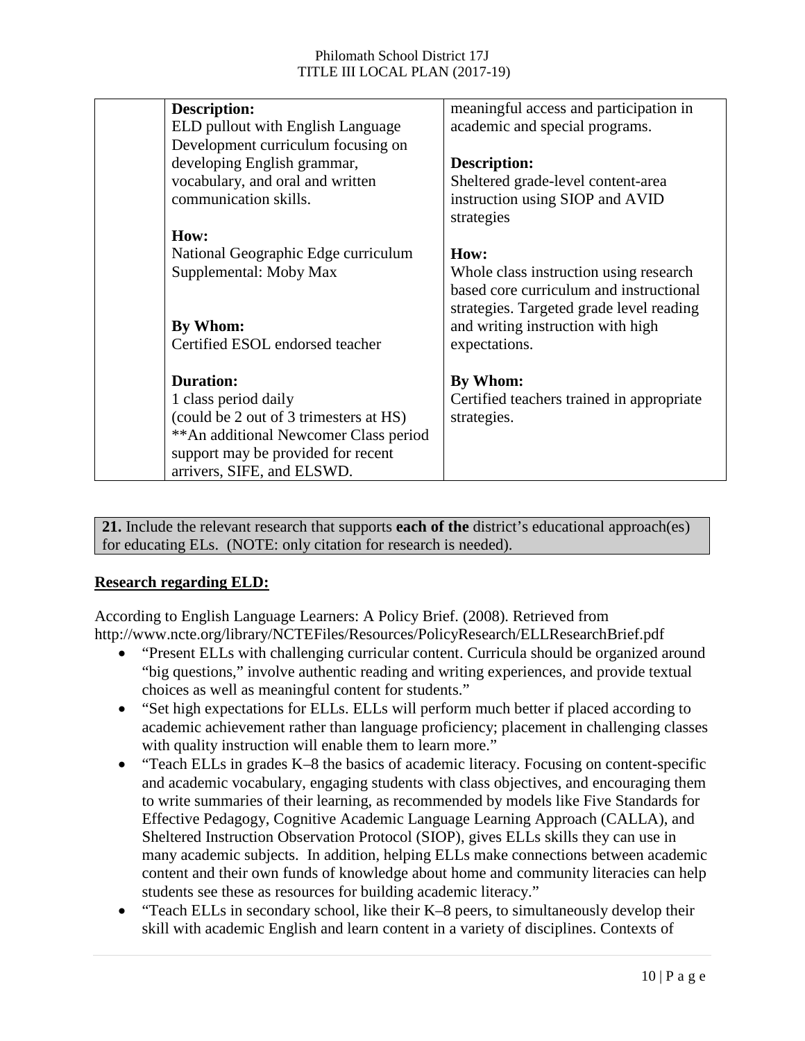| | **Description:**<br>ELD pullout with English Language Development curriculum focusing on developing English grammar, vocabulary, and oral and written communication skills.<br><br>**How:**<br>National Geographic Edge curriculum<br>Supplemental: Moby Max<br><br>**By Whom:**<br>Certified ESOL endorsed teacher<br><br>**Duration:**<br>1 class period daily<br>(could be 2 out of 3 trimesters at HS)<br>**An additional Newcomer Class period support may be provided for recent arrivers, SIFE, and ELSWD. | meaningful access and participation in academic and special programs.<br><br>**Description:**<br>Sheltered grade-level content-area instruction using SIOP and AVID strategies<br><br>**How:**<br>Whole class instruction using research based core curriculum and instructional strategies. Targeted grade level reading and writing instruction with high expectations.<br><br>**By Whom:**<br>Certified teachers trained in appropriate strategies. |
|---|---|---|

**21.** Include the relevant research that supports **each of the** district's educational approach(es) for educating ELs. (NOTE: only citation for research is needed).

**Research regarding ELD:**

According to English Language Learners: A Policy Brief. (2008). Retrieved from http://www.ncte.org/library/NCTEFiles/Resources/PolicyResearch/ELLResearchBrief.pdf

- "Present ELLs with challenging curricular content. Curricula should be organized around "big questions," involve authentic reading and writing experiences, and provide textual choices as well as meaningful content for students."
- "Set high expectations for ELLs. ELLs will perform much better if placed according to academic achievement rather than language proficiency; placement in challenging classes with quality instruction will enable them to learn more."
- "Teach ELLs in grades K–8 the basics of academic literacy. Focusing on content-specific and academic vocabulary, engaging students with class objectives, and encouraging them to write summaries of their learning, as recommended by models like Five Standards for Effective Pedagogy, Cognitive Academic Language Learning Approach (CALLA), and Sheltered Instruction Observation Protocol (SIOP), gives ELLs skills they can use in many academic subjects. In addition, helping ELLs make connections between academic content and their own funds of knowledge about home and community literacies can help students see these as resources for building academic literacy."
- "Teach ELLs in secondary school, like their K–8 peers, to simultaneously develop their skill with academic English and learn content in a variety of disciplines. Contexts of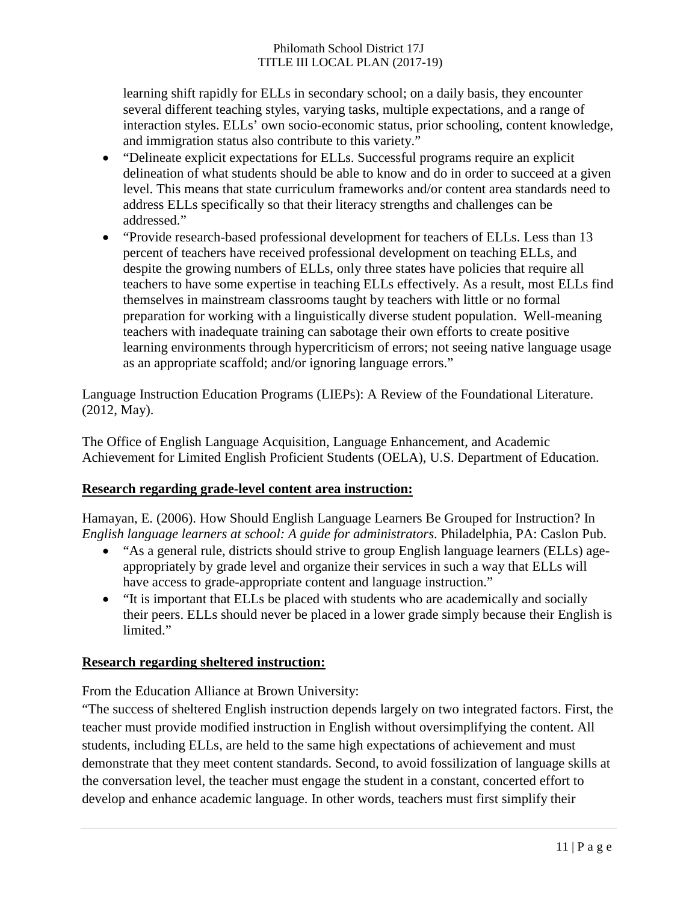learning shift rapidly for ELLs in secondary school; on a daily basis, they encounter several different teaching styles, varying tasks, multiple expectations, and a range of interaction styles. ELLs' own socio-economic status, prior schooling, content knowledge, and immigration status also contribute to this variety."

- "Delineate explicit expectations for ELLs. Successful programs require an explicit delineation of what students should be able to know and do in order to succeed at a given level. This means that state curriculum frameworks and/or content area standards need to address ELLs specifically so that their literacy strengths and challenges can be addressed."
- "Provide research-based professional development for teachers of ELLs. Less than 13 percent of teachers have received professional development on teaching ELLs, and despite the growing numbers of ELLs, only three states have policies that require all teachers to have some expertise in teaching ELLs effectively. As a result, most ELLs find themselves in mainstream classrooms taught by teachers with little or no formal preparation for working with a linguistically diverse student population. Well-meaning teachers with inadequate training can sabotage their own efforts to create positive learning environments through hypercriticism of errors; not seeing native language usage as an appropriate scaffold; and/or ignoring language errors."

Language Instruction Education Programs (LIEPs): A Review of the Foundational Literature. (2012, May).

The Office of English Language Acquisition, Language Enhancement, and Academic Achievement for Limited English Proficient Students (OELA), U.S. Department of Education.

**Research regarding grade-level content area instruction:**

Hamayan, E. (2006). How Should English Language Learners Be Grouped for Instruction? In *English language learners at school: A guide for administrators*. Philadelphia, PA: Caslon Pub.

- "As a general rule, districts should strive to group English language learners (ELLs) age-appropriately by grade level and organize their services in such a way that ELLs will have access to grade-appropriate content and language instruction."
- "It is important that ELLs be placed with students who are academically and socially their peers. ELLs should never be placed in a lower grade simply because their English is limited."

**Research regarding sheltered instruction:**

From the Education Alliance at Brown University:

"The success of sheltered English instruction depends largely on two integrated factors. First, the teacher must provide modified instruction in English without oversimplifying the content. All students, including ELLs, are held to the same high expectations of achievement and must demonstrate that they meet content standards. Second, to avoid fossilization of language skills at the conversation level, the teacher must engage the student in a constant, concerted effort to develop and enhance academic language. In other words, teachers must first simplify their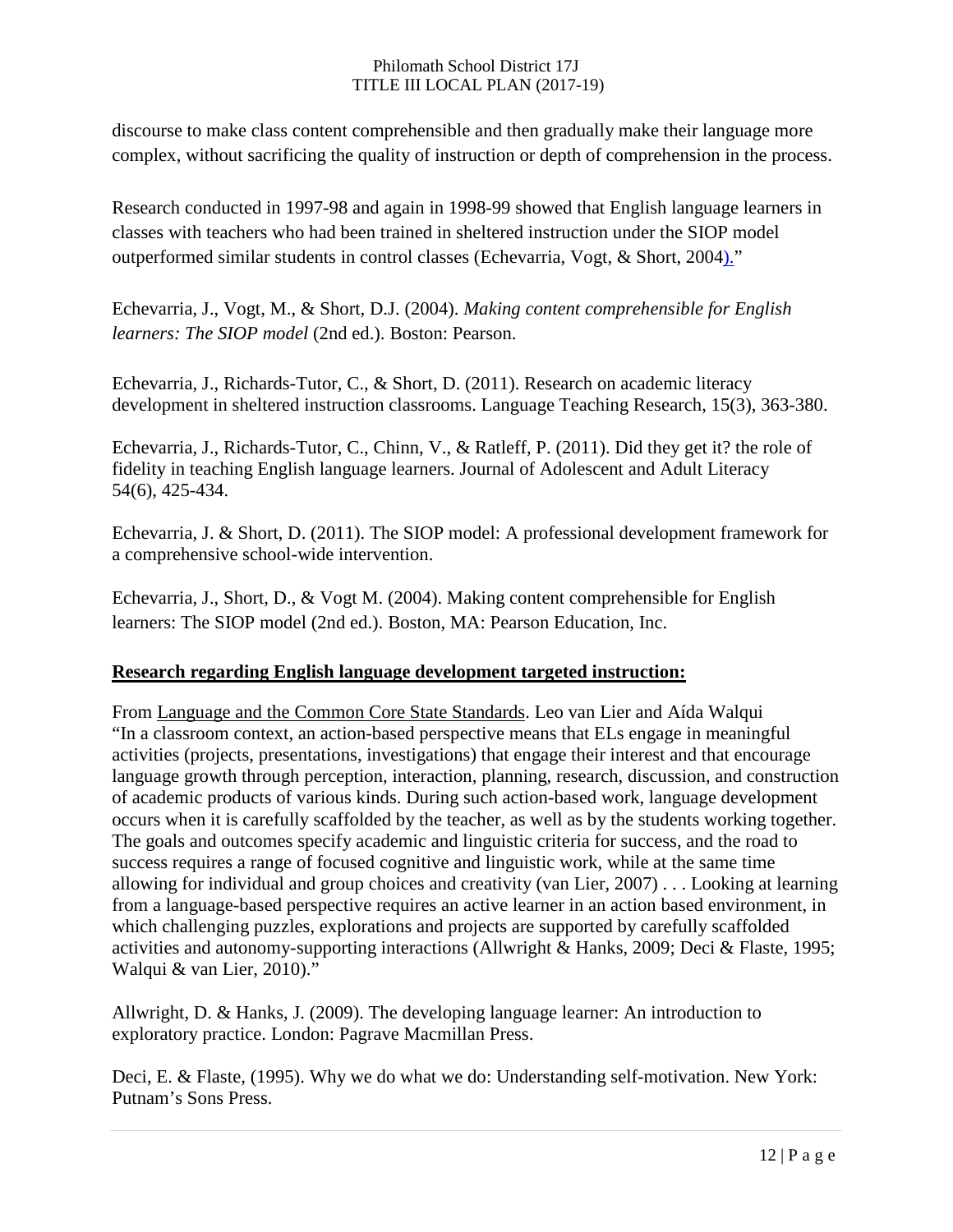discourse to make class content comprehensible and then gradually make their language more complex, without sacrificing the quality of instruction or depth of comprehension in the process.

Research conducted in 1997-98 and again in 1998-99 showed that English language learners in classes with teachers who had been trained in sheltered instruction under the SIOP model outperformed similar students in control classes (Echevarria, Vogt, & Short, 2004)."

Echevarria, J., Vogt, M., & Short, D.J. (2004). *Making content comprehensible for English learners: The SIOP model* (2nd ed.). Boston: Pearson.

Echevarria, J., Richards-Tutor, C., & Short, D. (2011). Research on academic literacy development in sheltered instruction classrooms. Language Teaching Research, 15(3), 363-380.

Echevarria, J., Richards-Tutor, C., Chinn, V., & Ratleff, P. (2011). Did they get it? the role of fidelity in teaching English language learners. Journal of Adolescent and Adult Literacy 54(6), 425-434.

Echevarria, J. & Short, D. (2011). The SIOP model: A professional development framework for a comprehensive school-wide intervention.

Echevarria, J., Short, D., & Vogt M. (2004). Making content comprehensible for English learners: The SIOP model (2nd ed.). Boston, MA: Pearson Education, Inc.

**Research regarding English language development targeted instruction:**

From Language and the Common Core State Standards. Leo van Lier and Aída Walqui "In a classroom context, an action-based perspective means that ELs engage in meaningful activities (projects, presentations, investigations) that engage their interest and that encourage language growth through perception, interaction, planning, research, discussion, and construction of academic products of various kinds. During such action-based work, language development occurs when it is carefully scaffolded by the teacher, as well as by the students working together. The goals and outcomes specify academic and linguistic criteria for success, and the road to success requires a range of focused cognitive and linguistic work, while at the same time allowing for individual and group choices and creativity (van Lier, 2007) . . . Looking at learning from a language-based perspective requires an active learner in an action based environment, in which challenging puzzles, explorations and projects are supported by carefully scaffolded activities and autonomy-supporting interactions (Allwright & Hanks, 2009; Deci & Flaste, 1995; Walqui & van Lier, 2010)."

Allwright, D. & Hanks, J. (2009). The developing language learner: An introduction to exploratory practice. London: Pagrave Macmillan Press.

Deci, E. & Flaste, (1995). Why we do what we do: Understanding self-motivation. New York: Putnam's Sons Press.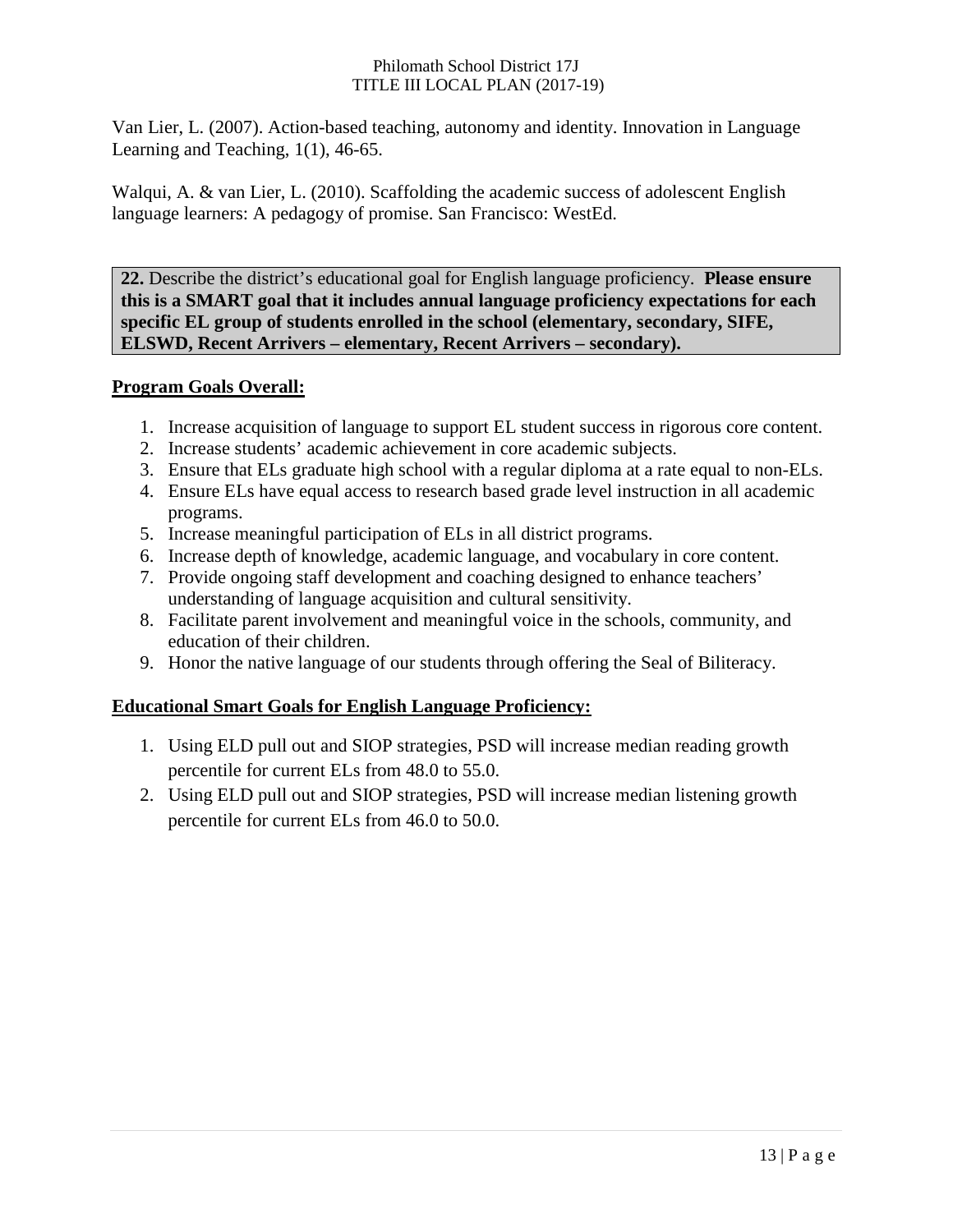Van Lier, L. (2007). Action-based teaching, autonomy and identity. Innovation in Language Learning and Teaching, 1(1), 46-65.

Walqui, A. & van Lier, L. (2010). Scaffolding the academic success of adolescent English language learners: A pedagogy of promise. San Francisco: WestEd.

**22.** Describe the district's educational goal for English language proficiency. **Please ensure this is a SMART goal that it includes annual language proficiency expectations for each specific EL group of students enrolled in the school (elementary, secondary, SIFE, ELSWD, Recent Arrivers – elementary, Recent Arrivers – secondary).**

**Program Goals Overall:**

1. Increase acquisition of language to support EL student success in rigorous core content.
2. Increase students' academic achievement in core academic subjects.
3. Ensure that ELs graduate high school with a regular diploma at a rate equal to non-ELs.
4. Ensure ELs have equal access to research based grade level instruction in all academic programs.
5. Increase meaningful participation of ELs in all district programs.
6. Increase depth of knowledge, academic language, and vocabulary in core content.
7. Provide ongoing staff development and coaching designed to enhance teachers' understanding of language acquisition and cultural sensitivity.
8. Facilitate parent involvement and meaningful voice in the schools, community, and education of their children.
9. Honor the native language of our students through offering the Seal of Biliteracy.

**Educational Smart Goals for English Language Proficiency:**

1. Using ELD pull out and SIOP strategies, PSD will increase median reading growth percentile for current ELs from 48.0 to 55.0.
2. Using ELD pull out and SIOP strategies, PSD will increase median listening growth percentile for current ELs from 46.0 to 50.0.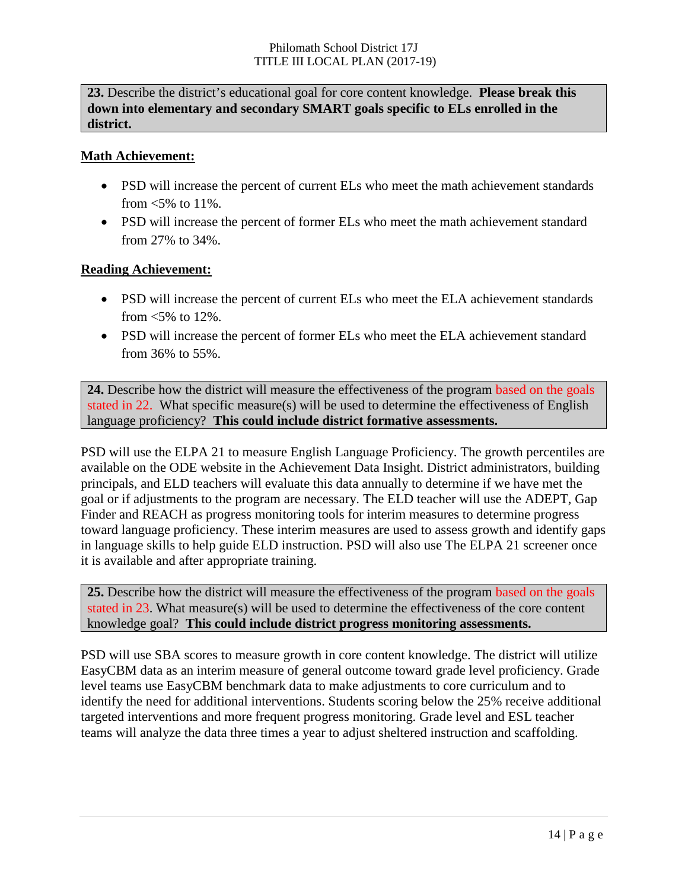**23.** Describe the district's educational goal for core content knowledge. **Please break this down into elementary and secondary SMART goals specific to ELs enrolled in the district.**

**Math Achievement:**

- PSD will increase the percent of current ELs who meet the math achievement standards from <5% to 11%.
- PSD will increase the percent of former ELs who meet the math achievement standard from 27% to 34%.

**Reading Achievement:**

- PSD will increase the percent of current ELs who meet the ELA achievement standards from <5% to 12%.
- PSD will increase the percent of former ELs who meet the ELA achievement standard from 36% to 55%.

**24.** Describe how the district will measure the effectiveness of the program based on the goals stated in 22. What specific measure(s) will be used to determine the effectiveness of English language proficiency? **This could include district formative assessments.**

PSD will use the ELPA 21 to measure English Language Proficiency. The growth percentiles are available on the ODE website in the Achievement Data Insight. District administrators, building principals, and ELD teachers will evaluate this data annually to determine if we have met the goal or if adjustments to the program are necessary. The ELD teacher will use the ADEPT, Gap Finder and REACH as progress monitoring tools for interim measures to determine progress toward language proficiency. These interim measures are used to assess growth and identify gaps in language skills to help guide ELD instruction. PSD will also use The ELPA 21 screener once it is available and after appropriate training.

**25.** Describe how the district will measure the effectiveness of the program based on the goals stated in 23. What measure(s) will be used to determine the effectiveness of the core content knowledge goal? **This could include district progress monitoring assessments.**

PSD will use SBA scores to measure growth in core content knowledge. The district will utilize EasyCBM data as an interim measure of general outcome toward grade level proficiency. Grade level teams use EasyCBM benchmark data to make adjustments to core curriculum and to identify the need for additional interventions. Students scoring below the 25% receive additional targeted interventions and more frequent progress monitoring. Grade level and ESL teacher teams will analyze the data three times a year to adjust sheltered instruction and scaffolding.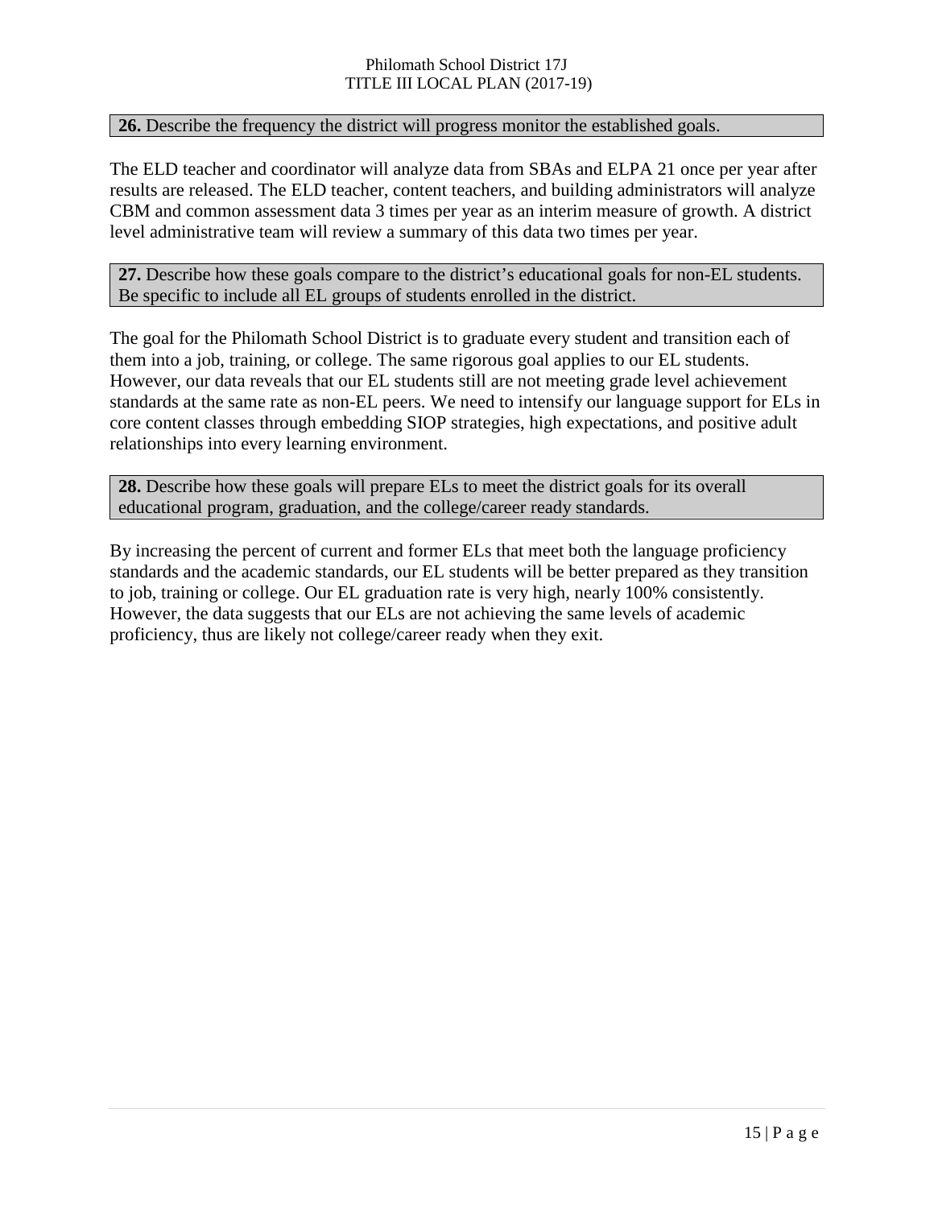**26.** Describe the frequency the district will progress monitor the established goals.

The ELD teacher and coordinator will analyze data from SBAs and ELPA 21 once per year after results are released. The ELD teacher, content teachers, and building administrators will analyze CBM and common assessment data 3 times per year as an interim measure of growth. A district level administrative team will review a summary of this data two times per year.

**27.** Describe how these goals compare to the district's educational goals for non-EL students. Be specific to include all EL groups of students enrolled in the district.

The goal for the Philomath School District is to graduate every student and transition each of them into a job, training, or college. The same rigorous goal applies to our EL students. However, our data reveals that our EL students still are not meeting grade level achievement standards at the same rate as non-EL peers. We need to intensify our language support for ELs in core content classes through embedding SIOP strategies, high expectations, and positive adult relationships into every learning environment.

**28.** Describe how these goals will prepare ELs to meet the district goals for its overall educational program, graduation, and the college/career ready standards.

By increasing the percent of current and former ELs that meet both the language proficiency standards and the academic standards, our EL students will be better prepared as they transition to job, training or college. Our EL graduation rate is very high, nearly 100% consistently. However, the data suggests that our ELs are not achieving the same levels of academic proficiency, thus are likely not college/career ready when they exit.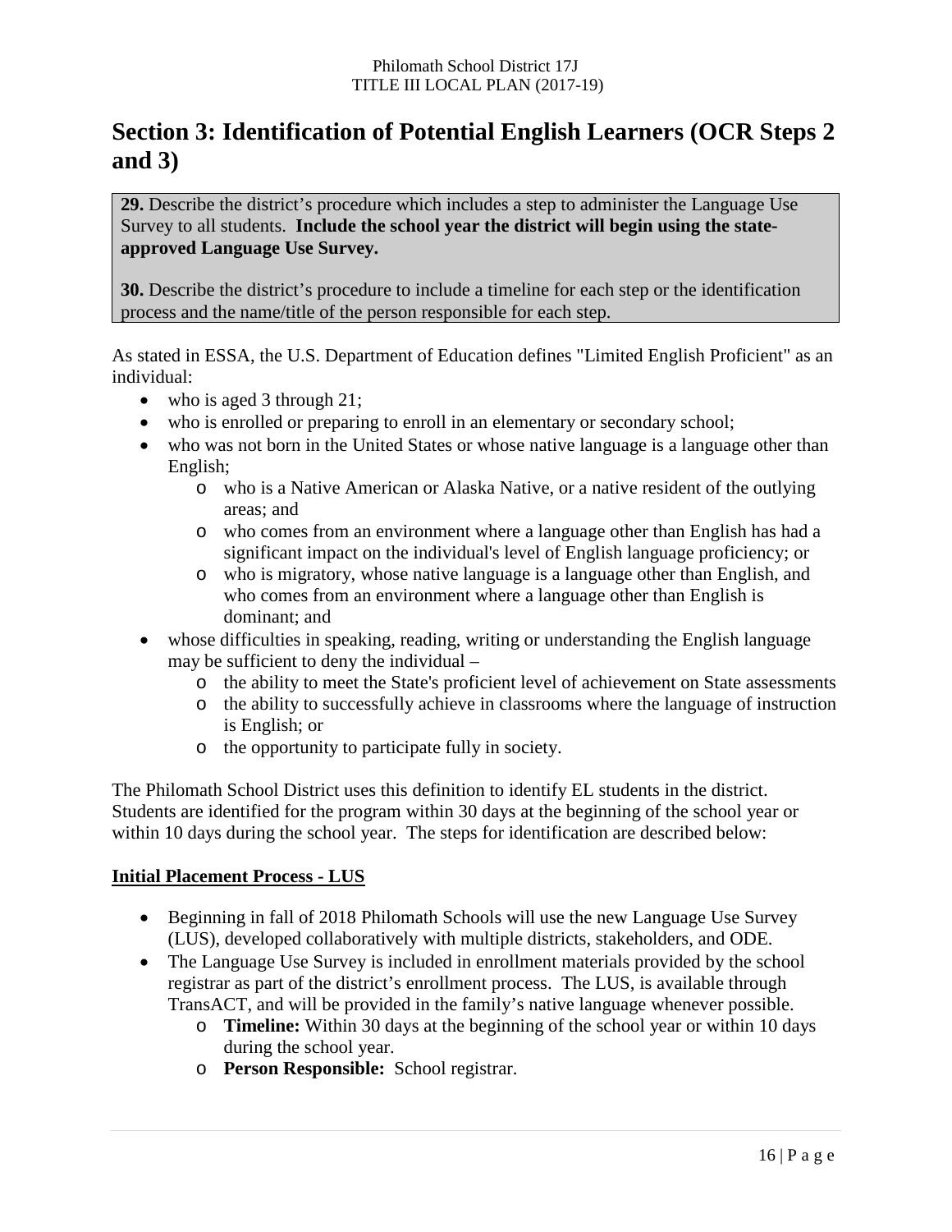# Section 3: Identification of Potential English Learners (OCR Steps 2 and 3)

**29.** Describe the district's procedure which includes a step to administer the Language Use Survey to all students. **Include the school year the district will begin using the state-approved Language Use Survey.**

**30.** Describe the district's procedure to include a timeline for each step or the identification process and the name/title of the person responsible for each step.

As stated in ESSA, the U.S. Department of Education defines "Limited English Proficient" as an individual:

- who is aged 3 through 21;
- who is enrolled or preparing to enroll in an elementary or secondary school;
- who was not born in the United States or whose native language is a language other than English;
    - who is a Native American or Alaska Native, or a native resident of the outlying areas; and
    - who comes from an environment where a language other than English has had a significant impact on the individual's level of English language proficiency; or
    - who is migratory, whose native language is a language other than English, and who comes from an environment where a language other than English is dominant; and
- whose difficulties in speaking, reading, writing or understanding the English language may be sufficient to deny the individual –
    - the ability to meet the State's proficient level of achievement on State assessments
    - the ability to successfully achieve in classrooms where the language of instruction is English; or
    - the opportunity to participate fully in society.

The Philomath School District uses this definition to identify EL students in the district. Students are identified for the program within 30 days at the beginning of the school year or within 10 days during the school year. The steps for identification are described below:

**Initial Placement Process - LUS**

- Beginning in fall of 2018 Philomath Schools will use the new Language Use Survey (LUS), developed collaboratively with multiple districts, stakeholders, and ODE.
- The Language Use Survey is included in enrollment materials provided by the school registrar as part of the district's enrollment process. The LUS, is available through TransACT, and will be provided in the family's native language whenever possible.
    - **Timeline:** Within 30 days at the beginning of the school year or within 10 days during the school year.
    - **Person Responsible:** School registrar.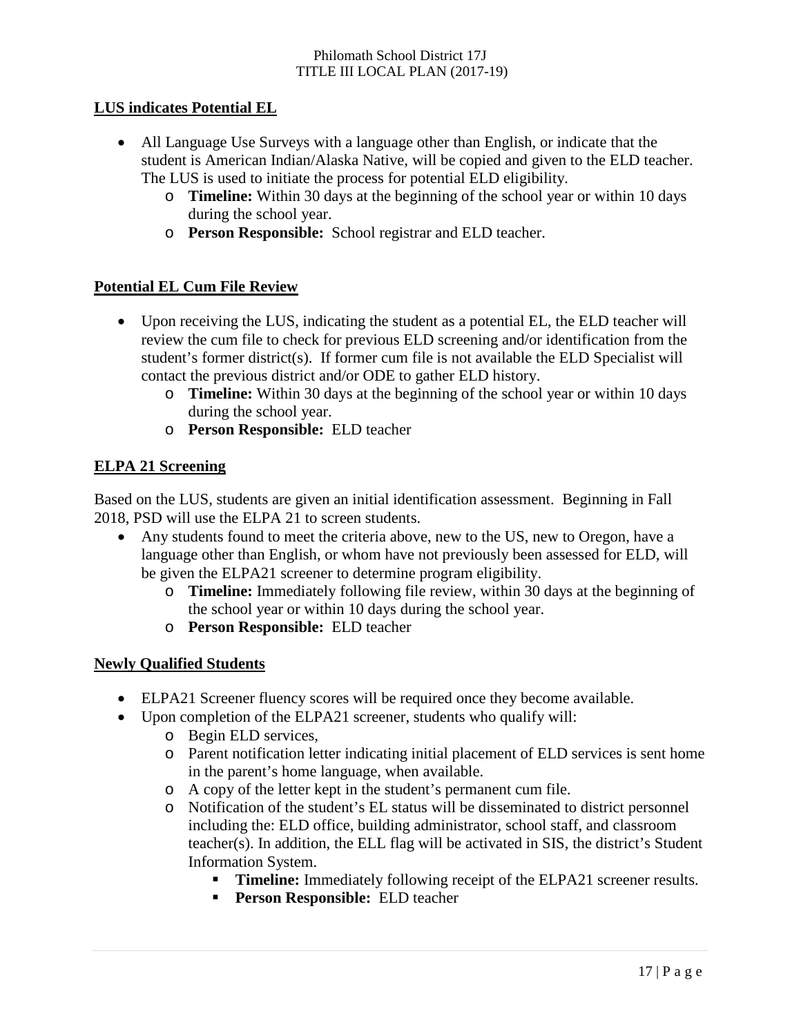## LUS indicates Potential EL

- All Language Use Surveys with a language other than English, or indicate that the student is American Indian/Alaska Native, will be copied and given to the ELD teacher. The LUS is used to initiate the process for potential ELD eligibility.
  - **Timeline:** Within 30 days at the beginning of the school year or within 10 days during the school year.
  - **Person Responsible:** School registrar and ELD teacher.

## Potential EL Cum File Review

- Upon receiving the LUS, indicating the student as a potential EL, the ELD teacher will review the cum file to check for previous ELD screening and/or identification from the student's former district(s). If former cum file is not available the ELD Specialist will contact the previous district and/or ODE to gather ELD history.
  - **Timeline:** Within 30 days at the beginning of the school year or within 10 days during the school year.
  - **Person Responsible:** ELD teacher

## ELPA 21 Screening

Based on the LUS, students are given an initial identification assessment. Beginning in Fall 2018, PSD will use the ELPA 21 to screen students.

- Any students found to meet the criteria above, new to the US, new to Oregon, have a language other than English, or whom have not previously been assessed for ELD, will be given the ELPA21 screener to determine program eligibility.
  - **Timeline:** Immediately following file review, within 30 days at the beginning of the school year or within 10 days during the school year.
  - **Person Responsible:** ELD teacher

## Newly Qualified Students

- ELPA21 Screener fluency scores will be required once they become available.
- Upon completion of the ELPA21 screener, students who qualify will:
  - Begin ELD services,
  - Parent notification letter indicating initial placement of ELD services is sent home in the parent's home language, when available.
  - A copy of the letter kept in the student's permanent cum file.
  - Notification of the student's EL status will be disseminated to district personnel including the: ELD office, building administrator, school staff, and classroom teacher(s). In addition, the ELL flag will be activated in SIS, the district's Student Information System.
    - **Timeline:** Immediately following receipt of the ELPA21 screener results.
    - **Person Responsible:** ELD teacher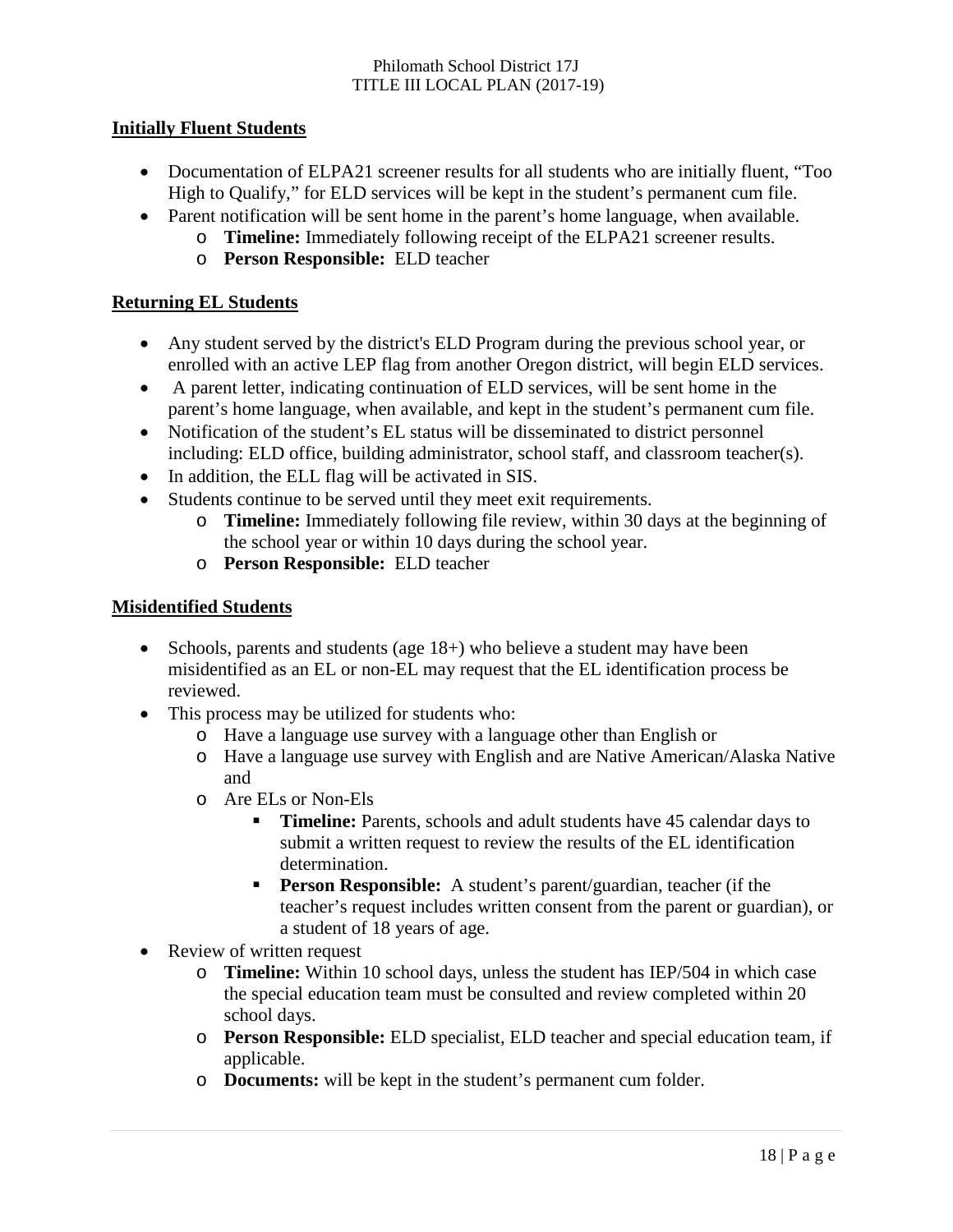### Initially Fluent Students

- Documentation of ELPA21 screener results for all students who are initially fluent, "Too High to Qualify," for ELD services will be kept in the student's permanent cum file.
- Parent notification will be sent home in the parent's home language, when available.
  - **Timeline:** Immediately following receipt of the ELPA21 screener results.
  - **Person Responsible:** ELD teacher

### Returning EL Students

- Any student served by the district's ELD Program during the previous school year, or enrolled with an active LEP flag from another Oregon district, will begin ELD services.
- A parent letter, indicating continuation of ELD services, will be sent home in the parent's home language, when available, and kept in the student's permanent cum file.
- Notification of the student's EL status will be disseminated to district personnel including: ELD office, building administrator, school staff, and classroom teacher(s).
- In addition, the ELL flag will be activated in SIS.
- Students continue to be served until they meet exit requirements.
  - **Timeline:** Immediately following file review, within 30 days at the beginning of the school year or within 10 days during the school year.
  - **Person Responsible:** ELD teacher

### Misidentified Students

- Schools, parents and students (age 18+) who believe a student may have been misidentified as an EL or non-EL may request that the EL identification process be reviewed.
- This process may be utilized for students who:
  - Have a language use survey with a language other than English or
  - Have a language use survey with English and are Native American/Alaska Native and
  - Are ELs or Non-Els
    - **Timeline:** Parents, schools and adult students have 45 calendar days to submit a written request to review the results of the EL identification determination.
    - **Person Responsible:** A student's parent/guardian, teacher (if the teacher's request includes written consent from the parent or guardian), or a student of 18 years of age.
- Review of written request
  - **Timeline:** Within 10 school days, unless the student has IEP/504 in which case the special education team must be consulted and review completed within 20 school days.
  - **Person Responsible:** ELD specialist, ELD teacher and special education team, if applicable.
  - **Documents:** will be kept in the student's permanent cum folder.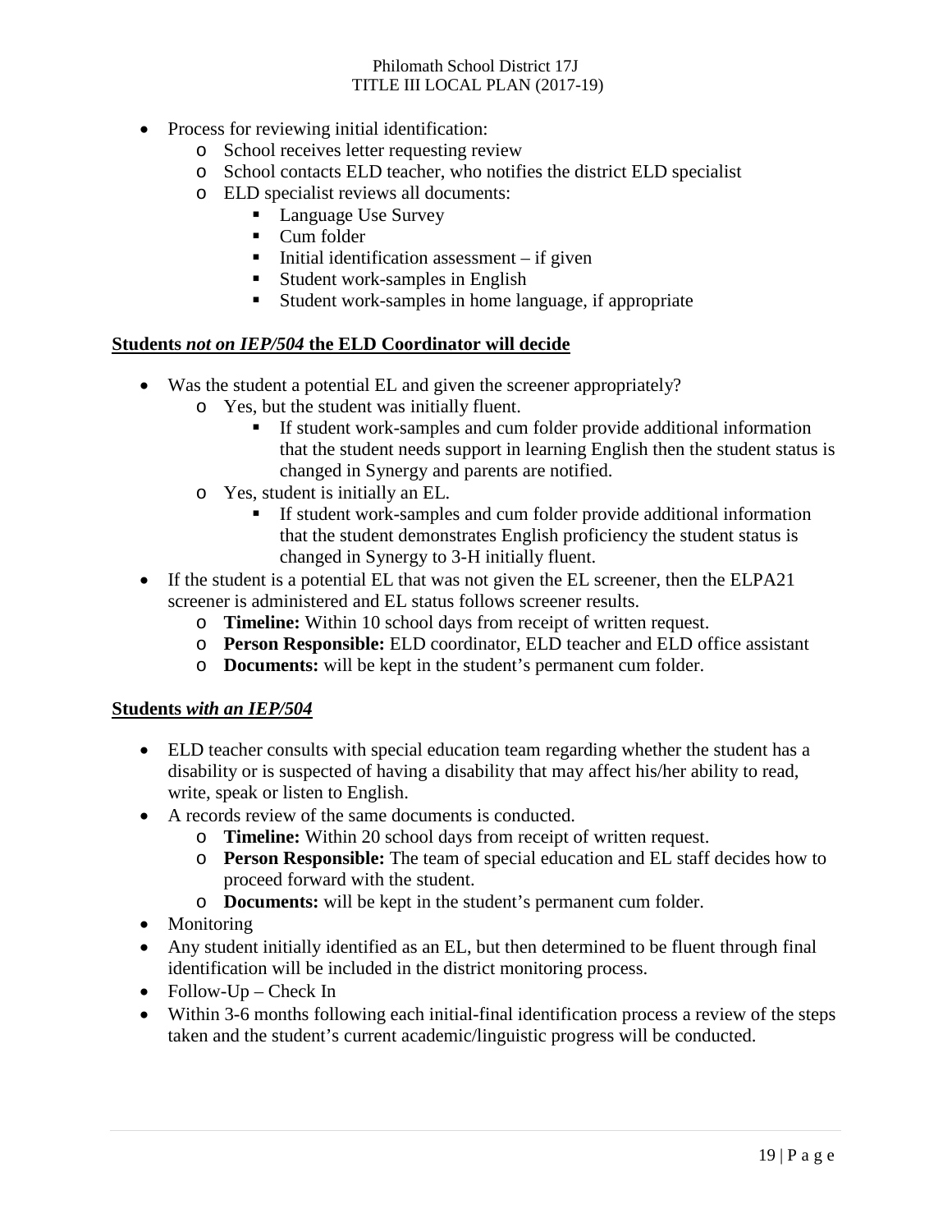- Process for reviewing initial identification:
  - School receives letter requesting review
  - School contacts ELD teacher, who notifies the district ELD specialist
  - ELD specialist reviews all documents:
    - Language Use Survey
    - Cum folder
    - Initial identification assessment – if given
    - Student work-samples in English
    - Student work-samples in home language, if appropriate

**<u>Students *not on IEP/504* the ELD Coordinator will decide</u>**

- Was the student a potential EL and given the screener appropriately?
  - Yes, but the student was initially fluent.
    - If student work-samples and cum folder provide additional information that the student needs support in learning English then the student status is changed in Synergy and parents are notified.
  - Yes, student is initially an EL.
    - If student work-samples and cum folder provide additional information that the student demonstrates English proficiency the student status is changed in Synergy to 3-H initially fluent.
- If the student is a potential EL that was not given the EL screener, then the ELPA21 screener is administered and EL status follows screener results.
  - **Timeline:** Within 10 school days from receipt of written request.
  - **Person Responsible:** ELD coordinator, ELD teacher and ELD office assistant
  - **Documents:** will be kept in the student's permanent cum folder.

**<u>Students *with an IEP/504*</u>**

- ELD teacher consults with special education team regarding whether the student has a disability or is suspected of having a disability that may affect his/her ability to read, write, speak or listen to English.
- A records review of the same documents is conducted.
  - **Timeline:** Within 20 school days from receipt of written request.
  - **Person Responsible:** The team of special education and EL staff decides how to proceed forward with the student.
  - **Documents:** will be kept in the student's permanent cum folder.
- Monitoring
- Any student initially identified as an EL, but then determined to be fluent through final identification will be included in the district monitoring process.
- Follow-Up – Check In
- Within 3-6 months following each initial-final identification process a review of the steps taken and the student's current academic/linguistic progress will be conducted.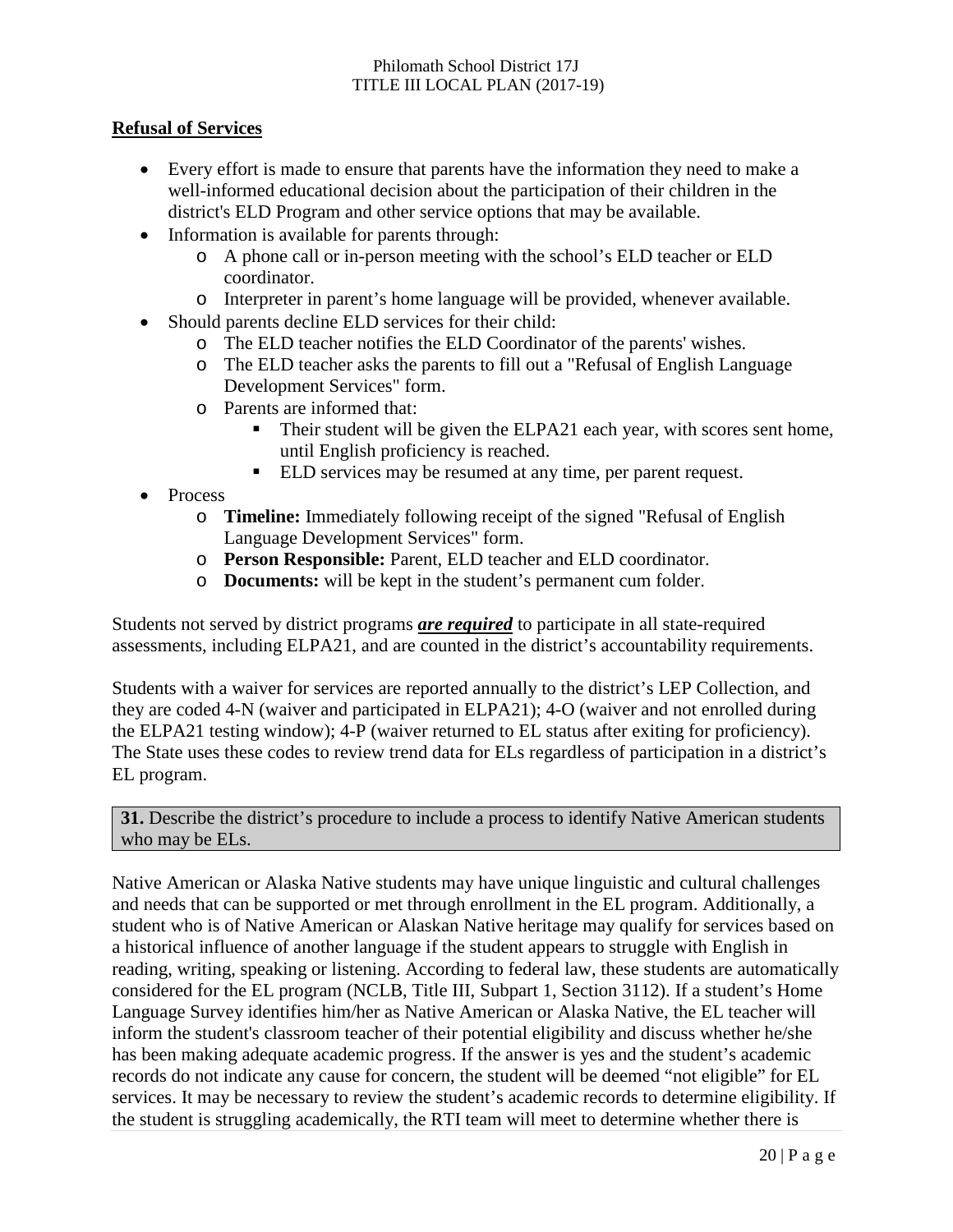## Refusal of Services

- Every effort is made to ensure that parents have the information they need to make a well-informed educational decision about the participation of their children in the district's ELD Program and other service options that may be available.
- Information is available for parents through:
  - A phone call or in-person meeting with the school's ELD teacher or ELD coordinator.
  - Interpreter in parent's home language will be provided, whenever available.
- Should parents decline ELD services for their child:
  - The ELD teacher notifies the ELD Coordinator of the parents' wishes.
  - The ELD teacher asks the parents to fill out a "Refusal of English Language Development Services" form.
  - Parents are informed that:
    - Their student will be given the ELPA21 each year, with scores sent home, until English proficiency is reached.
    - ELD services may be resumed at any time, per parent request.
- Process
  - **Timeline:** Immediately following receipt of the signed "Refusal of English Language Development Services" form.
  - **Person Responsible:** Parent, ELD teacher and ELD coordinator.
  - **Documents:** will be kept in the student's permanent cum folder.

Students not served by district programs ***are required*** to participate in all state-required assessments, including ELPA21, and are counted in the district's accountability requirements.

Students with a waiver for services are reported annually to the district's LEP Collection, and they are coded 4-N (waiver and participated in ELPA21); 4-O (waiver and not enrolled during the ELPA21 testing window); 4-P (waiver returned to EL status after exiting for proficiency). The State uses these codes to review trend data for ELs regardless of participation in a district's EL program.

**31.** Describe the district's procedure to include a process to identify Native American students who may be ELs.

Native American or Alaska Native students may have unique linguistic and cultural challenges and needs that can be supported or met through enrollment in the EL program. Additionally, a student who is of Native American or Alaskan Native heritage may qualify for services based on a historical influence of another language if the student appears to struggle with English in reading, writing, speaking or listening. According to federal law, these students are automatically considered for the EL program (NCLB, Title III, Subpart 1, Section 3112). If a student's Home Language Survey identifies him/her as Native American or Alaska Native, the EL teacher will inform the student's classroom teacher of their potential eligibility and discuss whether he/she has been making adequate academic progress. If the answer is yes and the student's academic records do not indicate any cause for concern, the student will be deemed "not eligible" for EL services. It may be necessary to review the student's academic records to determine eligibility. If the student is struggling academically, the RTI team will meet to determine whether there is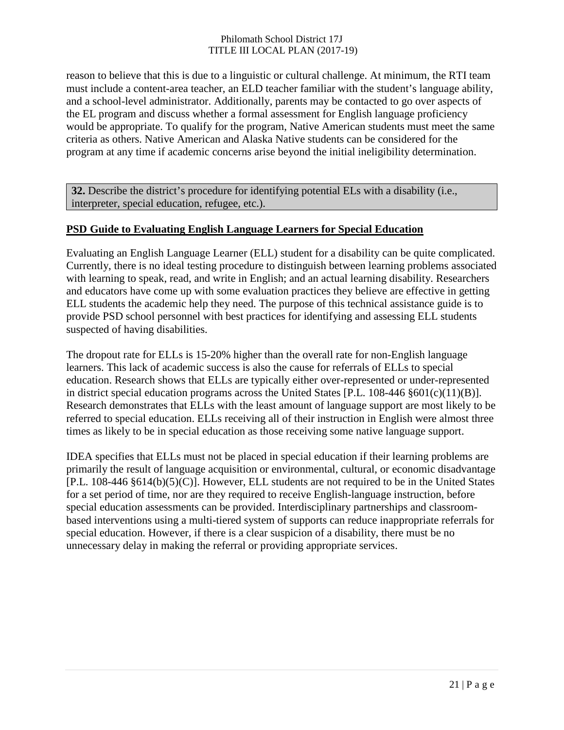reason to believe that this is due to a linguistic or cultural challenge. At minimum, the RTI team must include a content-area teacher, an ELD teacher familiar with the student's language ability, and a school-level administrator. Additionally, parents may be contacted to go over aspects of the EL program and discuss whether a formal assessment for English language proficiency would be appropriate. To qualify for the program, Native American students must meet the same criteria as others. Native American and Alaska Native students can be considered for the program at any time if academic concerns arise beyond the initial ineligibility determination.

**32.** Describe the district's procedure for identifying potential ELs with a disability (i.e., interpreter, special education, refugee, etc.).

**PSD Guide to Evaluating English Language Learners for Special Education**

Evaluating an English Language Learner (ELL) student for a disability can be quite complicated. Currently, there is no ideal testing procedure to distinguish between learning problems associated with learning to speak, read, and write in English; and an actual learning disability. Researchers and educators have come up with some evaluation practices they believe are effective in getting ELL students the academic help they need. The purpose of this technical assistance guide is to provide PSD school personnel with best practices for identifying and assessing ELL students suspected of having disabilities.

The dropout rate for ELLs is 15-20% higher than the overall rate for non-English language learners. This lack of academic success is also the cause for referrals of ELLs to special education. Research shows that ELLs are typically either over-represented or under-represented in district special education programs across the United States [P.L. 108-446 §601(c)(11)(B)]. Research demonstrates that ELLs with the least amount of language support are most likely to be referred to special education. ELLs receiving all of their instruction in English were almost three times as likely to be in special education as those receiving some native language support.

IDEA specifies that ELLs must not be placed in special education if their learning problems are primarily the result of language acquisition or environmental, cultural, or economic disadvantage [P.L. 108-446 §614(b)(5)(C)]. However, ELL students are not required to be in the United States for a set period of time, nor are they required to receive English-language instruction, before special education assessments can be provided. Interdisciplinary partnerships and classroom-based interventions using a multi-tiered system of supports can reduce inappropriate referrals for special education. However, if there is a clear suspicion of a disability, there must be no unnecessary delay in making the referral or providing appropriate services.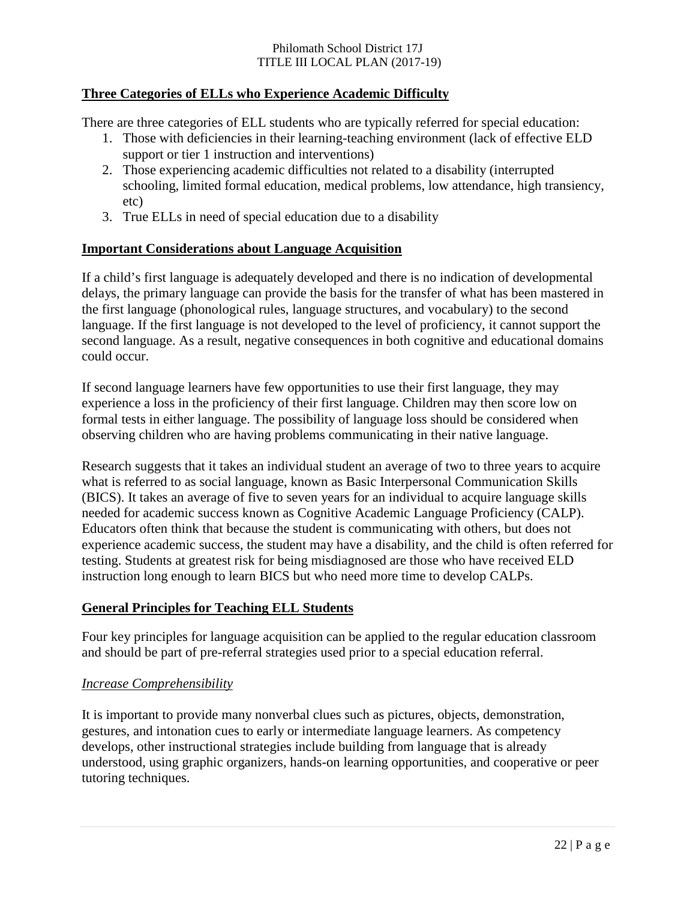## Three Categories of ELLs who Experience Academic Difficulty

There are three categories of ELL students who are typically referred for special education:

1. Those with deficiencies in their learning-teaching environment (lack of effective ELD support or tier 1 instruction and interventions)
2. Those experiencing academic difficulties not related to a disability (interrupted schooling, limited formal education, medical problems, low attendance, high transiency, etc)
3. True ELLs in need of special education due to a disability

## Important Considerations about Language Acquisition

If a child's first language is adequately developed and there is no indication of developmental delays, the primary language can provide the basis for the transfer of what has been mastered in the first language (phonological rules, language structures, and vocabulary) to the second language. If the first language is not developed to the level of proficiency, it cannot support the second language. As a result, negative consequences in both cognitive and educational domains could occur.

If second language learners have few opportunities to use their first language, they may experience a loss in the proficiency of their first language. Children may then score low on formal tests in either language. The possibility of language loss should be considered when observing children who are having problems communicating in their native language.

Research suggests that it takes an individual student an average of two to three years to acquire what is referred to as social language, known as Basic Interpersonal Communication Skills (BICS). It takes an average of five to seven years for an individual to acquire language skills needed for academic success known as Cognitive Academic Language Proficiency (CALP). Educators often think that because the student is communicating with others, but does not experience academic success, the student may have a disability, and the child is often referred for testing. Students at greatest risk for being misdiagnosed are those who have received ELD instruction long enough to learn BICS but who need more time to develop CALPs.

## General Principles for Teaching ELL Students

Four key principles for language acquisition can be applied to the regular education classroom and should be part of pre-referral strategies used prior to a special education referral.

### *Increase Comprehensibility*

It is important to provide many nonverbal clues such as pictures, objects, demonstration, gestures, and intonation cues to early or intermediate language learners. As competency develops, other instructional strategies include building from language that is already understood, using graphic organizers, hands-on learning opportunities, and cooperative or peer tutoring techniques.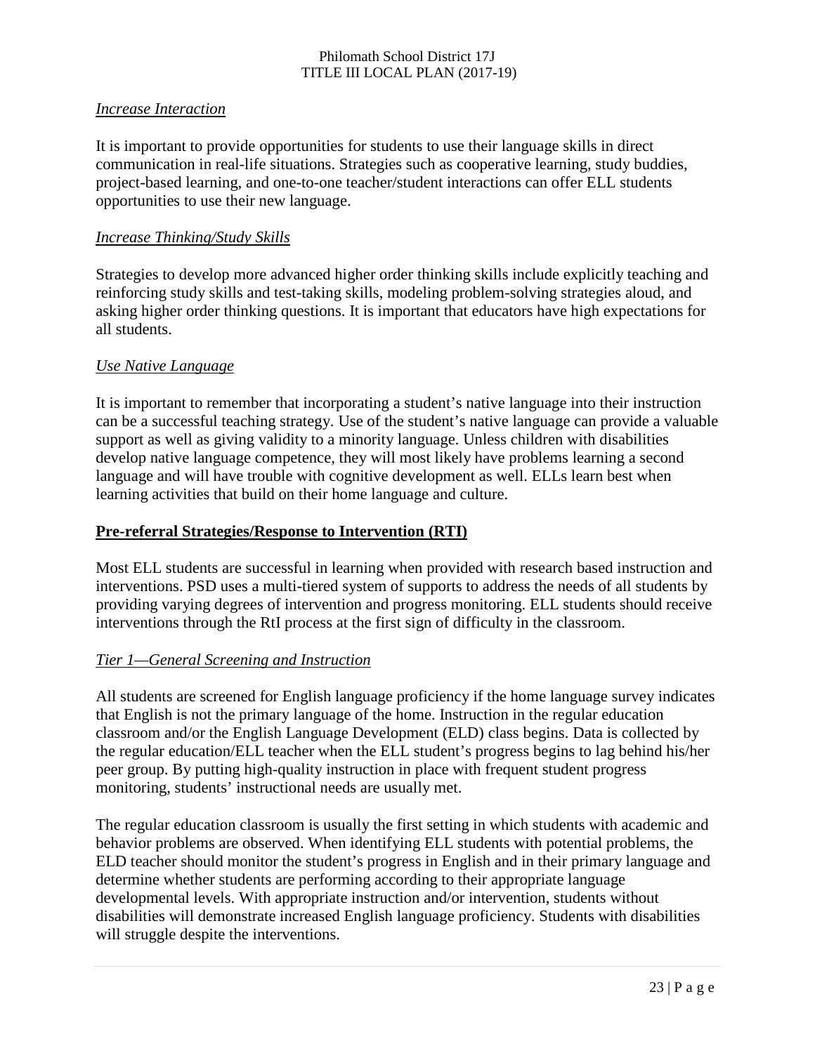*Increase Interaction*

It is important to provide opportunities for students to use their language skills in direct communication in real-life situations. Strategies such as cooperative learning, study buddies, project-based learning, and one-to-one teacher/student interactions can offer ELL students opportunities to use their new language.

*Increase Thinking/Study Skills*

Strategies to develop more advanced higher order thinking skills include explicitly teaching and reinforcing study skills and test-taking skills, modeling problem-solving strategies aloud, and asking higher order thinking questions. It is important that educators have high expectations for all students.

*Use Native Language*

It is important to remember that incorporating a student's native language into their instruction can be a successful teaching strategy. Use of the student's native language can provide a valuable support as well as giving validity to a minority language. Unless children with disabilities develop native language competence, they will most likely have problems learning a second language and will have trouble with cognitive development as well. ELLs learn best when learning activities that build on their home language and culture.

## Pre-referral Strategies/Response to Intervention (RTI)

Most ELL students are successful in learning when provided with research based instruction and interventions. PSD uses a multi-tiered system of supports to address the needs of all students by providing varying degrees of intervention and progress monitoring. ELL students should receive interventions through the RtI process at the first sign of difficulty in the classroom.

*Tier 1—General Screening and Instruction*

All students are screened for English language proficiency if the home language survey indicates that English is not the primary language of the home. Instruction in the regular education classroom and/or the English Language Development (ELD) class begins. Data is collected by the regular education/ELL teacher when the ELL student's progress begins to lag behind his/her peer group. By putting high-quality instruction in place with frequent student progress monitoring, students' instructional needs are usually met.

The regular education classroom is usually the first setting in which students with academic and behavior problems are observed. When identifying ELL students with potential problems, the ELD teacher should monitor the student's progress in English and in their primary language and determine whether students are performing according to their appropriate language developmental levels. With appropriate instruction and/or intervention, students without disabilities will demonstrate increased English language proficiency. Students with disabilities will struggle despite the interventions.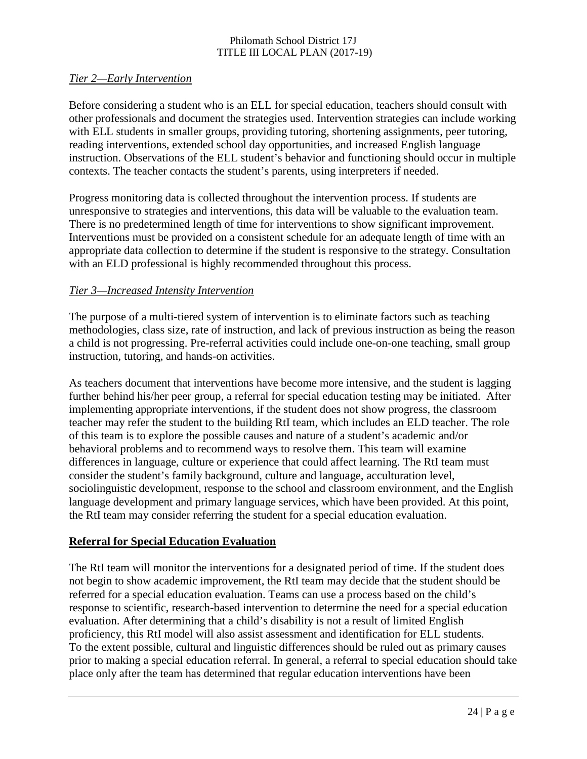*Tier 2—Early Intervention*

Before considering a student who is an ELL for special education, teachers should consult with other professionals and document the strategies used. Intervention strategies can include working with ELL students in smaller groups, providing tutoring, shortening assignments, peer tutoring, reading interventions, extended school day opportunities, and increased English language instruction. Observations of the ELL student's behavior and functioning should occur in multiple contexts. The teacher contacts the student's parents, using interpreters if needed.

Progress monitoring data is collected throughout the intervention process. If students are unresponsive to strategies and interventions, this data will be valuable to the evaluation team. There is no predetermined length of time for interventions to show significant improvement. Interventions must be provided on a consistent schedule for an adequate length of time with an appropriate data collection to determine if the student is responsive to the strategy. Consultation with an ELD professional is highly recommended throughout this process.

*Tier 3—Increased Intensity Intervention*

The purpose of a multi-tiered system of intervention is to eliminate factors such as teaching methodologies, class size, rate of instruction, and lack of previous instruction as being the reason a child is not progressing. Pre-referral activities could include one-on-one teaching, small group instruction, tutoring, and hands-on activities.

As teachers document that interventions have become more intensive, and the student is lagging further behind his/her peer group, a referral for special education testing may be initiated. After implementing appropriate interventions, if the student does not show progress, the classroom teacher may refer the student to the building RtI team, which includes an ELD teacher. The role of this team is to explore the possible causes and nature of a student's academic and/or behavioral problems and to recommend ways to resolve them. This team will examine differences in language, culture or experience that could affect learning. The RtI team must consider the student's family background, culture and language, acculturation level, sociolinguistic development, response to the school and classroom environment, and the English language development and primary language services, which have been provided. At this point, the RtI team may consider referring the student for a special education evaluation.

**Referral for Special Education Evaluation**

The RtI team will monitor the interventions for a designated period of time. If the student does not begin to show academic improvement, the RtI team may decide that the student should be referred for a special education evaluation. Teams can use a process based on the child's response to scientific, research-based intervention to determine the need for a special education evaluation. After determining that a child's disability is not a result of limited English proficiency, this RtI model will also assist assessment and identification for ELL students.
To the extent possible, cultural and linguistic differences should be ruled out as primary causes prior to making a special education referral. In general, a referral to special education should take place only after the team has determined that regular education interventions have been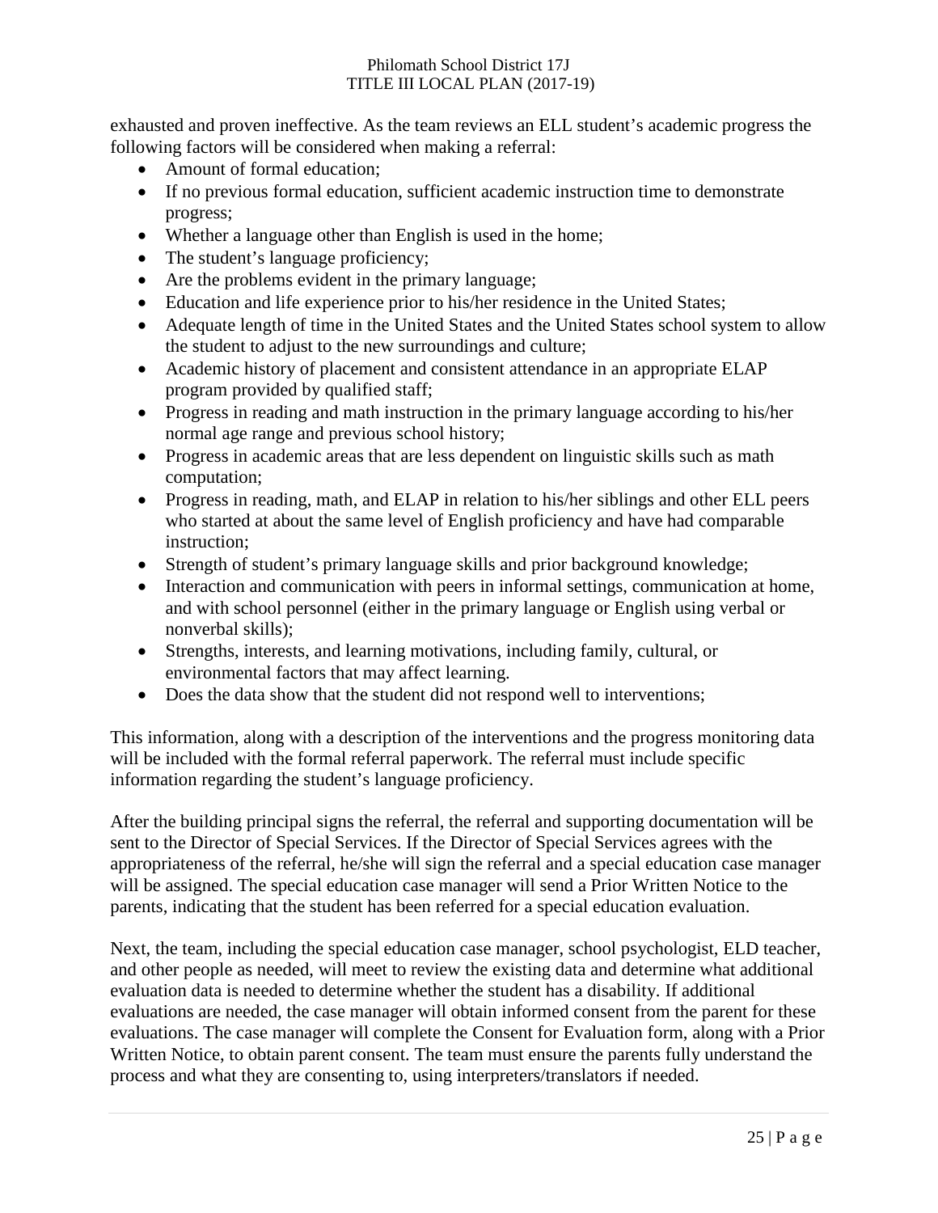exhausted and proven ineffective. As the team reviews an ELL student's academic progress the following factors will be considered when making a referral:

- Amount of formal education;
- If no previous formal education, sufficient academic instruction time to demonstrate progress;
- Whether a language other than English is used in the home;
- The student's language proficiency;
- Are the problems evident in the primary language;
- Education and life experience prior to his/her residence in the United States;
- Adequate length of time in the United States and the United States school system to allow the student to adjust to the new surroundings and culture;
- Academic history of placement and consistent attendance in an appropriate ELAP program provided by qualified staff;
- Progress in reading and math instruction in the primary language according to his/her normal age range and previous school history;
- Progress in academic areas that are less dependent on linguistic skills such as math computation;
- Progress in reading, math, and ELAP in relation to his/her siblings and other ELL peers who started at about the same level of English proficiency and have had comparable instruction;
- Strength of student's primary language skills and prior background knowledge;
- Interaction and communication with peers in informal settings, communication at home, and with school personnel (either in the primary language or English using verbal or nonverbal skills);
- Strengths, interests, and learning motivations, including family, cultural, or environmental factors that may affect learning.
- Does the data show that the student did not respond well to interventions;

This information, along with a description of the interventions and the progress monitoring data will be included with the formal referral paperwork. The referral must include specific information regarding the student's language proficiency.

After the building principal signs the referral, the referral and supporting documentation will be sent to the Director of Special Services. If the Director of Special Services agrees with the appropriateness of the referral, he/she will sign the referral and a special education case manager will be assigned. The special education case manager will send a Prior Written Notice to the parents, indicating that the student has been referred for a special education evaluation.

Next, the team, including the special education case manager, school psychologist, ELD teacher, and other people as needed, will meet to review the existing data and determine what additional evaluation data is needed to determine whether the student has a disability. If additional evaluations are needed, the case manager will obtain informed consent from the parent for these evaluations. The case manager will complete the Consent for Evaluation form, along with a Prior Written Notice, to obtain parent consent. The team must ensure the parents fully understand the process and what they are consenting to, using interpreters/translators if needed.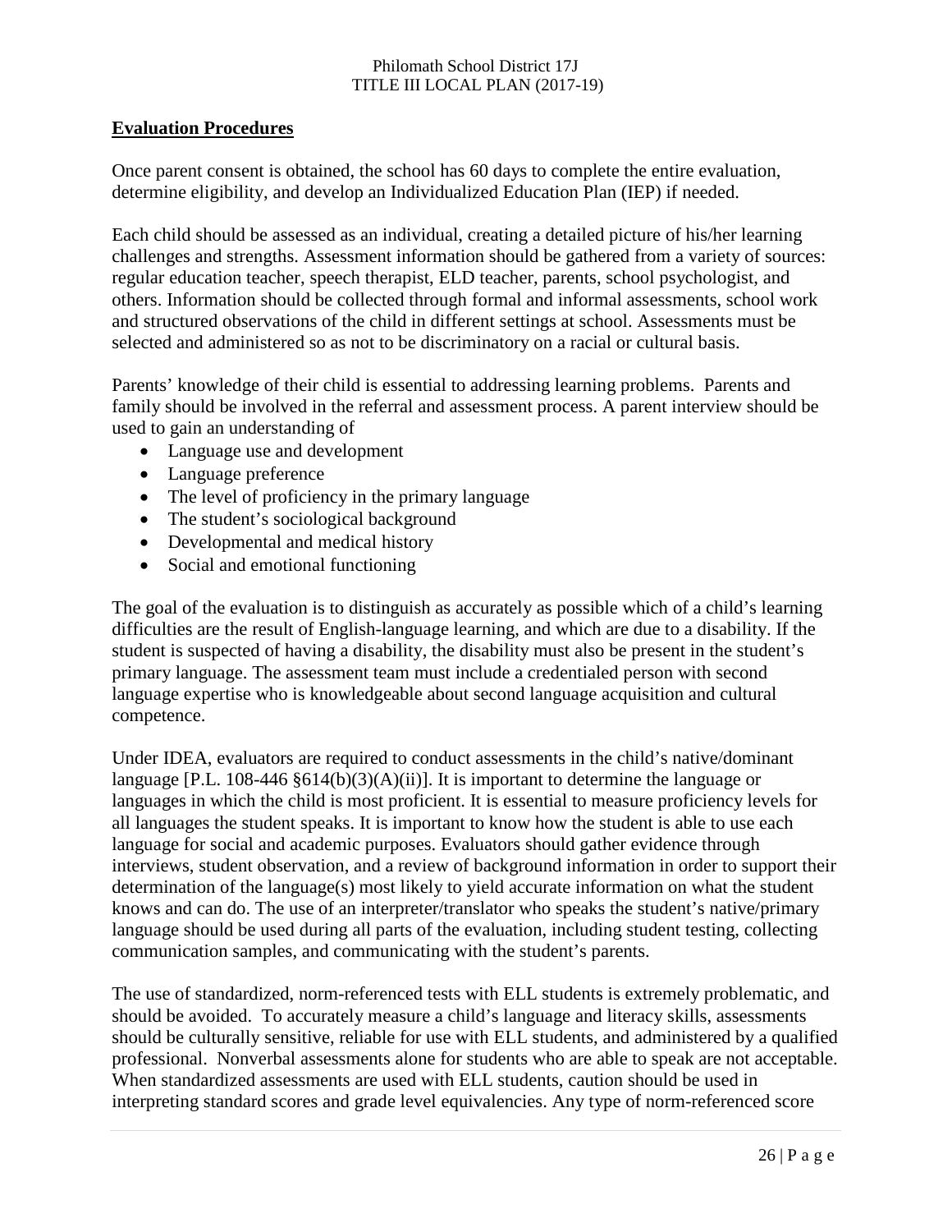## Evaluation Procedures

Once parent consent is obtained, the school has 60 days to complete the entire evaluation, determine eligibility, and develop an Individualized Education Plan (IEP) if needed.

Each child should be assessed as an individual, creating a detailed picture of his/her learning challenges and strengths. Assessment information should be gathered from a variety of sources: regular education teacher, speech therapist, ELD teacher, parents, school psychologist, and others. Information should be collected through formal and informal assessments, school work and structured observations of the child in different settings at school. Assessments must be selected and administered so as not to be discriminatory on a racial or cultural basis.

Parents' knowledge of their child is essential to addressing learning problems. Parents and family should be involved in the referral and assessment process. A parent interview should be used to gain an understanding of

- Language use and development
- Language preference
- The level of proficiency in the primary language
- The student's sociological background
- Developmental and medical history
- Social and emotional functioning

The goal of the evaluation is to distinguish as accurately as possible which of a child's learning difficulties are the result of English-language learning, and which are due to a disability. If the student is suspected of having a disability, the disability must also be present in the student's primary language. The assessment team must include a credentialed person with second language expertise who is knowledgeable about second language acquisition and cultural competence.

Under IDEA, evaluators are required to conduct assessments in the child's native/dominant language [P.L. 108-446 §614(b)(3)(A)(ii)]. It is important to determine the language or languages in which the child is most proficient. It is essential to measure proficiency levels for all languages the student speaks. It is important to know how the student is able to use each language for social and academic purposes. Evaluators should gather evidence through interviews, student observation, and a review of background information in order to support their determination of the language(s) most likely to yield accurate information on what the student knows and can do. The use of an interpreter/translator who speaks the student's native/primary language should be used during all parts of the evaluation, including student testing, collecting communication samples, and communicating with the student's parents.

The use of standardized, norm-referenced tests with ELL students is extremely problematic, and should be avoided. To accurately measure a child's language and literacy skills, assessments should be culturally sensitive, reliable for use with ELL students, and administered by a qualified professional. Nonverbal assessments alone for students who are able to speak are not acceptable. When standardized assessments are used with ELL students, caution should be used in interpreting standard scores and grade level equivalencies. Any type of norm-referenced score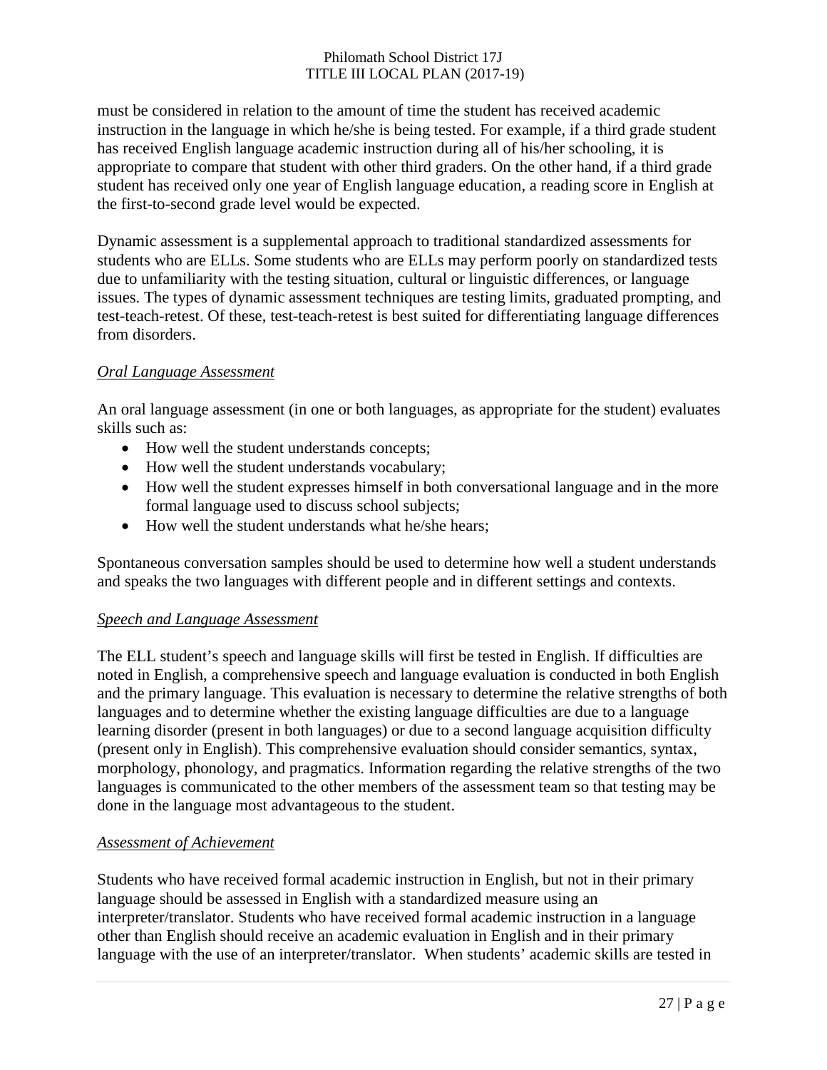must be considered in relation to the amount of time the student has received academic instruction in the language in which he/she is being tested. For example, if a third grade student has received English language academic instruction during all of his/her schooling, it is appropriate to compare that student with other third graders. On the other hand, if a third grade student has received only one year of English language education, a reading score in English at the first-to-second grade level would be expected.

Dynamic assessment is a supplemental approach to traditional standardized assessments for students who are ELLs. Some students who are ELLs may perform poorly on standardized tests due to unfamiliarity with the testing situation, cultural or linguistic differences, or language issues. The types of dynamic assessment techniques are testing limits, graduated prompting, and test-teach-retest. Of these, test-teach-retest is best suited for differentiating language differences from disorders.

*Oral Language Assessment*

An oral language assessment (in one or both languages, as appropriate for the student) evaluates skills such as:

- How well the student understands concepts;
- How well the student understands vocabulary;
- How well the student expresses himself in both conversational language and in the more formal language used to discuss school subjects;
- How well the student understands what he/she hears;

Spontaneous conversation samples should be used to determine how well a student understands and speaks the two languages with different people and in different settings and contexts.

*Speech and Language Assessment*

The ELL student's speech and language skills will first be tested in English. If difficulties are noted in English, a comprehensive speech and language evaluation is conducted in both English and the primary language. This evaluation is necessary to determine the relative strengths of both languages and to determine whether the existing language difficulties are due to a language learning disorder (present in both languages) or due to a second language acquisition difficulty (present only in English). This comprehensive evaluation should consider semantics, syntax, morphology, phonology, and pragmatics. Information regarding the relative strengths of the two languages is communicated to the other members of the assessment team so that testing may be done in the language most advantageous to the student.

*Assessment of Achievement*

Students who have received formal academic instruction in English, but not in their primary language should be assessed in English with a standardized measure using an interpreter/translator. Students who have received formal academic instruction in a language other than English should receive an academic evaluation in English and in their primary language with the use of an interpreter/translator. When students' academic skills are tested in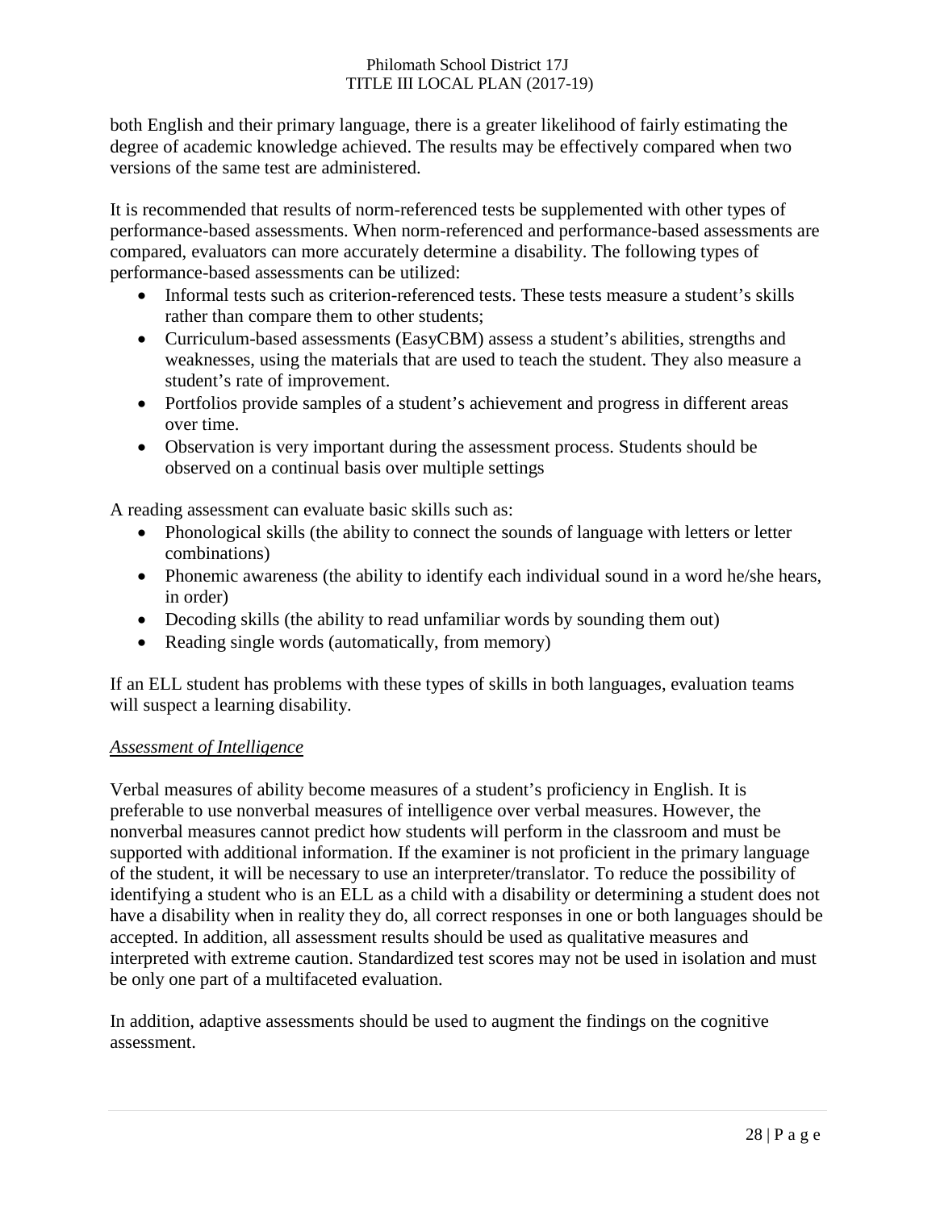both English and their primary language, there is a greater likelihood of fairly estimating the degree of academic knowledge achieved. The results may be effectively compared when two versions of the same test are administered.

It is recommended that results of norm-referenced tests be supplemented with other types of performance-based assessments. When norm-referenced and performance-based assessments are compared, evaluators can more accurately determine a disability. The following types of performance-based assessments can be utilized:

- Informal tests such as criterion-referenced tests. These tests measure a student's skills rather than compare them to other students;
- Curriculum-based assessments (EasyCBM) assess a student's abilities, strengths and weaknesses, using the materials that are used to teach the student. They also measure a student's rate of improvement.
- Portfolios provide samples of a student's achievement and progress in different areas over time.
- Observation is very important during the assessment process. Students should be observed on a continual basis over multiple settings

A reading assessment can evaluate basic skills such as:

- Phonological skills (the ability to connect the sounds of language with letters or letter combinations)
- Phonemic awareness (the ability to identify each individual sound in a word he/she hears, in order)
- Decoding skills (the ability to read unfamiliar words by sounding them out)
- Reading single words (automatically, from memory)

If an ELL student has problems with these types of skills in both languages, evaluation teams will suspect a learning disability.

*Assessment of Intelligence*

Verbal measures of ability become measures of a student's proficiency in English. It is preferable to use nonverbal measures of intelligence over verbal measures. However, the nonverbal measures cannot predict how students will perform in the classroom and must be supported with additional information. If the examiner is not proficient in the primary language of the student, it will be necessary to use an interpreter/translator. To reduce the possibility of identifying a student who is an ELL as a child with a disability or determining a student does not have a disability when in reality they do, all correct responses in one or both languages should be accepted. In addition, all assessment results should be used as qualitative measures and interpreted with extreme caution. Standardized test scores may not be used in isolation and must be only one part of a multifaceted evaluation.

In addition, adaptive assessments should be used to augment the findings on the cognitive assessment.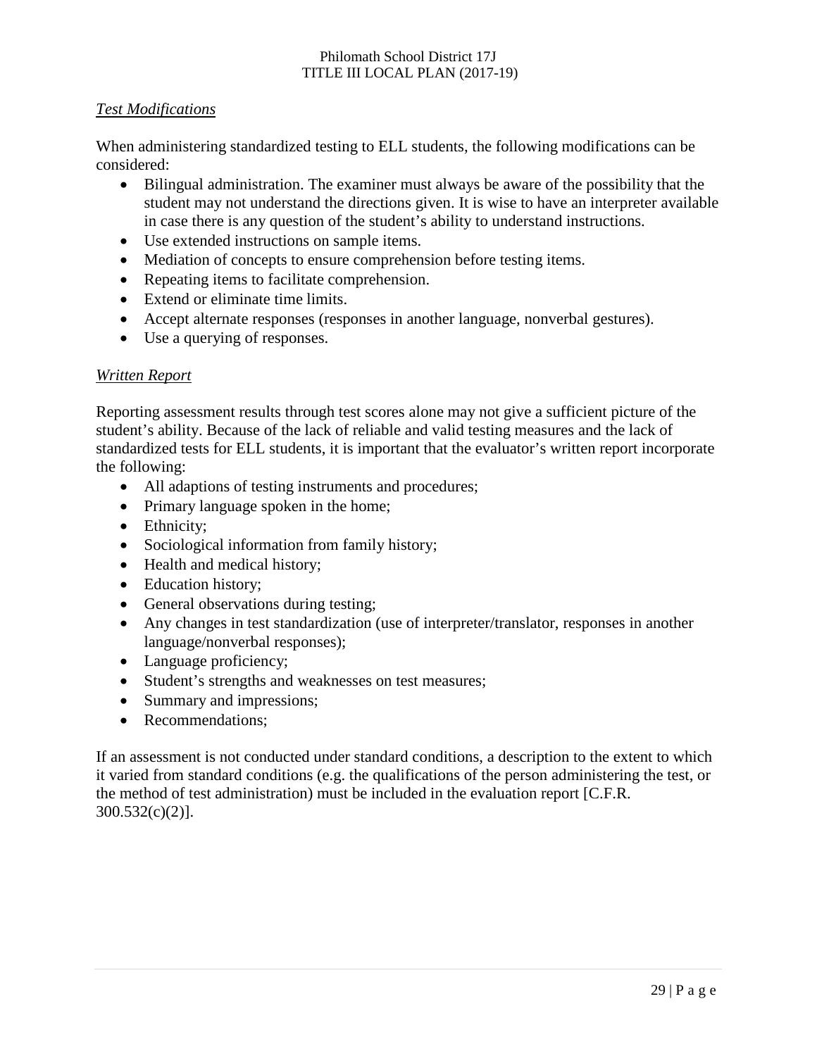*Test Modifications*

When administering standardized testing to ELL students, the following modifications can be considered:

- Bilingual administration. The examiner must always be aware of the possibility that the student may not understand the directions given. It is wise to have an interpreter available in case there is any question of the student's ability to understand instructions.
- Use extended instructions on sample items.
- Mediation of concepts to ensure comprehension before testing items.
- Repeating items to facilitate comprehension.
- Extend or eliminate time limits.
- Accept alternate responses (responses in another language, nonverbal gestures).
- Use a querying of responses.

*Written Report*

Reporting assessment results through test scores alone may not give a sufficient picture of the student's ability. Because of the lack of reliable and valid testing measures and the lack of standardized tests for ELL students, it is important that the evaluator's written report incorporate the following:

- All adaptions of testing instruments and procedures;
- Primary language spoken in the home;
- Ethnicity;
- Sociological information from family history;
- Health and medical history;
- Education history;
- General observations during testing;
- Any changes in test standardization (use of interpreter/translator, responses in another language/nonverbal responses);
- Language proficiency;
- Student's strengths and weaknesses on test measures;
- Summary and impressions;
- Recommendations;

If an assessment is not conducted under standard conditions, a description to the extent to which it varied from standard conditions (e.g. the qualifications of the person administering the test, or the method of test administration) must be included in the evaluation report [C.F.R. 300.532(c)(2)].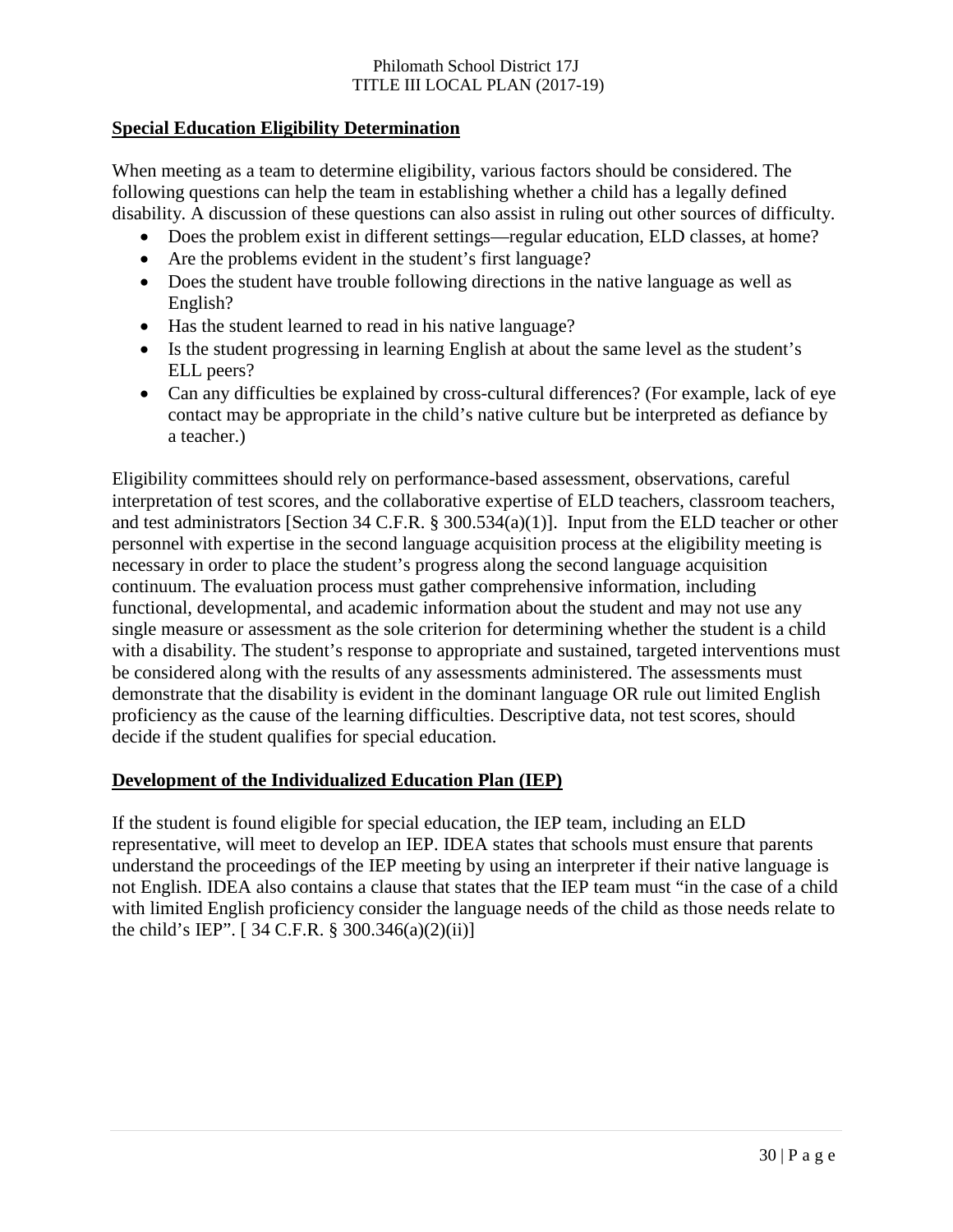## Special Education Eligibility Determination

When meeting as a team to determine eligibility, various factors should be considered. The following questions can help the team in establishing whether a child has a legally defined disability. A discussion of these questions can also assist in ruling out other sources of difficulty.

- Does the problem exist in different settings—regular education, ELD classes, at home?
- Are the problems evident in the student's first language?
- Does the student have trouble following directions in the native language as well as English?
- Has the student learned to read in his native language?
- Is the student progressing in learning English at about the same level as the student's ELL peers?
- Can any difficulties be explained by cross-cultural differences? (For example, lack of eye contact may be appropriate in the child's native culture but be interpreted as defiance by a teacher.)

Eligibility committees should rely on performance-based assessment, observations, careful interpretation of test scores, and the collaborative expertise of ELD teachers, classroom teachers, and test administrators [Section 34 C.F.R. § 300.534(a)(1)]. Input from the ELD teacher or other personnel with expertise in the second language acquisition process at the eligibility meeting is necessary in order to place the student's progress along the second language acquisition continuum. The evaluation process must gather comprehensive information, including functional, developmental, and academic information about the student and may not use any single measure or assessment as the sole criterion for determining whether the student is a child with a disability. The student's response to appropriate and sustained, targeted interventions must be considered along with the results of any assessments administered. The assessments must demonstrate that the disability is evident in the dominant language OR rule out limited English proficiency as the cause of the learning difficulties. Descriptive data, not test scores, should decide if the student qualifies for special education.

## Development of the Individualized Education Plan (IEP)

If the student is found eligible for special education, the IEP team, including an ELD representative, will meet to develop an IEP. IDEA states that schools must ensure that parents understand the proceedings of the IEP meeting by using an interpreter if their native language is not English. IDEA also contains a clause that states that the IEP team must "in the case of a child with limited English proficiency consider the language needs of the child as those needs relate to the child's IEP". [ 34 C.F.R. § 300.346(a)(2)(ii)]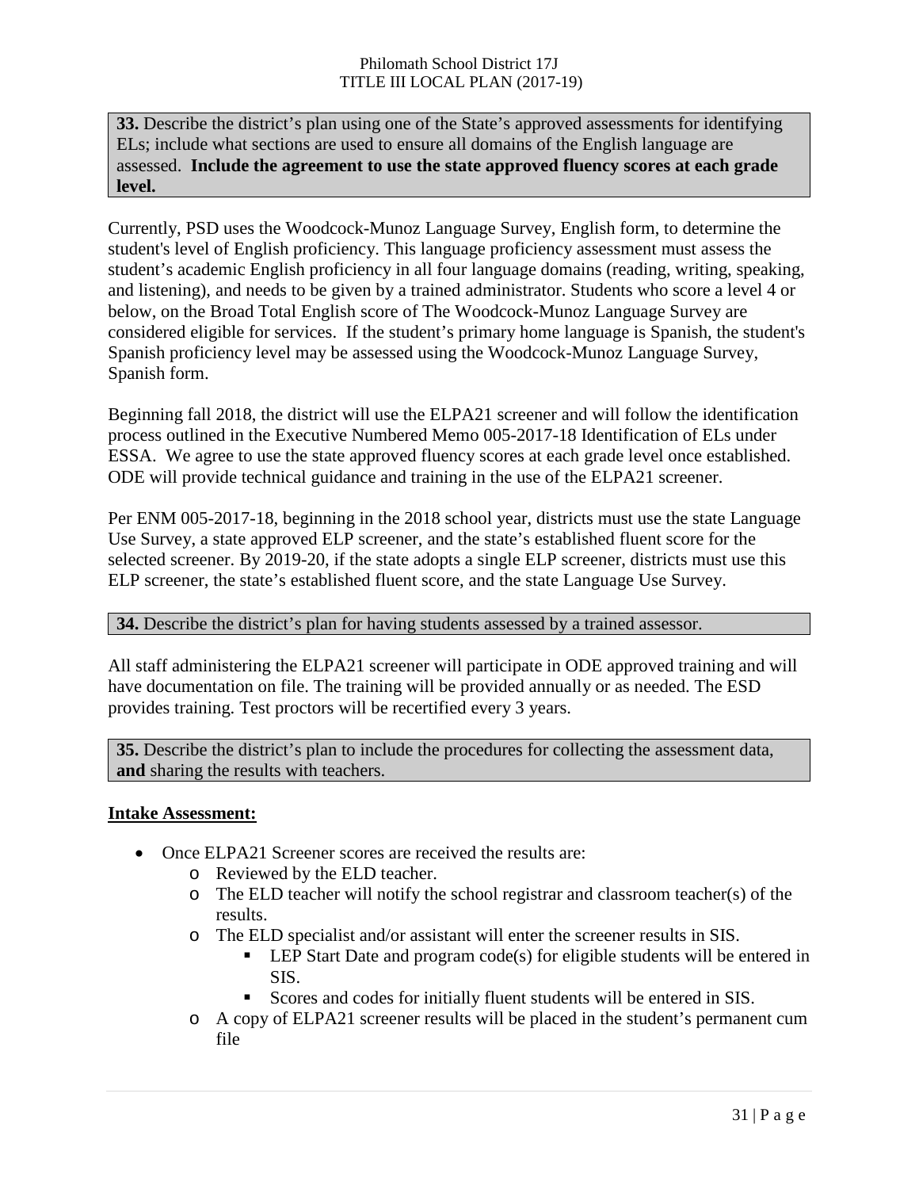**33.** Describe the district's plan using one of the State's approved assessments for identifying ELs; include what sections are used to ensure all domains of the English language are assessed. **Include the agreement to use the state approved fluency scores at each grade level.**

Currently, PSD uses the Woodcock-Munoz Language Survey, English form, to determine the student's level of English proficiency. This language proficiency assessment must assess the student's academic English proficiency in all four language domains (reading, writing, speaking, and listening), and needs to be given by a trained administrator. Students who score a level 4 or below, on the Broad Total English score of The Woodcock-Munoz Language Survey are considered eligible for services. If the student's primary home language is Spanish, the student's Spanish proficiency level may be assessed using the Woodcock-Munoz Language Survey, Spanish form.

Beginning fall 2018, the district will use the ELPA21 screener and will follow the identification process outlined in the Executive Numbered Memo 005-2017-18 Identification of ELs under ESSA. We agree to use the state approved fluency scores at each grade level once established. ODE will provide technical guidance and training in the use of the ELPA21 screener.

Per ENM 005-2017-18, beginning in the 2018 school year, districts must use the state Language Use Survey, a state approved ELP screener, and the state's established fluent score for the selected screener. By 2019-20, if the state adopts a single ELP screener, districts must use this ELP screener, the state's established fluent score, and the state Language Use Survey.

**34.** Describe the district's plan for having students assessed by a trained assessor.

All staff administering the ELPA21 screener will participate in ODE approved training and will have documentation on file. The training will be provided annually or as needed. The ESD provides training. Test proctors will be recertified every 3 years.

**35.** Describe the district's plan to include the procedures for collecting the assessment data, **and** sharing the results with teachers.

**Intake Assessment:**

- Once ELPA21 Screener scores are received the results are:
  - Reviewed by the ELD teacher.
  - The ELD teacher will notify the school registrar and classroom teacher(s) of the results.
  - The ELD specialist and/or assistant will enter the screener results in SIS.
    - LEP Start Date and program code(s) for eligible students will be entered in SIS.
    - Scores and codes for initially fluent students will be entered in SIS.
  - A copy of ELPA21 screener results will be placed in the student's permanent cum file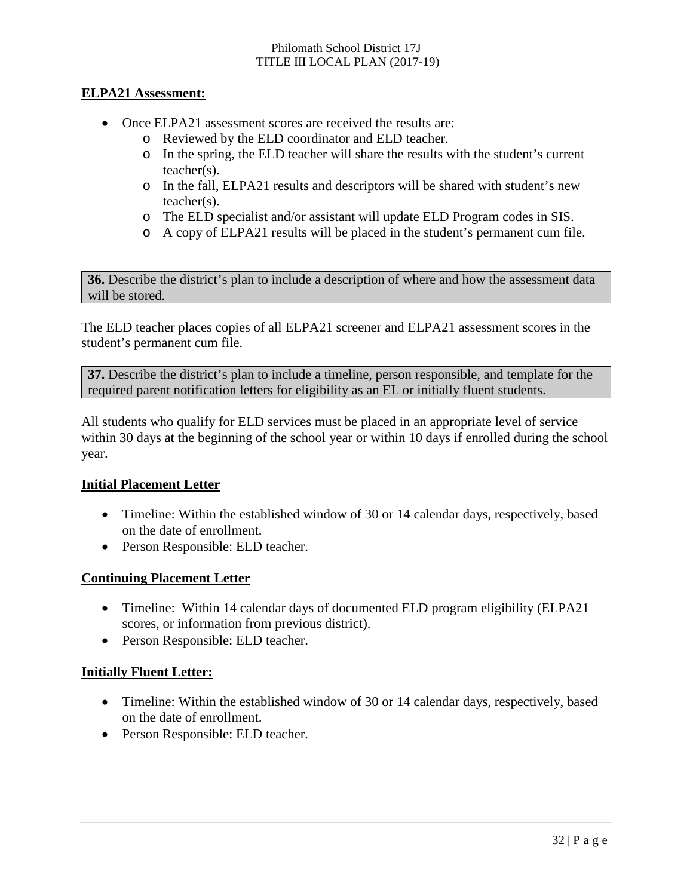**ELPA21 Assessment:**

- Once ELPA21 assessment scores are received the results are:
  - Reviewed by the ELD coordinator and ELD teacher.
  - In the spring, the ELD teacher will share the results with the student's current teacher(s).
  - In the fall, ELPA21 results and descriptors will be shared with student's new teacher(s).
  - The ELD specialist and/or assistant will update ELD Program codes in SIS.
  - A copy of ELPA21 results will be placed in the student's permanent cum file.

**36.** Describe the district's plan to include a description of where and how the assessment data will be stored.

The ELD teacher places copies of all ELPA21 screener and ELPA21 assessment scores in the student's permanent cum file.

**37.** Describe the district's plan to include a timeline, person responsible, and template for the required parent notification letters for eligibility as an EL or initially fluent students.

All students who qualify for ELD services must be placed in an appropriate level of service within 30 days at the beginning of the school year or within 10 days if enrolled during the school year.

**Initial Placement Letter**

- Timeline: Within the established window of 30 or 14 calendar days, respectively, based on the date of enrollment.
- Person Responsible: ELD teacher.

**Continuing Placement Letter**

- Timeline: Within 14 calendar days of documented ELD program eligibility (ELPA21 scores, or information from previous district).
- Person Responsible: ELD teacher.

**Initially Fluent Letter:**

- Timeline: Within the established window of 30 or 14 calendar days, respectively, based on the date of enrollment.
- Person Responsible: ELD teacher.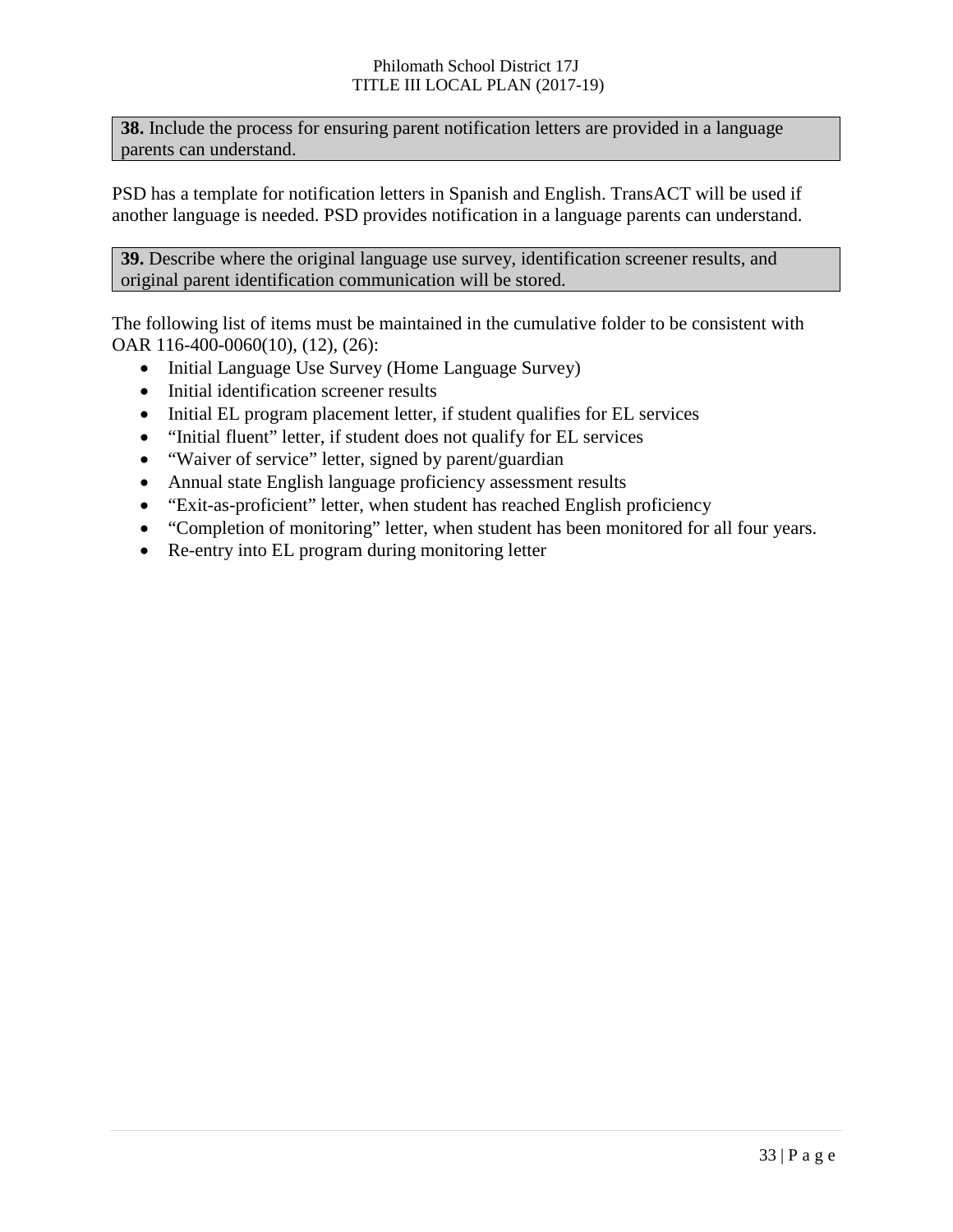**38.** Include the process for ensuring parent notification letters are provided in a language parents can understand.

PSD has a template for notification letters in Spanish and English. TransACT will be used if another language is needed. PSD provides notification in a language parents can understand.

**39.** Describe where the original language use survey, identification screener results, and original parent identification communication will be stored.

The following list of items must be maintained in the cumulative folder to be consistent with OAR 116-400-0060(10), (12), (26):

- Initial Language Use Survey (Home Language Survey)
- Initial identification screener results
- Initial EL program placement letter, if student qualifies for EL services
- "Initial fluent" letter, if student does not qualify for EL services
- "Waiver of service" letter, signed by parent/guardian
- Annual state English language proficiency assessment results
- "Exit-as-proficient" letter, when student has reached English proficiency
- "Completion of monitoring" letter, when student has been monitored for all four years.
- Re-entry into EL program during monitoring letter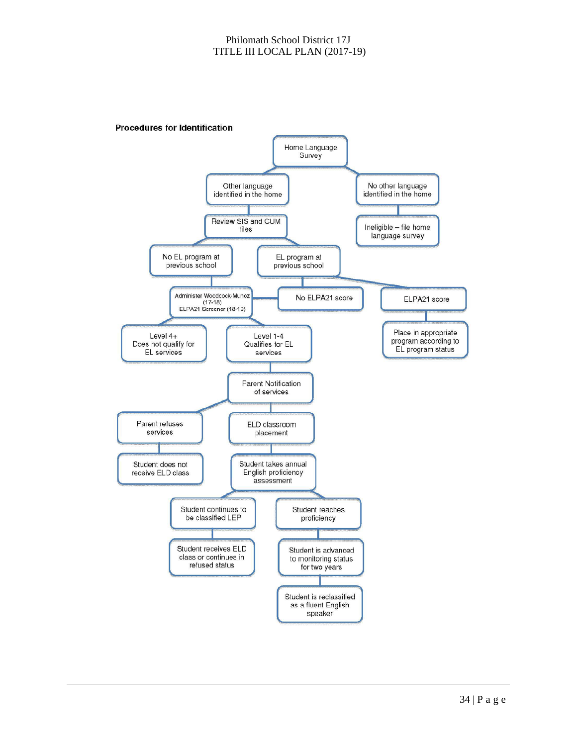**Procedures for Identification**

- Home Language Survey
  - Other language identified in the home
    - Review SIS and CUM files
      - No EL program at previous school
        - Administer Woodcock-Munoz (17-18) ELPA21 Screener (18-19)
          - Level 4+ Does not qualify for EL services
          - Level 1-4 Qualifies for EL services
            - Parent Notification of services
              - Parent refuses services
                - Student does not receive ELD class
              - ELD classroom placement
                - Student takes annual English proficiency assessment
                  - Student continues to be classified LEP
                    - Student receives ELD class or continues in refused status
                  - Student reaches proficiency
                    - Student is advanced to monitoring status for two years
                      - Student is reclassified as a fluent English speaker
      - EL program at previous school
        - No ELPA21 score
          - Administer Woodcock-Munoz (17-18) ELPA21 Screener (18-19)
        - ELPA21 score
          - Place in appropriate program according to EL program status
  - No other language identified in the home
    - Ineligible – file home language survey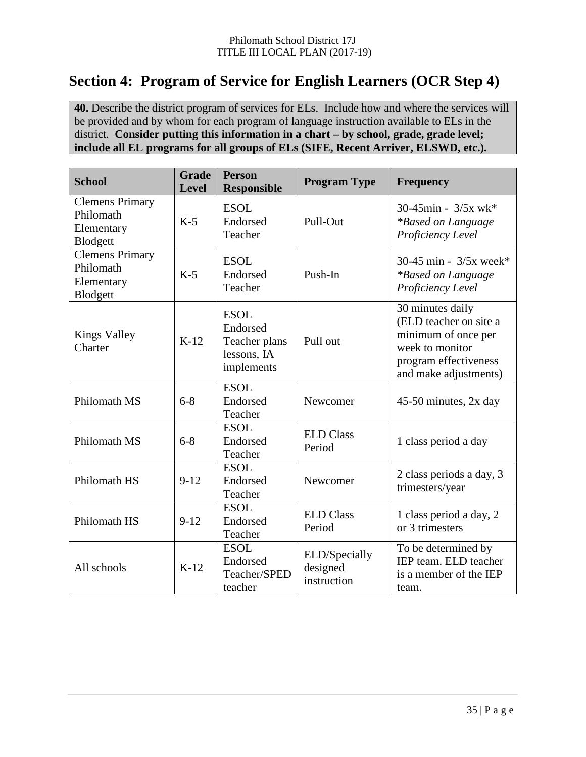## Section 4: Program of Service for English Learners (OCR Step 4)

**40.** Describe the district program of services for ELs. Include how and where the services will be provided and by whom for each program of language instruction available to ELs in the district. **Consider putting this information in a chart – by school, grade, grade level; include all EL programs for all groups of ELs (SIFE, Recent Arriver, ELSWD, etc.).**

| School | Grade Level | Person Responsible | Program Type | Frequency |
|---|---|---|---|---|
| Clemens Primary Philomath Elementary Blodgett | K-5 | ESOL Endorsed Teacher | Pull-Out | 30-45min - 3/5x wk* *\*Based on Language Proficiency Level* |
| Clemens Primary Philomath Elementary Blodgett | K-5 | ESOL Endorsed Teacher | Push-In | 30-45 min - 3/5x week* *\*Based on Language Proficiency Level* |
| Kings Valley Charter | K-12 | ESOL Endorsed Teacher plans lessons, IA implements | Pull out | 30 minutes daily (ELD teacher on site a minimum of once per week to monitor program effectiveness and make adjustments) |
| Philomath MS | 6-8 | ESOL Endorsed Teacher | Newcomer | 45-50 minutes, 2x day |
| Philomath MS | 6-8 | ESOL Endorsed Teacher | ELD Class Period | 1 class period a day |
| Philomath HS | 9-12 | ESOL Endorsed Teacher | Newcomer | 2 class periods a day, 3 trimesters/year |
| Philomath HS | 9-12 | ESOL Endorsed Teacher | ELD Class Period | 1 class period a day, 2 or 3 trimesters |
| All schools | K-12 | ESOL Endorsed Teacher/SPED teacher | ELD/Specially designed instruction | To be determined by IEP team. ELD teacher is a member of the IEP team. |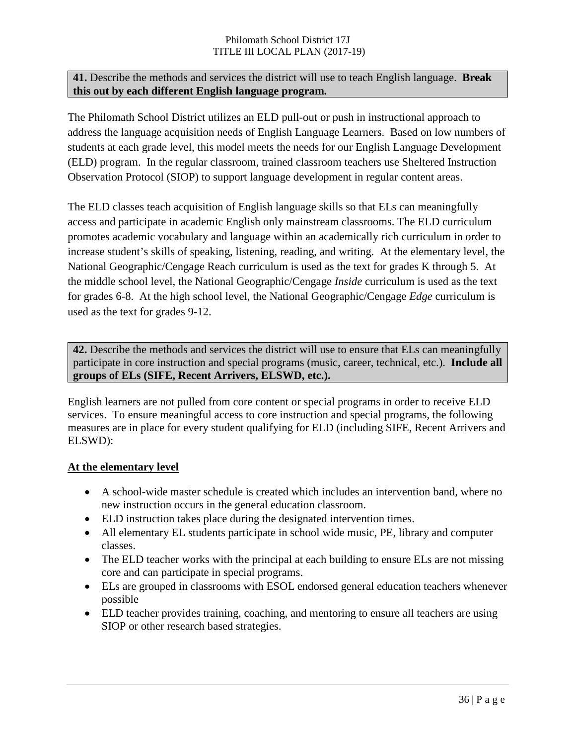**41.** Describe the methods and services the district will use to teach English language. **Break this out by each different English language program.**

The Philomath School District utilizes an ELD pull-out or push in instructional approach to address the language acquisition needs of English Language Learners. Based on low numbers of students at each grade level, this model meets the needs for our English Language Development (ELD) program. In the regular classroom, trained classroom teachers use Sheltered Instruction Observation Protocol (SIOP) to support language development in regular content areas.

The ELD classes teach acquisition of English language skills so that ELs can meaningfully access and participate in academic English only mainstream classrooms. The ELD curriculum promotes academic vocabulary and language within an academically rich curriculum in order to increase student's skills of speaking, listening, reading, and writing. At the elementary level, the National Geographic/Cengage Reach curriculum is used as the text for grades K through 5. At the middle school level, the National Geographic/Cengage *Inside* curriculum is used as the text for grades 6-8. At the high school level, the National Geographic/Cengage *Edge* curriculum is used as the text for grades 9-12.

**42.** Describe the methods and services the district will use to ensure that ELs can meaningfully participate in core instruction and special programs (music, career, technical, etc.). **Include all groups of ELs (SIFE, Recent Arrivers, ELSWD, etc.).**

English learners are not pulled from core content or special programs in order to receive ELD services. To ensure meaningful access to core instruction and special programs, the following measures are in place for every student qualifying for ELD (including SIFE, Recent Arrivers and ELSWD):

**<u>At the elementary level</u>**

- A school-wide master schedule is created which includes an intervention band, where no new instruction occurs in the general education classroom.
- ELD instruction takes place during the designated intervention times.
- All elementary EL students participate in school wide music, PE, library and computer classes.
- The ELD teacher works with the principal at each building to ensure ELs are not missing core and can participate in special programs.
- ELs are grouped in classrooms with ESOL endorsed general education teachers whenever possible
- ELD teacher provides training, coaching, and mentoring to ensure all teachers are using SIOP or other research based strategies.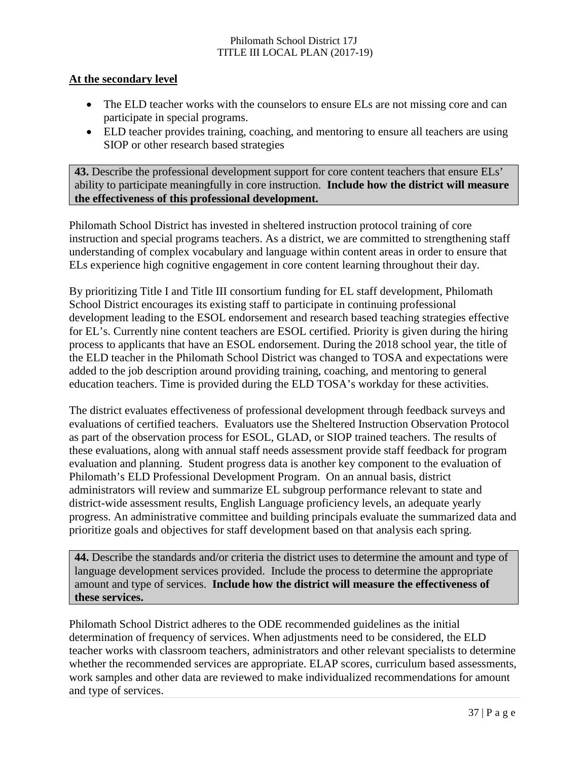**At the secondary level**

- The ELD teacher works with the counselors to ensure ELs are not missing core and can participate in special programs.
- ELD teacher provides training, coaching, and mentoring to ensure all teachers are using SIOP or other research based strategies

**43.** Describe the professional development support for core content teachers that ensure ELs' ability to participate meaningfully in core instruction. **Include how the district will measure the effectiveness of this professional development.**

Philomath School District has invested in sheltered instruction protocol training of core instruction and special programs teachers. As a district, we are committed to strengthening staff understanding of complex vocabulary and language within content areas in order to ensure that ELs experience high cognitive engagement in core content learning throughout their day.

By prioritizing Title I and Title III consortium funding for EL staff development, Philomath School District encourages its existing staff to participate in continuing professional development leading to the ESOL endorsement and research based teaching strategies effective for EL's. Currently nine content teachers are ESOL certified. Priority is given during the hiring process to applicants that have an ESOL endorsement. During the 2018 school year, the title of the ELD teacher in the Philomath School District was changed to TOSA and expectations were added to the job description around providing training, coaching, and mentoring to general education teachers. Time is provided during the ELD TOSA's workday for these activities.

The district evaluates effectiveness of professional development through feedback surveys and evaluations of certified teachers. Evaluators use the Sheltered Instruction Observation Protocol as part of the observation process for ESOL, GLAD, or SIOP trained teachers. The results of these evaluations, along with annual staff needs assessment provide staff feedback for program evaluation and planning. Student progress data is another key component to the evaluation of Philomath's ELD Professional Development Program. On an annual basis, district administrators will review and summarize EL subgroup performance relevant to state and district-wide assessment results, English Language proficiency levels, an adequate yearly progress. An administrative committee and building principals evaluate the summarized data and prioritize goals and objectives for staff development based on that analysis each spring.

**44.** Describe the standards and/or criteria the district uses to determine the amount and type of language development services provided. Include the process to determine the appropriate amount and type of services. **Include how the district will measure the effectiveness of these services.**

Philomath School District adheres to the ODE recommended guidelines as the initial determination of frequency of services. When adjustments need to be considered, the ELD teacher works with classroom teachers, administrators and other relevant specialists to determine whether the recommended services are appropriate. ELAP scores, curriculum based assessments, work samples and other data are reviewed to make individualized recommendations for amount and type of services.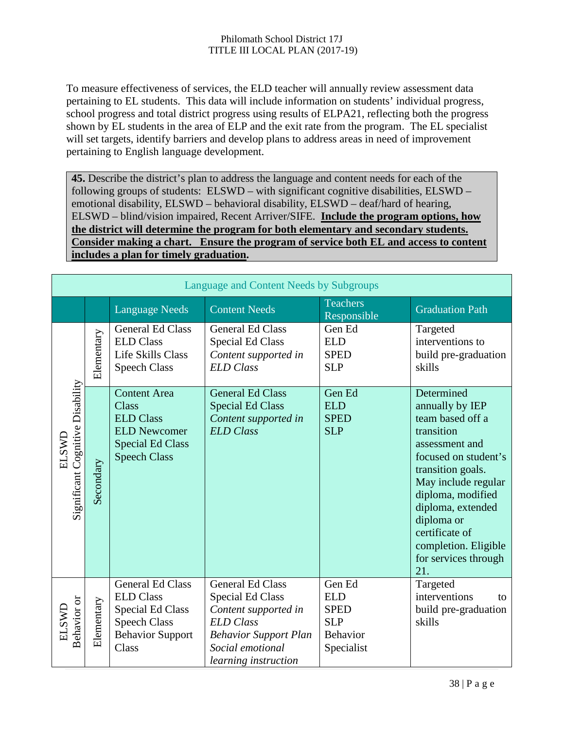To measure effectiveness of services, the ELD teacher will annually review assessment data pertaining to EL students. This data will include information on students' individual progress, school progress and total district progress using results of ELPA21, reflecting both the progress shown by EL students in the area of ELP and the exit rate from the program. The EL specialist will set targets, identify barriers and develop plans to address areas in need of improvement pertaining to English language development.

**45.** Describe the district's plan to address the language and content needs for each of the following groups of students: ELSWD – with significant cognitive disabilities, ELSWD – emotional disability, ELSWD – behavioral disability, ELSWD – deaf/hard of hearing, ELSWD – blind/vision impaired, Recent Arriver/SIFE. **Include the program options, how the district will determine the program for both elementary and secondary students. Consider making a chart. Ensure the program of service both EL and access to content includes a plan for timely graduation.**

| Language and Content Needs by Subgroups | | | | | |
|---|---|---|---|---|---|
| | | Language Needs | Content Needs | Teachers Responsible | Graduation Path |
| ELSWD Significant Cognitive Disability | Elementary | General Ed Class<br>ELD Class<br>Life Skills Class<br>Speech Class | General Ed Class<br>Special Ed Class<br>*Content supported in ELD Class* | Gen Ed<br>ELD<br>SPED<br>SLP | Targeted interventions to build pre-graduation skills |
| | Secondary | Content Area Class<br>ELD Class<br>ELD Newcomer<br>Special Ed Class<br>Speech Class | General Ed Class<br>Special Ed Class<br>*Content supported in ELD Class* | Gen Ed<br>ELD<br>SPED<br>SLP | Determined annually by IEP team based off a transition assessment and focused on student's transition goals. May include regular diploma, modified diploma, extended diploma or certificate of completion. Eligible for services through 21. |
| ELSWD Behavior or | Elementary | General Ed Class<br>ELD Class<br>Special Ed Class<br>Speech Class<br>Behavior Support Class | General Ed Class<br>Special Ed Class<br>*Content supported in ELD Class*<br>*Behavior Support Plan*<br>*Social emotional learning instruction* | Gen Ed<br>ELD<br>SPED<br>SLP<br>Behavior Specialist | Targeted interventions to build pre-graduation skills |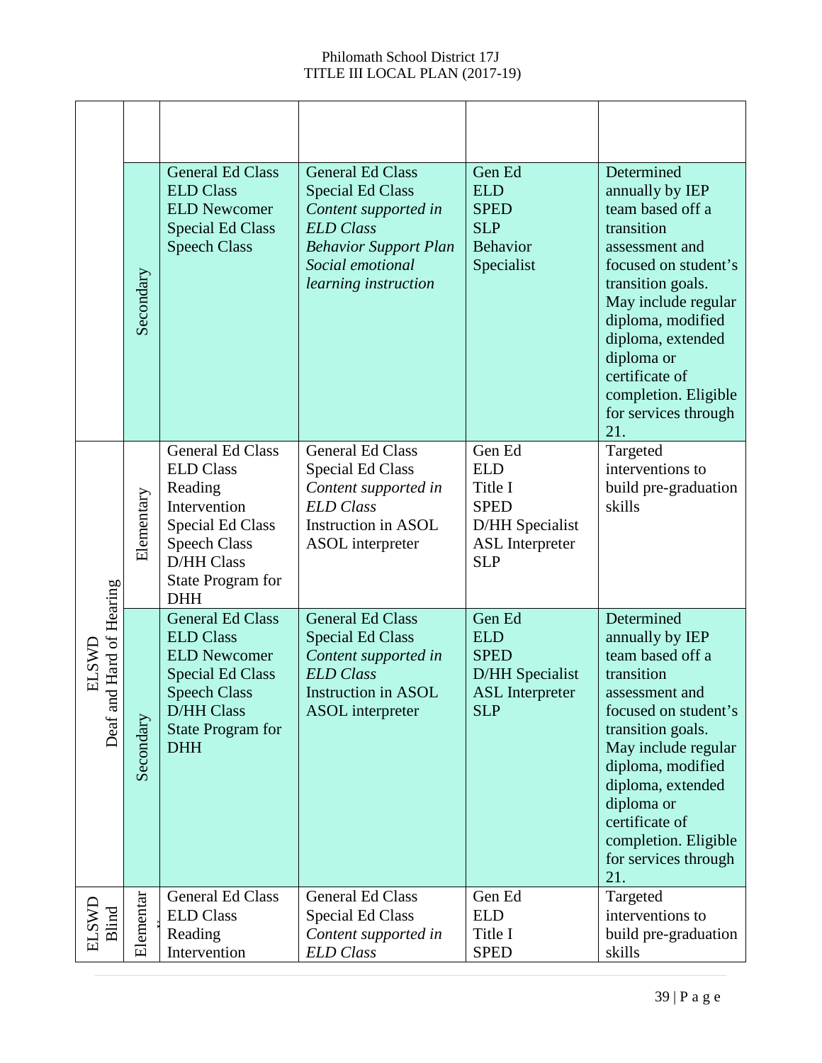| | | | | | |
|---|---|---|---|---|---|
| | | | | | |
| | Secondary | General Ed Class<br>ELD Class<br>ELD Newcomer<br>Special Ed Class<br>Speech Class | General Ed Class<br>Special Ed Class<br>*Content supported in ELD Class*<br>*Behavior Support Plan*<br>*Social emotional learning instruction* | Gen Ed<br>ELD<br>SPED<br>SLP<br>Behavior Specialist | Determined annually by IEP team based off a transition assessment and focused on student's transition goals. May include regular diploma, modified diploma, extended diploma or certificate of completion. Eligible for services through 21. |
| ELSWD Deaf and Hard of Hearing | Elementary | General Ed Class<br>ELD Class<br>Reading Intervention<br>Special Ed Class<br>Speech Class<br>D/HH Class<br>State Program for DHH | General Ed Class<br>Special Ed Class<br>*Content supported in ELD Class*<br>Instruction in ASOL<br>ASOL interpreter | Gen Ed<br>ELD<br>Title I<br>SPED<br>D/HH Specialist<br>ASL Interpreter<br>SLP | Targeted interventions to build pre-graduation skills |
| | Secondary | General Ed Class<br>ELD Class<br>ELD Newcomer<br>Special Ed Class<br>Speech Class<br>D/HH Class<br>State Program for DHH | General Ed Class<br>Special Ed Class<br>*Content supported in ELD Class*<br>Instruction in ASOL<br>ASOL interpreter | Gen Ed<br>ELD<br>SPED<br>D/HH Specialist<br>ASL Interpreter<br>SLP | Determined annually by IEP team based off a transition assessment and focused on student's transition goals. May include regular diploma, modified diploma, extended diploma or certificate of completion. Eligible for services through 21. |
| ELSWD Blind | Elementary | General Ed Class<br>ELD Class<br>Reading Intervention | General Ed Class<br>Special Ed Class<br>*Content supported in ELD Class* | Gen Ed<br>ELD<br>Title I<br>SPED | Targeted interventions to build pre-graduation skills |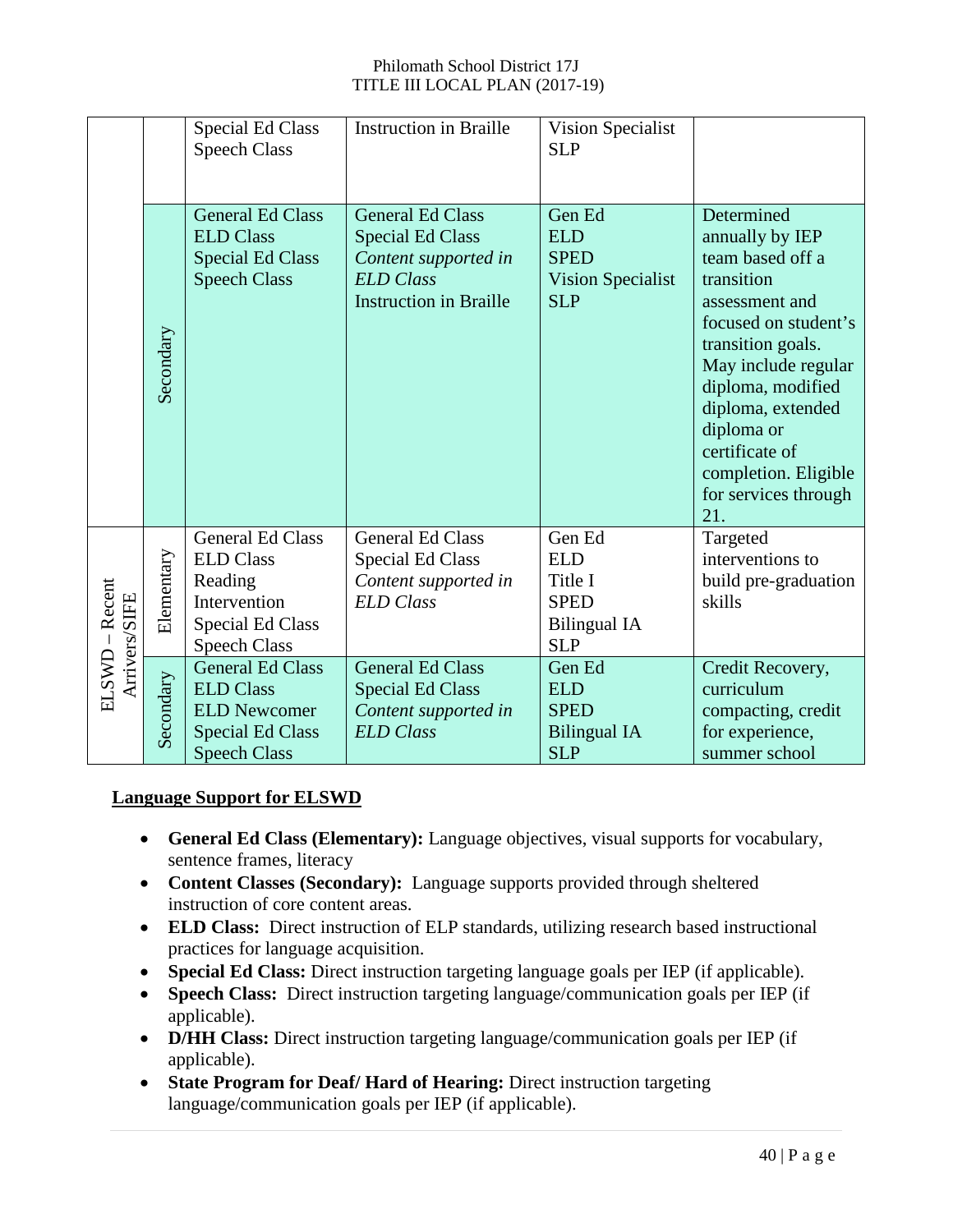| | | | | | |
|---|---|---|---|---|---|
| | | Special Ed Class<br>Speech Class | Instruction in Braille | Vision Specialist<br>SLP | |
| | Secondary | General Ed Class<br>ELD Class<br>Special Ed Class<br>Speech Class | General Ed Class<br>Special Ed Class<br>*Content supported in ELD Class*<br>Instruction in Braille | Gen Ed<br>ELD<br>SPED<br>Vision Specialist<br>SLP | Determined annually by IEP team based off a transition assessment and focused on student's transition goals. May include regular diploma, modified diploma, extended diploma or certificate of completion. Eligible for services through 21. |
| ELSWD – Recent Arrivers/SIFE | Elementary | General Ed Class<br>ELD Class<br>Reading Intervention<br>Special Ed Class<br>Speech Class | General Ed Class<br>Special Ed Class<br>*Content supported in ELD Class* | Gen Ed<br>ELD<br>Title I<br>SPED<br>Bilingual IA<br>SLP | Targeted interventions to build pre-graduation skills |
| | Secondary | General Ed Class<br>ELD Class<br>ELD Newcomer<br>Special Ed Class<br>Speech Class | General Ed Class<br>Special Ed Class<br>*Content supported in ELD Class* | Gen Ed<br>ELD<br>SPED<br>Bilingual IA<br>SLP | Credit Recovery, curriculum compacting, credit for experience, summer school |

**Language Support for ELSWD**

- **General Ed Class (Elementary):** Language objectives, visual supports for vocabulary, sentence frames, literacy
- **Content Classes (Secondary):** Language supports provided through sheltered instruction of core content areas.
- **ELD Class:** Direct instruction of ELP standards, utilizing research based instructional practices for language acquisition.
- **Special Ed Class:** Direct instruction targeting language goals per IEP (if applicable).
- **Speech Class:** Direct instruction targeting language/communication goals per IEP (if applicable).
- **D/HH Class:** Direct instruction targeting language/communication goals per IEP (if applicable).
- **State Program for Deaf/ Hard of Hearing:** Direct instruction targeting language/communication goals per IEP (if applicable).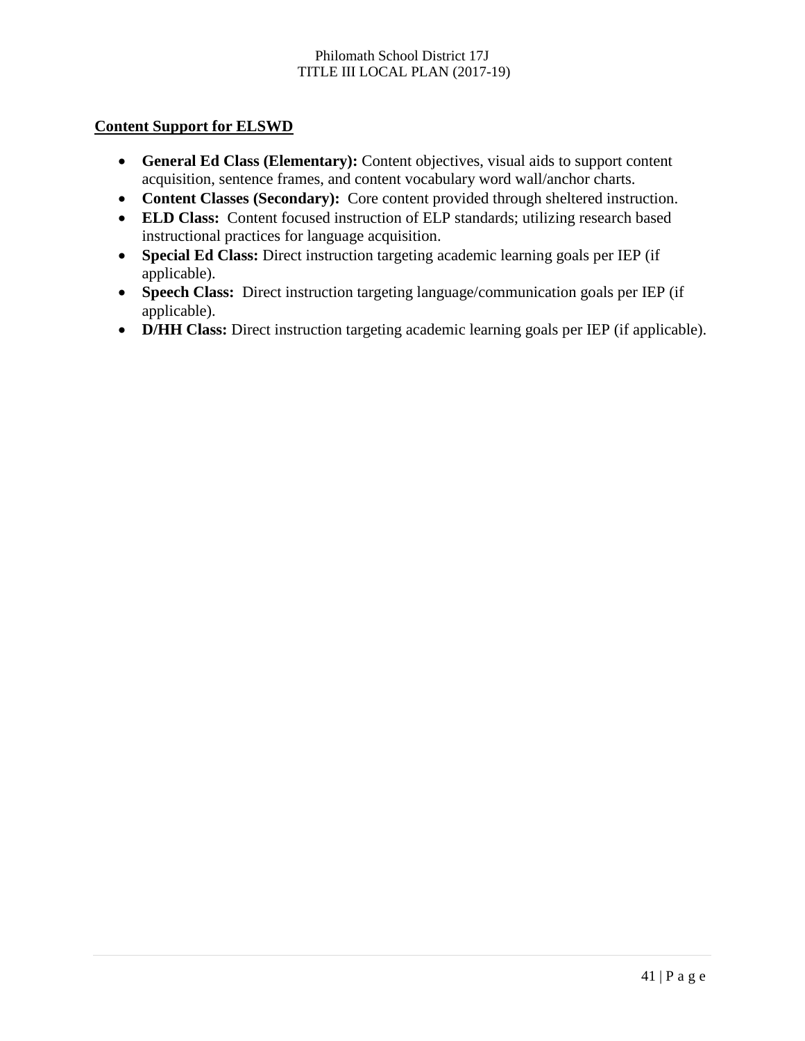## Content Support for ELSWD

- **General Ed Class (Elementary):** Content objectives, visual aids to support content acquisition, sentence frames, and content vocabulary word wall/anchor charts.
- **Content Classes (Secondary):** Core content provided through sheltered instruction.
- **ELD Class:** Content focused instruction of ELP standards; utilizing research based instructional practices for language acquisition.
- **Special Ed Class:** Direct instruction targeting academic learning goals per IEP (if applicable).
- **Speech Class:** Direct instruction targeting language/communication goals per IEP (if applicable).
- **D/HH Class:** Direct instruction targeting academic learning goals per IEP (if applicable).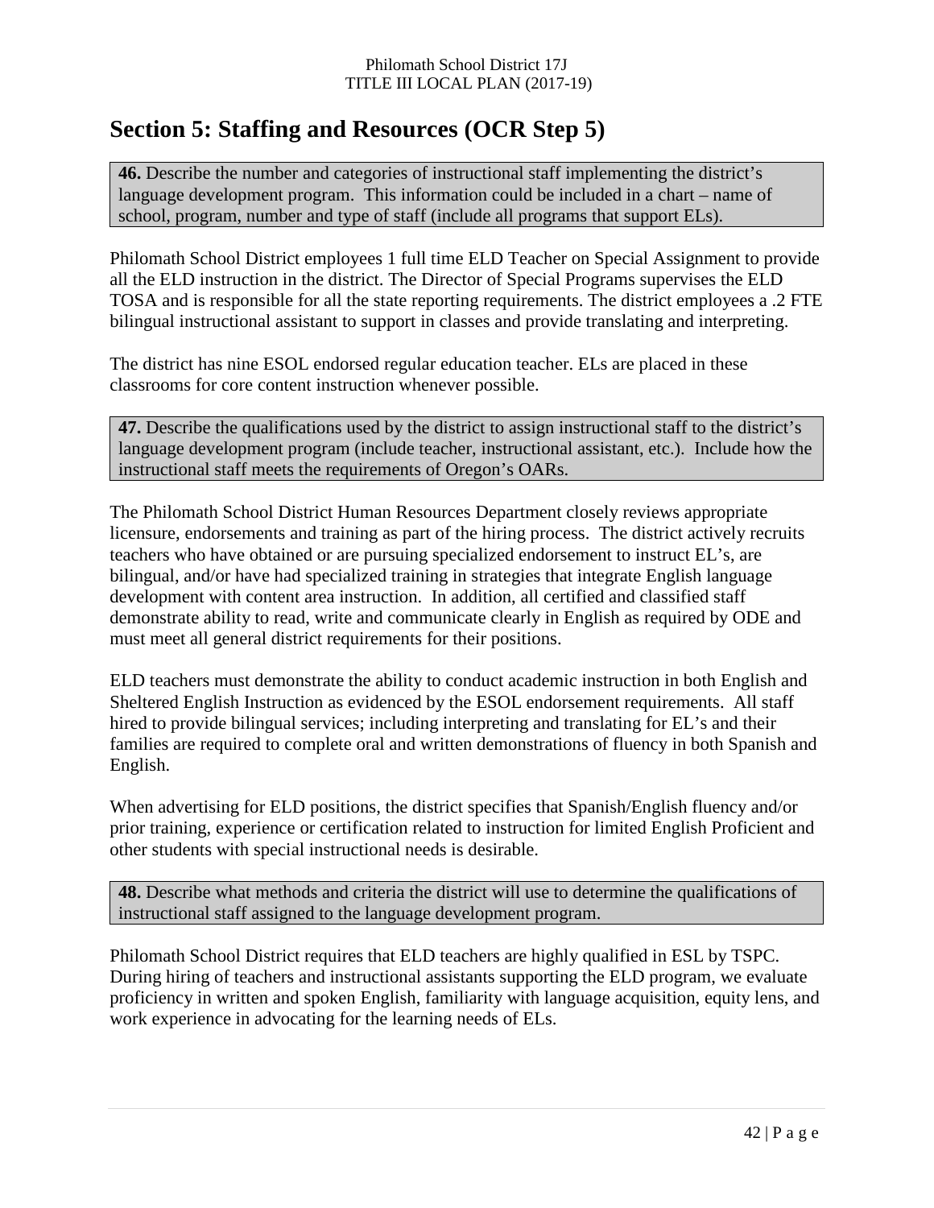## Section 5: Staffing and Resources (OCR Step 5)

**46.** Describe the number and categories of instructional staff implementing the district's language development program. This information could be included in a chart – name of school, program, number and type of staff (include all programs that support ELs).

Philomath School District employees 1 full time ELD Teacher on Special Assignment to provide all the ELD instruction in the district. The Director of Special Programs supervises the ELD TOSA and is responsible for all the state reporting requirements. The district employees a .2 FTE bilingual instructional assistant to support in classes and provide translating and interpreting.

The district has nine ESOL endorsed regular education teacher. ELs are placed in these classrooms for core content instruction whenever possible.

**47.** Describe the qualifications used by the district to assign instructional staff to the district's language development program (include teacher, instructional assistant, etc.). Include how the instructional staff meets the requirements of Oregon's OARs.

The Philomath School District Human Resources Department closely reviews appropriate licensure, endorsements and training as part of the hiring process. The district actively recruits teachers who have obtained or are pursuing specialized endorsement to instruct EL's, are bilingual, and/or have had specialized training in strategies that integrate English language development with content area instruction. In addition, all certified and classified staff demonstrate ability to read, write and communicate clearly in English as required by ODE and must meet all general district requirements for their positions.

ELD teachers must demonstrate the ability to conduct academic instruction in both English and Sheltered English Instruction as evidenced by the ESOL endorsement requirements. All staff hired to provide bilingual services; including interpreting and translating for EL's and their families are required to complete oral and written demonstrations of fluency in both Spanish and English.

When advertising for ELD positions, the district specifies that Spanish/English fluency and/or prior training, experience or certification related to instruction for limited English Proficient and other students with special instructional needs is desirable.

**48.** Describe what methods and criteria the district will use to determine the qualifications of instructional staff assigned to the language development program.

Philomath School District requires that ELD teachers are highly qualified in ESL by TSPC. During hiring of teachers and instructional assistants supporting the ELD program, we evaluate proficiency in written and spoken English, familiarity with language acquisition, equity lens, and work experience in advocating for the learning needs of ELs.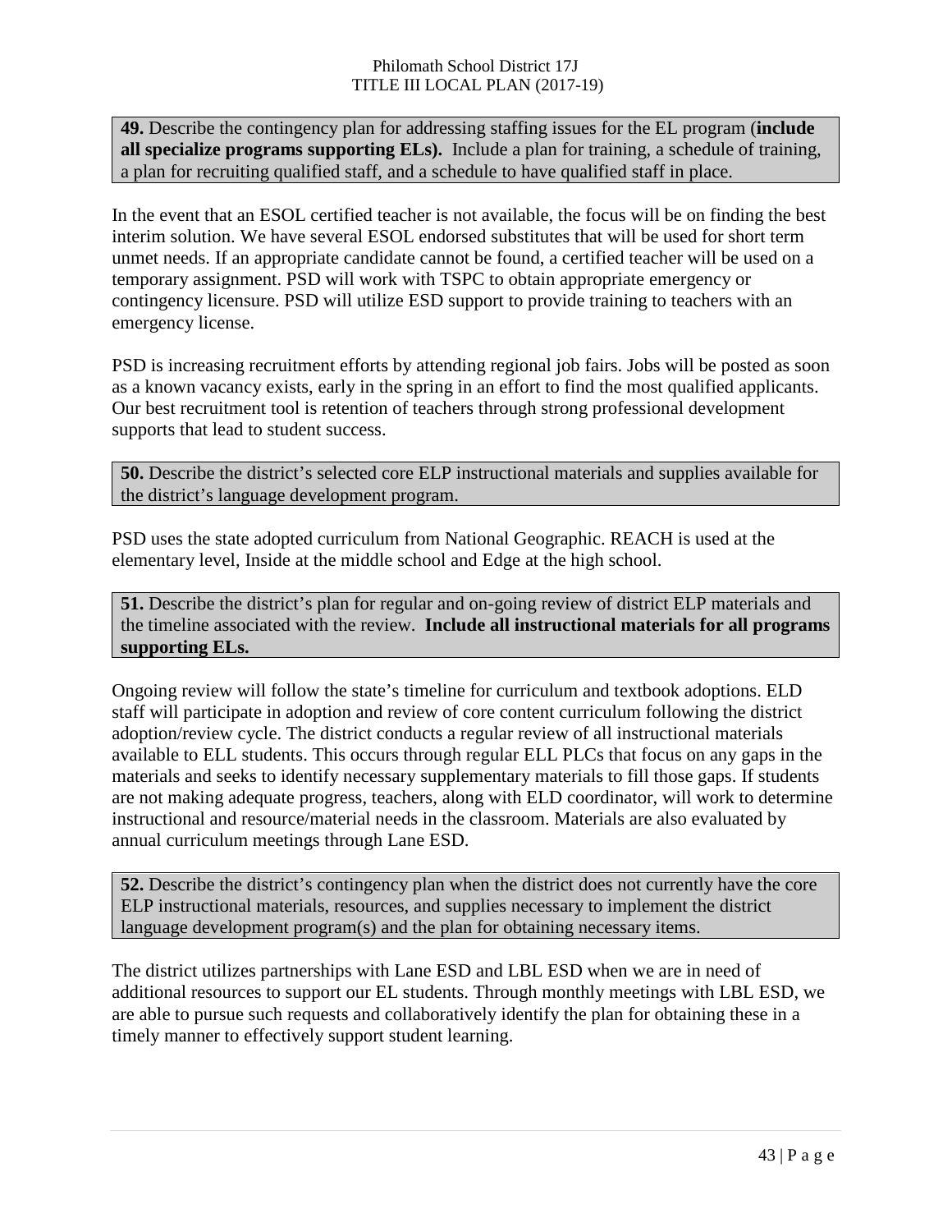**49.** Describe the contingency plan for addressing staffing issues for the EL program (**include all specialize programs supporting ELs).** Include a plan for training, a schedule of training, a plan for recruiting qualified staff, and a schedule to have qualified staff in place.

In the event that an ESOL certified teacher is not available, the focus will be on finding the best interim solution. We have several ESOL endorsed substitutes that will be used for short term unmet needs. If an appropriate candidate cannot be found, a certified teacher will be used on a temporary assignment. PSD will work with TSPC to obtain appropriate emergency or contingency licensure. PSD will utilize ESD support to provide training to teachers with an emergency license.

PSD is increasing recruitment efforts by attending regional job fairs. Jobs will be posted as soon as a known vacancy exists, early in the spring in an effort to find the most qualified applicants. Our best recruitment tool is retention of teachers through strong professional development supports that lead to student success.

**50.** Describe the district's selected core ELP instructional materials and supplies available for the district's language development program.

PSD uses the state adopted curriculum from National Geographic. REACH is used at the elementary level, Inside at the middle school and Edge at the high school.

**51.** Describe the district's plan for regular and on-going review of district ELP materials and the timeline associated with the review. **Include all instructional materials for all programs supporting ELs.**

Ongoing review will follow the state's timeline for curriculum and textbook adoptions. ELD staff will participate in adoption and review of core content curriculum following the district adoption/review cycle. The district conducts a regular review of all instructional materials available to ELL students. This occurs through regular ELL PLCs that focus on any gaps in the materials and seeks to identify necessary supplementary materials to fill those gaps. If students are not making adequate progress, teachers, along with ELD coordinator, will work to determine instructional and resource/material needs in the classroom. Materials are also evaluated by annual curriculum meetings through Lane ESD.

**52.** Describe the district's contingency plan when the district does not currently have the core ELP instructional materials, resources, and supplies necessary to implement the district language development program(s) and the plan for obtaining necessary items.

The district utilizes partnerships with Lane ESD and LBL ESD when we are in need of additional resources to support our EL students. Through monthly meetings with LBL ESD, we are able to pursue such requests and collaboratively identify the plan for obtaining these in a timely manner to effectively support student learning.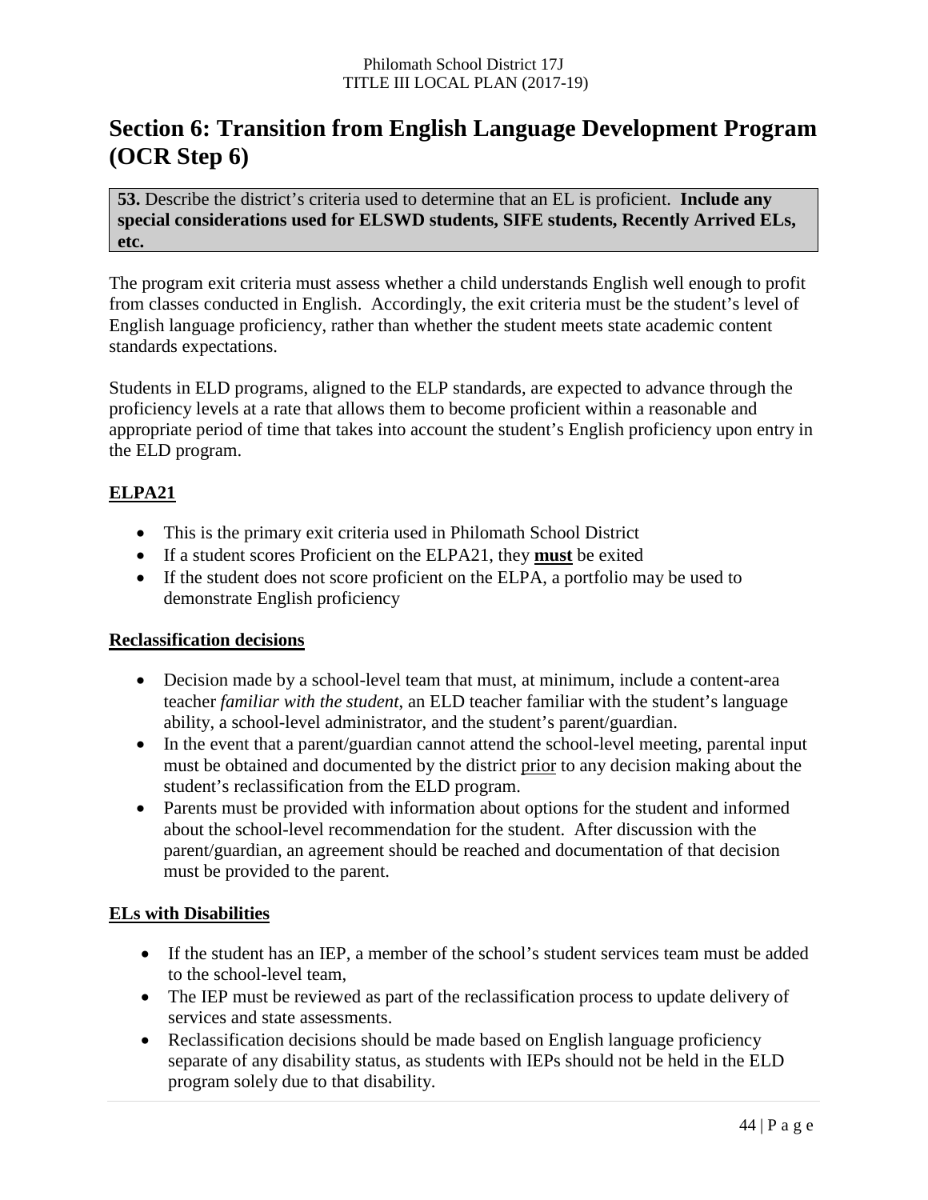## Section 6: Transition from English Language Development Program (OCR Step 6)

**53.** Describe the district's criteria used to determine that an EL is proficient. **Include any special considerations used for ELSWD students, SIFE students, Recently Arrived ELs, etc.**

The program exit criteria must assess whether a child understands English well enough to profit from classes conducted in English. Accordingly, the exit criteria must be the student's level of English language proficiency, rather than whether the student meets state academic content standards expectations.

Students in ELD programs, aligned to the ELP standards, are expected to advance through the proficiency levels at a rate that allows them to become proficient within a reasonable and appropriate period of time that takes into account the student's English proficiency upon entry in the ELD program.

**ELPA21**

- This is the primary exit criteria used in Philomath School District
- If a student scores Proficient on the ELPA21, they **must** be exited
- If the student does not score proficient on the ELPA, a portfolio may be used to demonstrate English proficiency

**Reclassification decisions**

- Decision made by a school-level team that must, at minimum, include a content-area teacher *familiar with the student*, an ELD teacher familiar with the student's language ability, a school-level administrator, and the student's parent/guardian.
- In the event that a parent/guardian cannot attend the school-level meeting, parental input must be obtained and documented by the district prior to any decision making about the student's reclassification from the ELD program.
- Parents must be provided with information about options for the student and informed about the school-level recommendation for the student. After discussion with the parent/guardian, an agreement should be reached and documentation of that decision must be provided to the parent.

**ELs with Disabilities**

- If the student has an IEP, a member of the school's student services team must be added to the school-level team,
- The IEP must be reviewed as part of the reclassification process to update delivery of services and state assessments.
- Reclassification decisions should be made based on English language proficiency separate of any disability status, as students with IEPs should not be held in the ELD program solely due to that disability.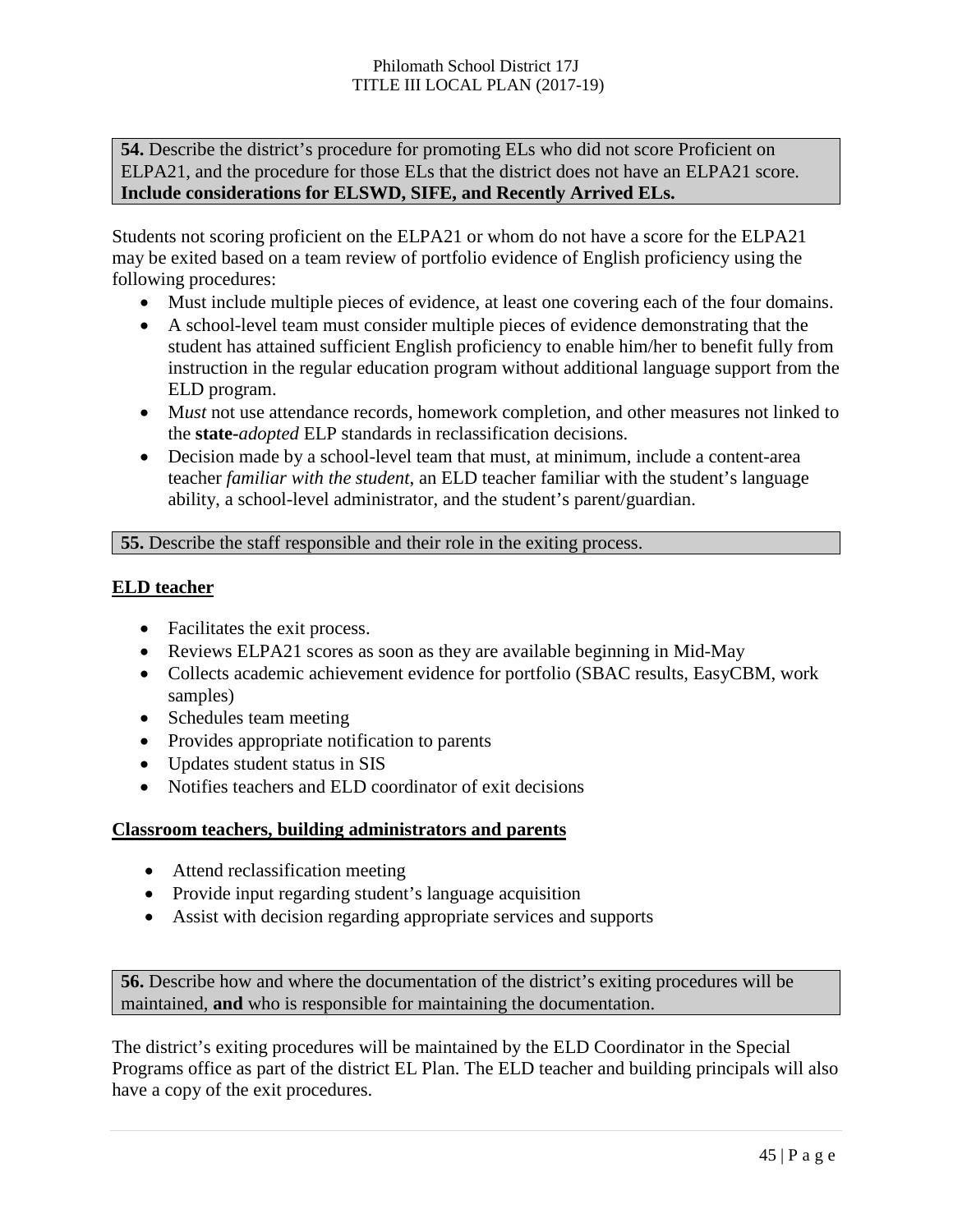**54.** Describe the district's procedure for promoting ELs who did not score Proficient on ELPA21, and the procedure for those ELs that the district does not have an ELPA21 score. **Include considerations for ELSWD, SIFE, and Recently Arrived ELs.**

Students not scoring proficient on the ELPA21 or whom do not have a score for the ELPA21 may be exited based on a team review of portfolio evidence of English proficiency using the following procedures:

- Must include multiple pieces of evidence, at least one covering each of the four domains.
- A school-level team must consider multiple pieces of evidence demonstrating that the student has attained sufficient English proficiency to enable him/her to benefit fully from instruction in the regular education program without additional language support from the ELD program.
- M*ust* not use attendance records, homework completion, and other measures not linked to the **state-***adopted* ELP standards in reclassification decisions.
- Decision made by a school-level team that must, at minimum, include a content-area teacher *familiar with the student*, an ELD teacher familiar with the student's language ability, a school-level administrator, and the student's parent/guardian.

**55.** Describe the staff responsible and their role in the exiting process.

**ELD teacher**

- Facilitates the exit process.
- Reviews ELPA21 scores as soon as they are available beginning in Mid-May
- Collects academic achievement evidence for portfolio (SBAC results, EasyCBM, work samples)
- Schedules team meeting
- Provides appropriate notification to parents
- Updates student status in SIS
- Notifies teachers and ELD coordinator of exit decisions

**Classroom teachers, building administrators and parents**

- Attend reclassification meeting
- Provide input regarding student's language acquisition
- Assist with decision regarding appropriate services and supports

**56.** Describe how and where the documentation of the district's exiting procedures will be maintained, **and** who is responsible for maintaining the documentation.

The district's exiting procedures will be maintained by the ELD Coordinator in the Special Programs office as part of the district EL Plan. The ELD teacher and building principals will also have a copy of the exit procedures.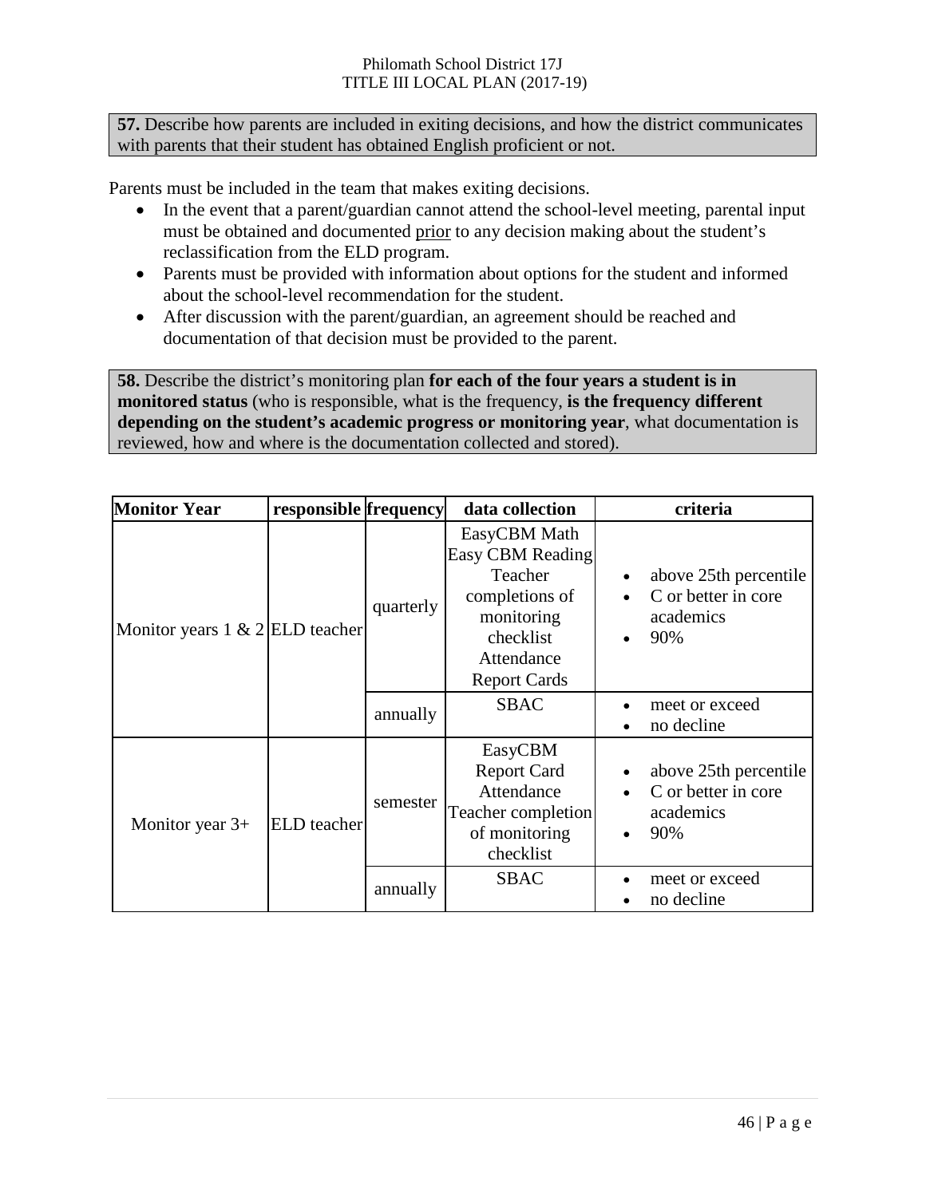**57.** Describe how parents are included in exiting decisions, and how the district communicates with parents that their student has obtained English proficient or not.

Parents must be included in the team that makes exiting decisions.

- In the event that a parent/guardian cannot attend the school-level meeting, parental input must be obtained and documented <u>prior</u> to any decision making about the student's reclassification from the ELD program.
- Parents must be provided with information about options for the student and informed about the school-level recommendation for the student.
- After discussion with the parent/guardian, an agreement should be reached and documentation of that decision must be provided to the parent.

**58.** Describe the district's monitoring plan **for each of the four years a student is in monitored status** (who is responsible, what is the frequency, **is the frequency different depending on the student's academic progress or monitoring year**, what documentation is reviewed, how and where is the documentation collected and stored).

| Monitor Year | responsible | frequency | data collection | criteria |
|---|---|---|---|---|
| Monitor years 1 & 2 | ELD teacher | quarterly | EasyCBM Math<br>Easy CBM Reading<br>Teacher completions of monitoring checklist<br>Attendance<br>Report Cards | • above 25th percentile<br>• C or better in core academics<br>• 90% |
| | | annually | SBAC | • meet or exceed<br>• no decline |
| Monitor year 3+ | ELD teacher | semester | EasyCBM<br>Report Card<br>Attendance<br>Teacher completion of monitoring checklist | • above 25th percentile<br>• C or better in core academics<br>• 90% |
| | | annually | SBAC | • meet or exceed<br>• no decline |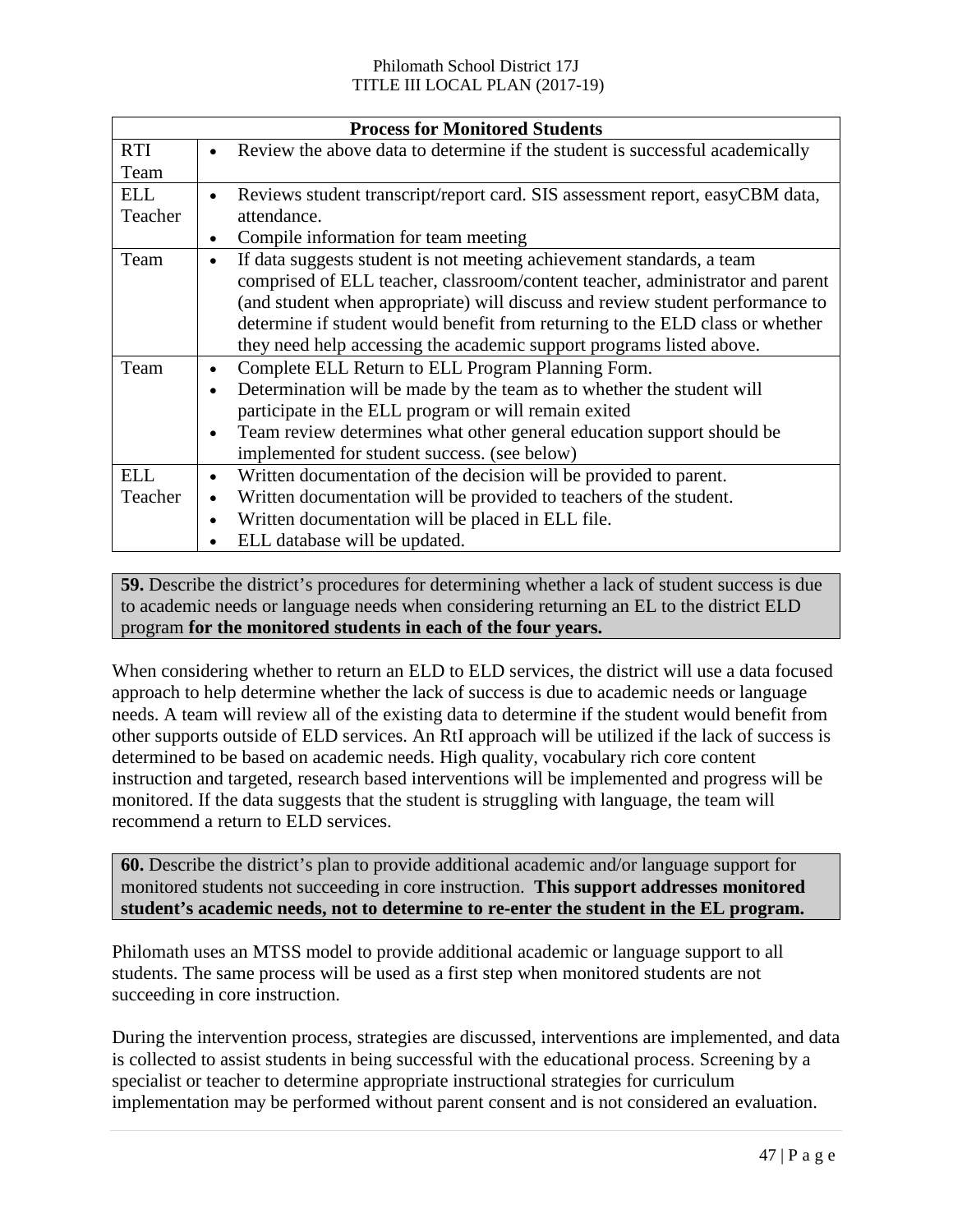| Process for Monitored Students | |
|---|---|
| RTI Team | • Review the above data to determine if the student is successful academically |
| ELL Teacher | • Reviews student transcript/report card. SIS assessment report, easyCBM data, attendance.<br>• Compile information for team meeting |
| Team | • If data suggests student is not meeting achievement standards, a team comprised of ELL teacher, classroom/content teacher, administrator and parent (and student when appropriate) will discuss and review student performance to determine if student would benefit from returning to the ELD class or whether they need help accessing the academic support programs listed above. |
| Team | • Complete ELL Return to ELL Program Planning Form.<br>• Determination will be made by the team as to whether the student will participate in the ELL program or will remain exited<br>• Team review determines what other general education support should be implemented for student success. (see below) |
| ELL Teacher | • Written documentation of the decision will be provided to parent.<br>• Written documentation will be provided to teachers of the student.<br>• Written documentation will be placed in ELL file.<br>• ELL database will be updated. |

**59.** Describe the district's procedures for determining whether a lack of student success is due to academic needs or language needs when considering returning an EL to the district ELD program **for the monitored students in each of the four years.**

When considering whether to return an ELD to ELD services, the district will use a data focused approach to help determine whether the lack of success is due to academic needs or language needs. A team will review all of the existing data to determine if the student would benefit from other supports outside of ELD services. An RtI approach will be utilized if the lack of success is determined to be based on academic needs. High quality, vocabulary rich core content instruction and targeted, research based interventions will be implemented and progress will be monitored. If the data suggests that the student is struggling with language, the team will recommend a return to ELD services.

**60.** Describe the district's plan to provide additional academic and/or language support for monitored students not succeeding in core instruction. **This support addresses monitored student's academic needs, not to determine to re-enter the student in the EL program.**

Philomath uses an MTSS model to provide additional academic or language support to all students. The same process will be used as a first step when monitored students are not succeeding in core instruction.

During the intervention process, strategies are discussed, interventions are implemented, and data is collected to assist students in being successful with the educational process. Screening by a specialist or teacher to determine appropriate instructional strategies for curriculum implementation may be performed without parent consent and is not considered an evaluation.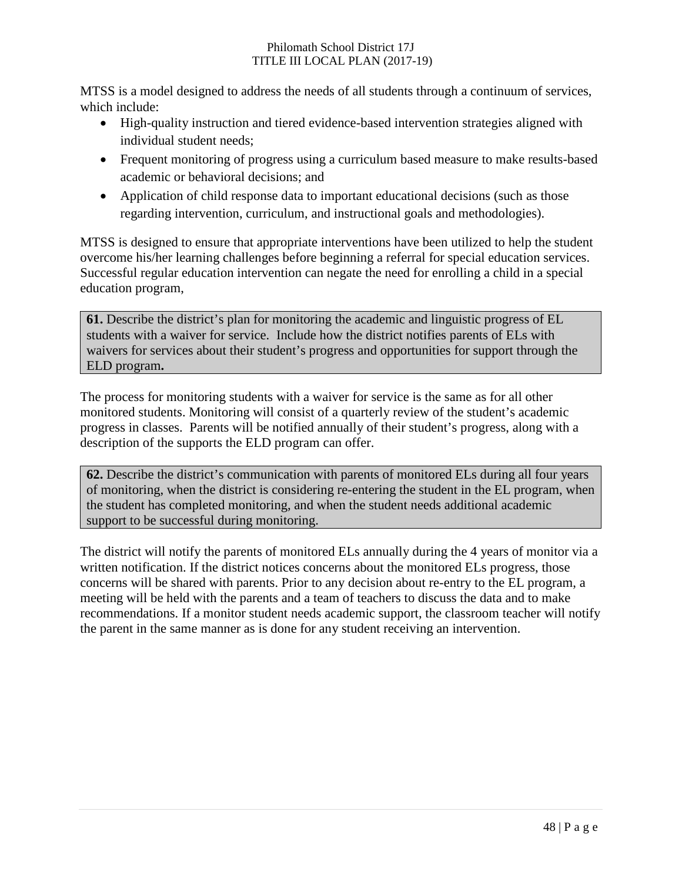MTSS is a model designed to address the needs of all students through a continuum of services, which include:

- High-quality instruction and tiered evidence-based intervention strategies aligned with individual student needs;
- Frequent monitoring of progress using a curriculum based measure to make results-based academic or behavioral decisions; and
- Application of child response data to important educational decisions (such as those regarding intervention, curriculum, and instructional goals and methodologies).

MTSS is designed to ensure that appropriate interventions have been utilized to help the student overcome his/her learning challenges before beginning a referral for special education services. Successful regular education intervention can negate the need for enrolling a child in a special education program,

**61.** Describe the district's plan for monitoring the academic and linguistic progress of EL students with a waiver for service. Include how the district notifies parents of ELs with waivers for services about their student's progress and opportunities for support through the ELD program**.**

The process for monitoring students with a waiver for service is the same as for all other monitored students. Monitoring will consist of a quarterly review of the student's academic progress in classes. Parents will be notified annually of their student's progress, along with a description of the supports the ELD program can offer.

**62.** Describe the district's communication with parents of monitored ELs during all four years of monitoring, when the district is considering re-entering the student in the EL program, when the student has completed monitoring, and when the student needs additional academic support to be successful during monitoring.

The district will notify the parents of monitored ELs annually during the 4 years of monitor via a written notification. If the district notices concerns about the monitored ELs progress, those concerns will be shared with parents. Prior to any decision about re-entry to the EL program, a meeting will be held with the parents and a team of teachers to discuss the data and to make recommendations. If a monitor student needs academic support, the classroom teacher will notify the parent in the same manner as is done for any student receiving an intervention.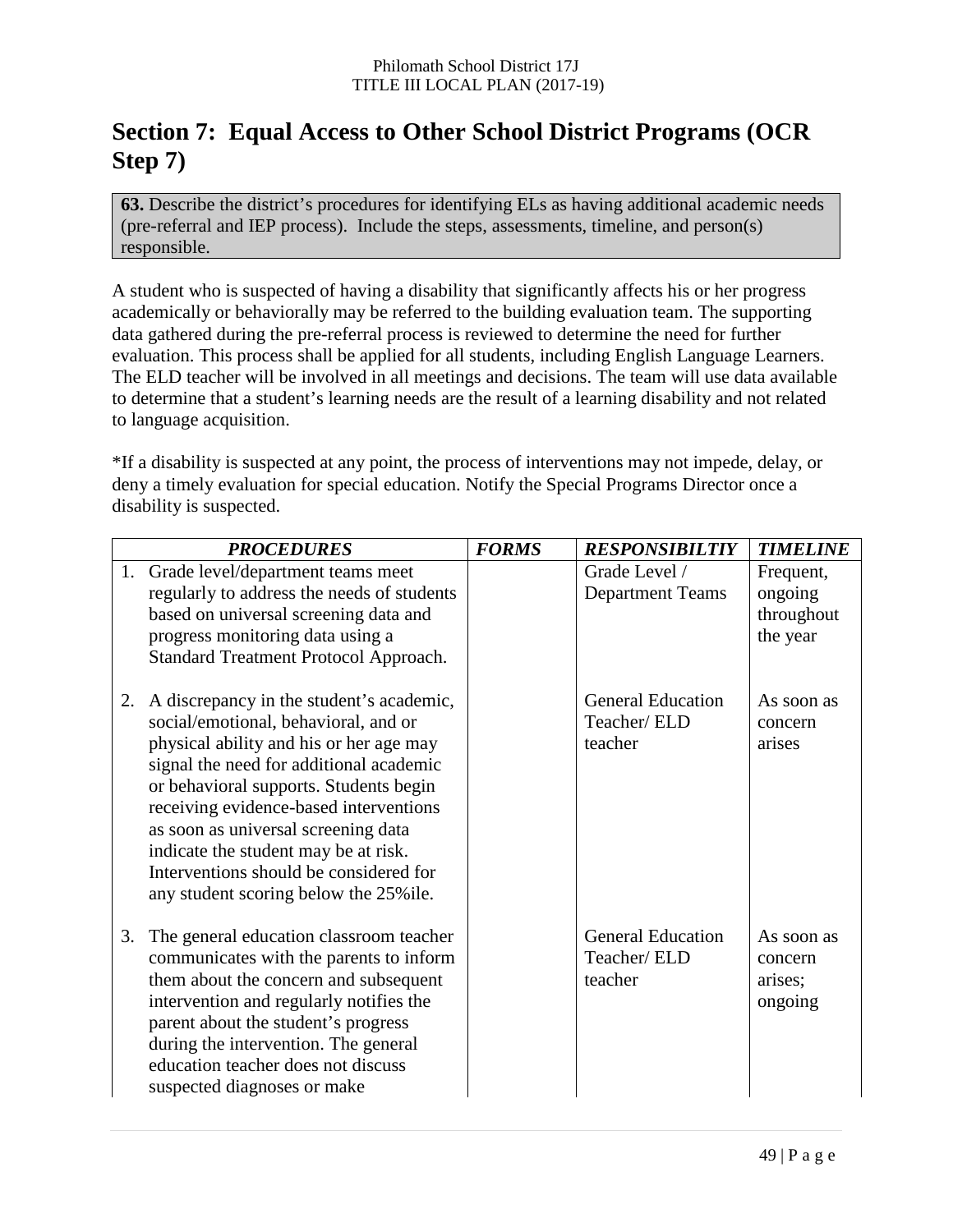# Section 7: Equal Access to Other School District Programs (OCR Step 7)

**63.** Describe the district's procedures for identifying ELs as having additional academic needs (pre-referral and IEP process). Include the steps, assessments, timeline, and person(s) responsible.

A student who is suspected of having a disability that significantly affects his or her progress academically or behaviorally may be referred to the building evaluation team. The supporting data gathered during the pre-referral process is reviewed to determine the need for further evaluation. This process shall be applied for all students, including English Language Learners. The ELD teacher will be involved in all meetings and decisions. The team will use data available to determine that a student's learning needs are the result of a learning disability and not related to language acquisition.

*If a disability is suspected at any point, the process of interventions may not impede, delay, or deny a timely evaluation for special education. Notify the Special Programs Director once a disability is suspected.

| *PROCEDURES* | *FORMS* | *RESPONSIBILTIY* | *TIMELINE* |
|---|---|---|---|
| 1. Grade level/department teams meet regularly to address the needs of students based on universal screening data and progress monitoring data using a Standard Treatment Protocol Approach. | | Grade Level / Department Teams | Frequent, ongoing throughout the year |
| 2. A discrepancy in the student's academic, social/emotional, behavioral, and or physical ability and his or her age may signal the need for additional academic or behavioral supports. Students begin receiving evidence-based interventions as soon as universal screening data indicate the student may be at risk. Interventions should be considered for any student scoring below the 25%ile. | | General Education Teacher/ ELD teacher | As soon as concern arises |
| 3. The general education classroom teacher communicates with the parents to inform them about the concern and subsequent intervention and regularly notifies the parent about the student's progress during the intervention. The general education teacher does not discuss suspected diagnoses or make | | General Education Teacher/ ELD teacher | As soon as concern arises; ongoing |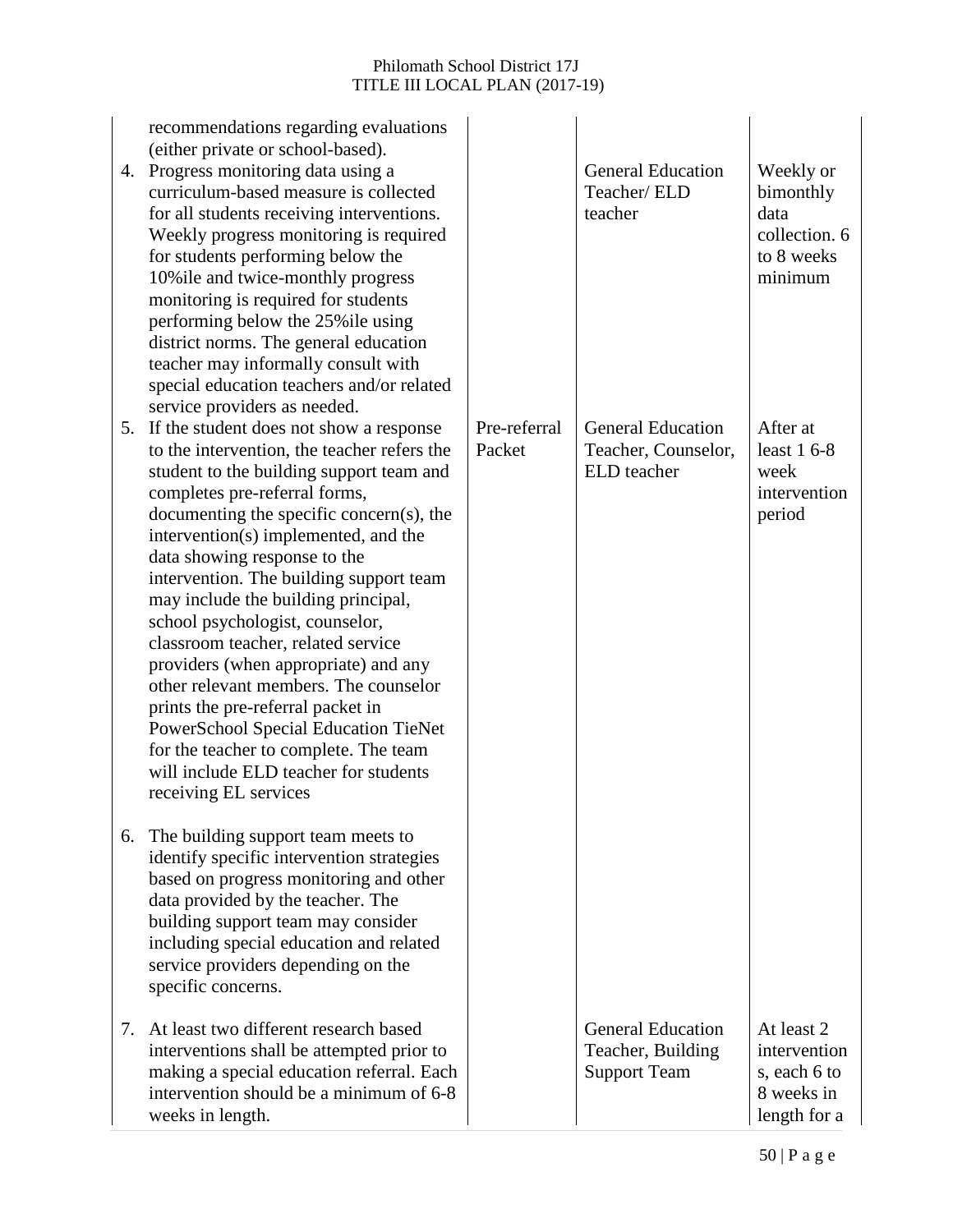| | | | |
|---|---|---|---|
| recommendations regarding evaluations (either private or school-based). | | | |
| 4. Progress monitoring data using a curriculum-based measure is collected for all students receiving interventions. Weekly progress monitoring is required for students performing below the 10%ile and twice-monthly progress monitoring is required for students performing below the 25%ile using district norms. The general education teacher may informally consult with special education teachers and/or related service providers as needed. | | General Education Teacher/ ELD teacher | Weekly or bimonthly data collection. 6 to 8 weeks minimum |
| 5. If the student does not show a response to the intervention, the teacher refers the student to the building support team and completes pre-referral forms, documenting the specific concern(s), the intervention(s) implemented, and the data showing response to the intervention. The building support team may include the building principal, school psychologist, counselor, classroom teacher, related service providers (when appropriate) and any other relevant members. The counselor prints the pre-referral packet in PowerSchool Special Education TieNet for the teacher to complete. The team will include ELD teacher for students receiving EL services | Pre-referral Packet | General Education Teacher, Counselor, ELD teacher | After at least 1 6-8 week intervention period |
| 6. The building support team meets to identify specific intervention strategies based on progress monitoring and other data provided by the teacher. The building support team may consider including special education and related service providers depending on the specific concerns. | | | |
| 7. At least two different research based interventions shall be attempted prior to making a special education referral. Each intervention should be a minimum of 6-8 weeks in length. | | General Education Teacher, Building Support Team | At least 2 interventions, each 6 to 8 weeks in length for a |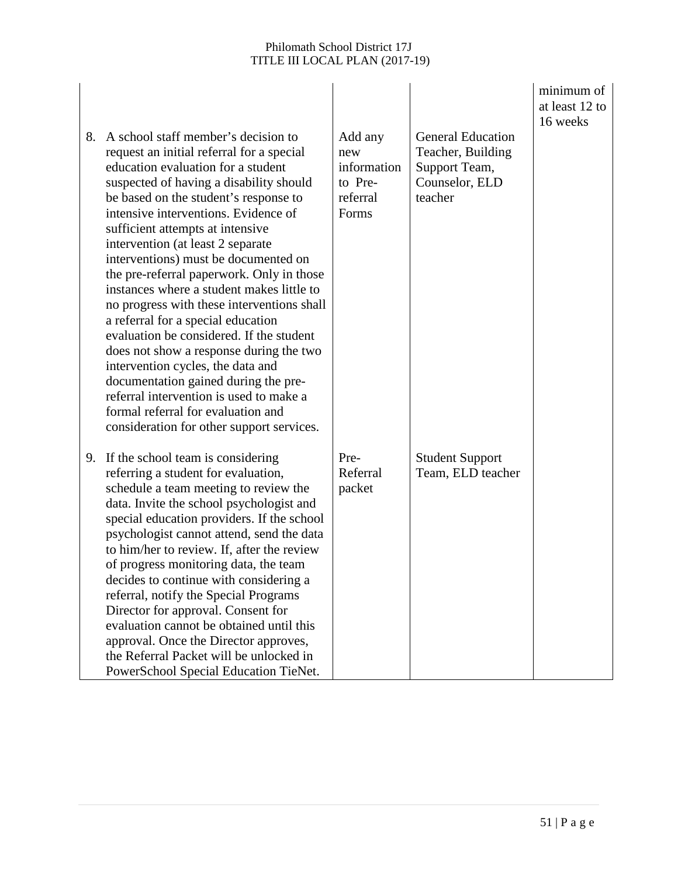| | | | |
|---|---|---|---|
| | | | minimum of at least 12 to 16 weeks |
| 8. A school staff member's decision to request an initial referral for a special education evaluation for a student suspected of having a disability should be based on the student's response to intensive interventions. Evidence of sufficient attempts at intensive intervention (at least 2 separate interventions) must be documented on the pre-referral paperwork. Only in those instances where a student makes little to no progress with these interventions shall a referral for a special education evaluation be considered. If the student does not show a response during the two intervention cycles, the data and documentation gained during the pre-referral intervention is used to make a formal referral for evaluation and consideration for other support services. | Add any new information to Pre-referral Forms | General Education Teacher, Building Support Team, Counselor, ELD teacher | |
| 9. If the school team is considering referring a student for evaluation, schedule a team meeting to review the data. Invite the school psychologist and special education providers. If the school psychologist cannot attend, send the data to him/her to review. If, after the review of progress monitoring data, the team decides to continue with considering a referral, notify the Special Programs Director for approval. Consent for evaluation cannot be obtained until this approval. Once the Director approves, the Referral Packet will be unlocked in PowerSchool Special Education TieNet. | Pre-Referral packet | Student Support Team, ELD teacher | |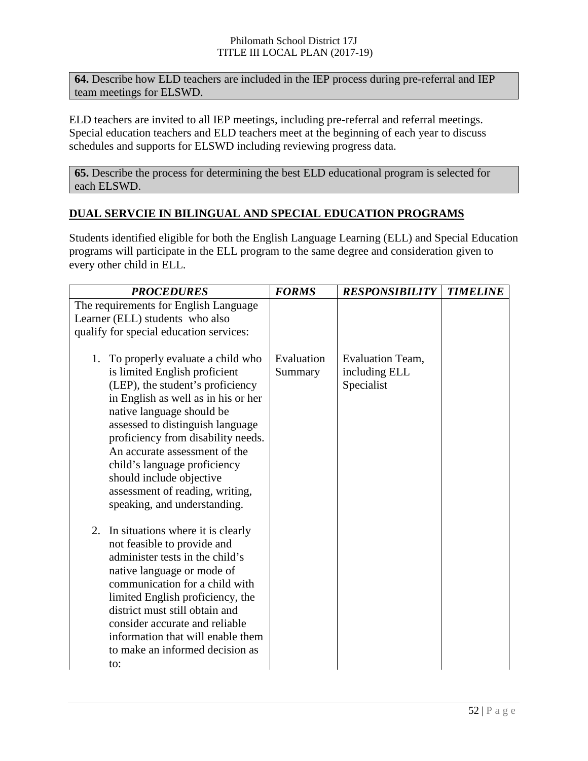**64.** Describe how ELD teachers are included in the IEP process during pre-referral and IEP team meetings for ELSWD.

ELD teachers are invited to all IEP meetings, including pre-referral and referral meetings. Special education teachers and ELD teachers meet at the beginning of each year to discuss schedules and supports for ELSWD including reviewing progress data.

**65.** Describe the process for determining the best ELD educational program is selected for each ELSWD.

**DUAL SERVCIE IN BILINGUAL AND SPECIAL EDUCATION PROGRAMS**

Students identified eligible for both the English Language Learning (ELL) and Special Education programs will participate in the ELL program to the same degree and consideration given to every other child in ELL.

| ***PROCEDURES*** | ***FORMS*** | ***RESPONSIBILITY*** | ***TIMELINE*** |
|---|---|---|---|
| The requirements for English Language Learner (ELL) students who also qualify for special education services: | | | |
| 1. To properly evaluate a child who is limited English proficient (LEP), the student's proficiency in English as well as in his or her native language should be assessed to distinguish language proficiency from disability needs. An accurate assessment of the child's language proficiency should include objective assessment of reading, writing, speaking, and understanding. | Evaluation Summary | Evaluation Team, including ELL Specialist | |
| 2. In situations where it is clearly not feasible to provide and administer tests in the child's native language or mode of communication for a child with limited English proficiency, the district must still obtain and consider accurate and reliable information that will enable them to make an informed decision as to: | | | |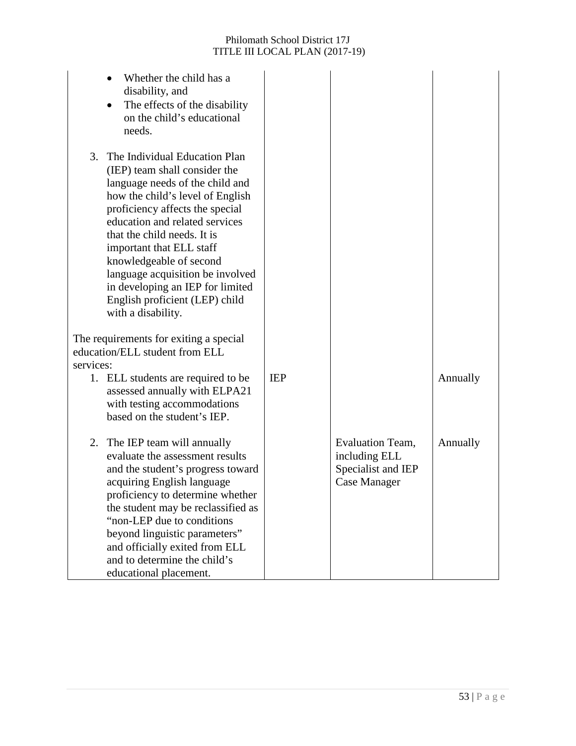| | | | |
|---|---|---|---|
| <ul><li>Whether the child has a disability, and</li><li>The effects of the disability on the child's educational needs.</li></ul><br>3. The Individual Education Plan (IEP) team shall consider the language needs of the child and how the child's level of English proficiency affects the special education and related services that the child needs. It is important that ELL staff knowledgeable of second language acquisition be involved in developing an IEP for limited English proficient (LEP) child with a disability.<br><br>The requirements for exiting a special education/ELL student from ELL services:<br>1. ELL students are required to be assessed annually with ELPA21 with testing accommodations based on the student's IEP. | IEP | | Annually |
| 2. The IEP team will annually evaluate the assessment results and the student's progress toward acquiring English language proficiency to determine whether the student may be reclassified as "non-LEP due to conditions beyond linguistic parameters" and officially exited from ELL and to determine the child's educational placement. | | Evaluation Team, including ELL Specialist and IEP Case Manager | Annually |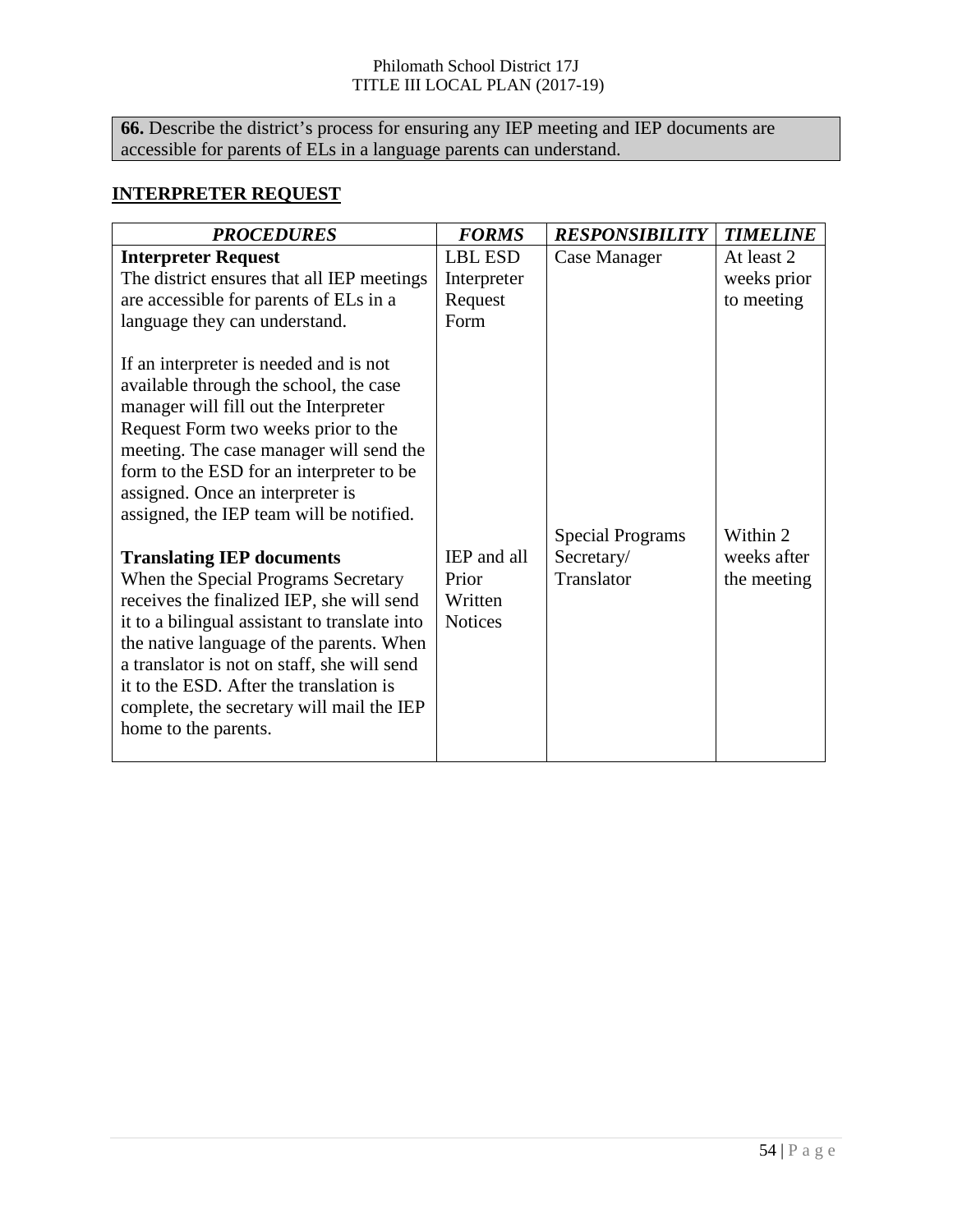**66.** Describe the district's process for ensuring any IEP meeting and IEP documents are accessible for parents of ELs in a language parents can understand.

## INTERPRETER REQUEST

| ***PROCEDURES*** | ***FORMS*** | ***RESPONSIBILITY*** | ***TIMELINE*** |
|---|---|---|---|
| **Interpreter Request**<br>The district ensures that all IEP meetings are accessible for parents of ELs in a language they can understand.<br><br>If an interpreter is needed and is not available through the school, the case manager will fill out the Interpreter Request Form two weeks prior to the meeting. The case manager will send the form to the ESD for an interpreter to be assigned. Once an interpreter is assigned, the IEP team will be notified. | LBL ESD Interpreter Request Form | Case Manager | At least 2 weeks prior to meeting |
| **Translating IEP documents**<br>When the Special Programs Secretary receives the finalized IEP, she will send it to a bilingual assistant to translate into the native language of the parents. When a translator is not on staff, she will send it to the ESD. After the translation is complete, the secretary will mail the IEP home to the parents. | IEP and all Prior Written Notices | Special Programs Secretary/ Translator | Within 2 weeks after the meeting |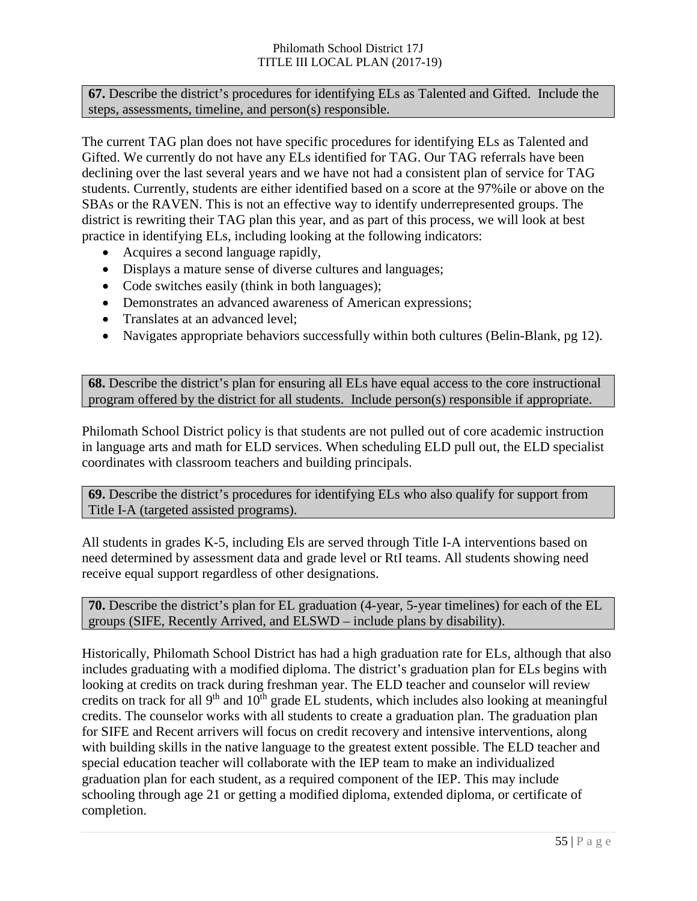**67.** Describe the district's procedures for identifying ELs as Talented and Gifted. Include the steps, assessments, timeline, and person(s) responsible.

The current TAG plan does not have specific procedures for identifying ELs as Talented and Gifted. We currently do not have any ELs identified for TAG. Our TAG referrals have been declining over the last several years and we have not had a consistent plan of service for TAG students. Currently, students are either identified based on a score at the 97%ile or above on the SBAs or the RAVEN. This is not an effective way to identify underrepresented groups. The district is rewriting their TAG plan this year, and as part of this process, we will look at best practice in identifying ELs, including looking at the following indicators:

- Acquires a second language rapidly,
- Displays a mature sense of diverse cultures and languages;
- Code switches easily (think in both languages);
- Demonstrates an advanced awareness of American expressions;
- Translates at an advanced level;
- Navigates appropriate behaviors successfully within both cultures (Belin-Blank, pg 12).

**68.** Describe the district's plan for ensuring all ELs have equal access to the core instructional program offered by the district for all students. Include person(s) responsible if appropriate.

Philomath School District policy is that students are not pulled out of core academic instruction in language arts and math for ELD services. When scheduling ELD pull out, the ELD specialist coordinates with classroom teachers and building principals.

**69.** Describe the district's procedures for identifying ELs who also qualify for support from Title I-A (targeted assisted programs).

All students in grades K-5, including Els are served through Title I-A interventions based on need determined by assessment data and grade level or RtI teams. All students showing need receive equal support regardless of other designations.

**70.** Describe the district's plan for EL graduation (4-year, 5-year timelines) for each of the EL groups (SIFE, Recently Arrived, and ELSWD – include plans by disability).

Historically, Philomath School District has had a high graduation rate for ELs, although that also includes graduating with a modified diploma. The district's graduation plan for ELs begins with looking at credits on track during freshman year. The ELD teacher and counselor will review credits on track for all 9th and 10th grade EL students, which includes also looking at meaningful credits. The counselor works with all students to create a graduation plan. The graduation plan for SIFE and Recent arrivers will focus on credit recovery and intensive interventions, along with building skills in the native language to the greatest extent possible. The ELD teacher and special education teacher will collaborate with the IEP team to make an individualized graduation plan for each student, as a required component of the IEP. This may include schooling through age 21 or getting a modified diploma, extended diploma, or certificate of completion.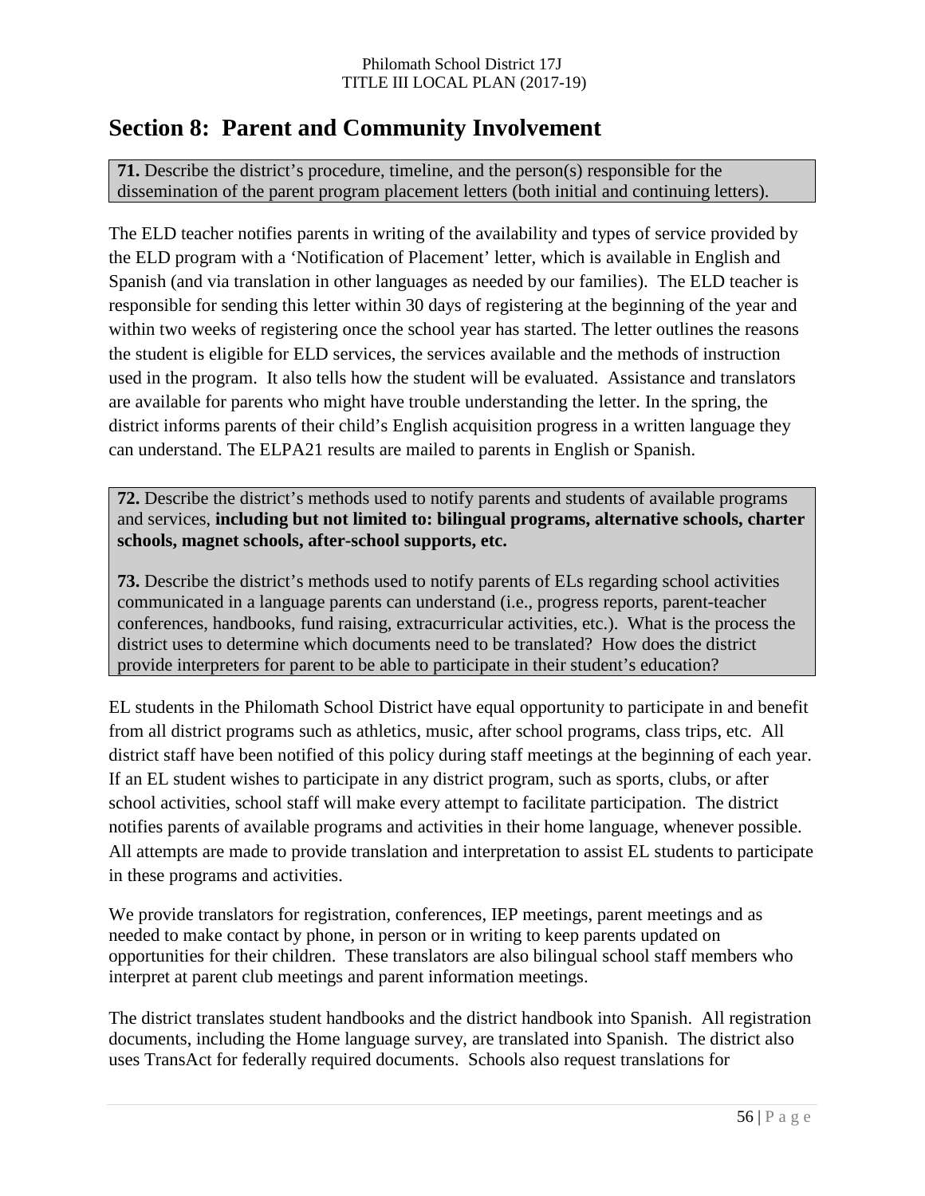## Section 8: Parent and Community Involvement

**71.** Describe the district's procedure, timeline, and the person(s) responsible for the dissemination of the parent program placement letters (both initial and continuing letters).

The ELD teacher notifies parents in writing of the availability and types of service provided by the ELD program with a 'Notification of Placement' letter, which is available in English and Spanish (and via translation in other languages as needed by our families). The ELD teacher is responsible for sending this letter within 30 days of registering at the beginning of the year and within two weeks of registering once the school year has started. The letter outlines the reasons the student is eligible for ELD services, the services available and the methods of instruction used in the program. It also tells how the student will be evaluated. Assistance and translators are available for parents who might have trouble understanding the letter. In the spring, the district informs parents of their child's English acquisition progress in a written language they can understand. The ELPA21 results are mailed to parents in English or Spanish.

**72.** Describe the district's methods used to notify parents and students of available programs and services, **including but not limited to: bilingual programs, alternative schools, charter schools, magnet schools, after-school supports, etc.**

**73.** Describe the district's methods used to notify parents of ELs regarding school activities communicated in a language parents can understand (i.e., progress reports, parent-teacher conferences, handbooks, fund raising, extracurricular activities, etc.). What is the process the district uses to determine which documents need to be translated? How does the district provide interpreters for parent to be able to participate in their student's education?

EL students in the Philomath School District have equal opportunity to participate in and benefit from all district programs such as athletics, music, after school programs, class trips, etc. All district staff have been notified of this policy during staff meetings at the beginning of each year. If an EL student wishes to participate in any district program, such as sports, clubs, or after school activities, school staff will make every attempt to facilitate participation. The district notifies parents of available programs and activities in their home language, whenever possible. All attempts are made to provide translation and interpretation to assist EL students to participate in these programs and activities.

We provide translators for registration, conferences, IEP meetings, parent meetings and as needed to make contact by phone, in person or in writing to keep parents updated on opportunities for their children. These translators are also bilingual school staff members who interpret at parent club meetings and parent information meetings.

The district translates student handbooks and the district handbook into Spanish. All registration documents, including the Home language survey, are translated into Spanish. The district also uses TransAct for federally required documents. Schools also request translations for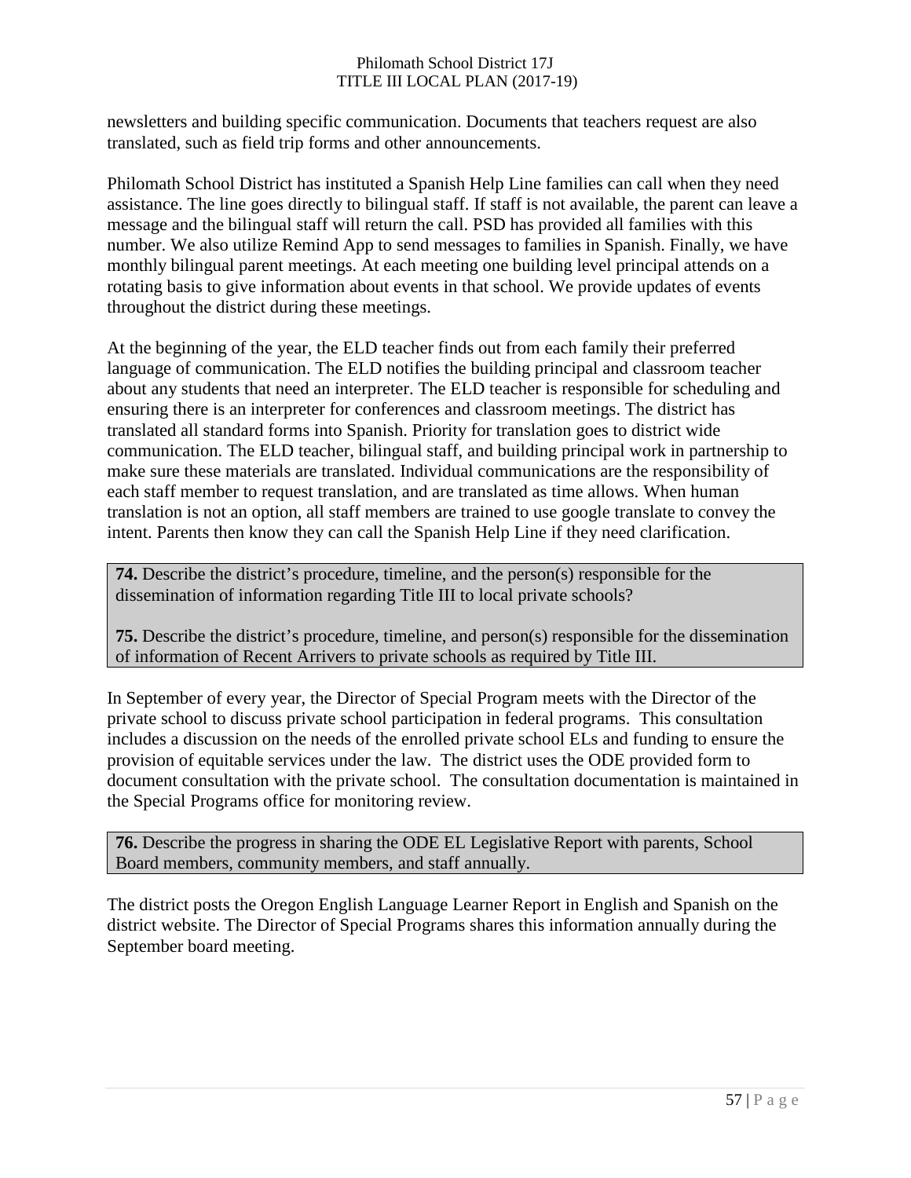newsletters and building specific communication. Documents that teachers request are also translated, such as field trip forms and other announcements.

Philomath School District has instituted a Spanish Help Line families can call when they need assistance. The line goes directly to bilingual staff. If staff is not available, the parent can leave a message and the bilingual staff will return the call. PSD has provided all families with this number. We also utilize Remind App to send messages to families in Spanish. Finally, we have monthly bilingual parent meetings. At each meeting one building level principal attends on a rotating basis to give information about events in that school. We provide updates of events throughout the district during these meetings.

At the beginning of the year, the ELD teacher finds out from each family their preferred language of communication. The ELD notifies the building principal and classroom teacher about any students that need an interpreter. The ELD teacher is responsible for scheduling and ensuring there is an interpreter for conferences and classroom meetings. The district has translated all standard forms into Spanish. Priority for translation goes to district wide communication. The ELD teacher, bilingual staff, and building principal work in partnership to make sure these materials are translated. Individual communications are the responsibility of each staff member to request translation, and are translated as time allows. When human translation is not an option, all staff members are trained to use google translate to convey the intent. Parents then know they can call the Spanish Help Line if they need clarification.

**74.** Describe the district's procedure, timeline, and the person(s) responsible for the dissemination of information regarding Title III to local private schools?

**75.** Describe the district's procedure, timeline, and person(s) responsible for the dissemination of information of Recent Arrivers to private schools as required by Title III.

In September of every year, the Director of Special Program meets with the Director of the private school to discuss private school participation in federal programs. This consultation includes a discussion on the needs of the enrolled private school ELs and funding to ensure the provision of equitable services under the law. The district uses the ODE provided form to document consultation with the private school. The consultation documentation is maintained in the Special Programs office for monitoring review.

**76.** Describe the progress in sharing the ODE EL Legislative Report with parents, School Board members, community members, and staff annually.

The district posts the Oregon English Language Learner Report in English and Spanish on the district website. The Director of Special Programs shares this information annually during the September board meeting.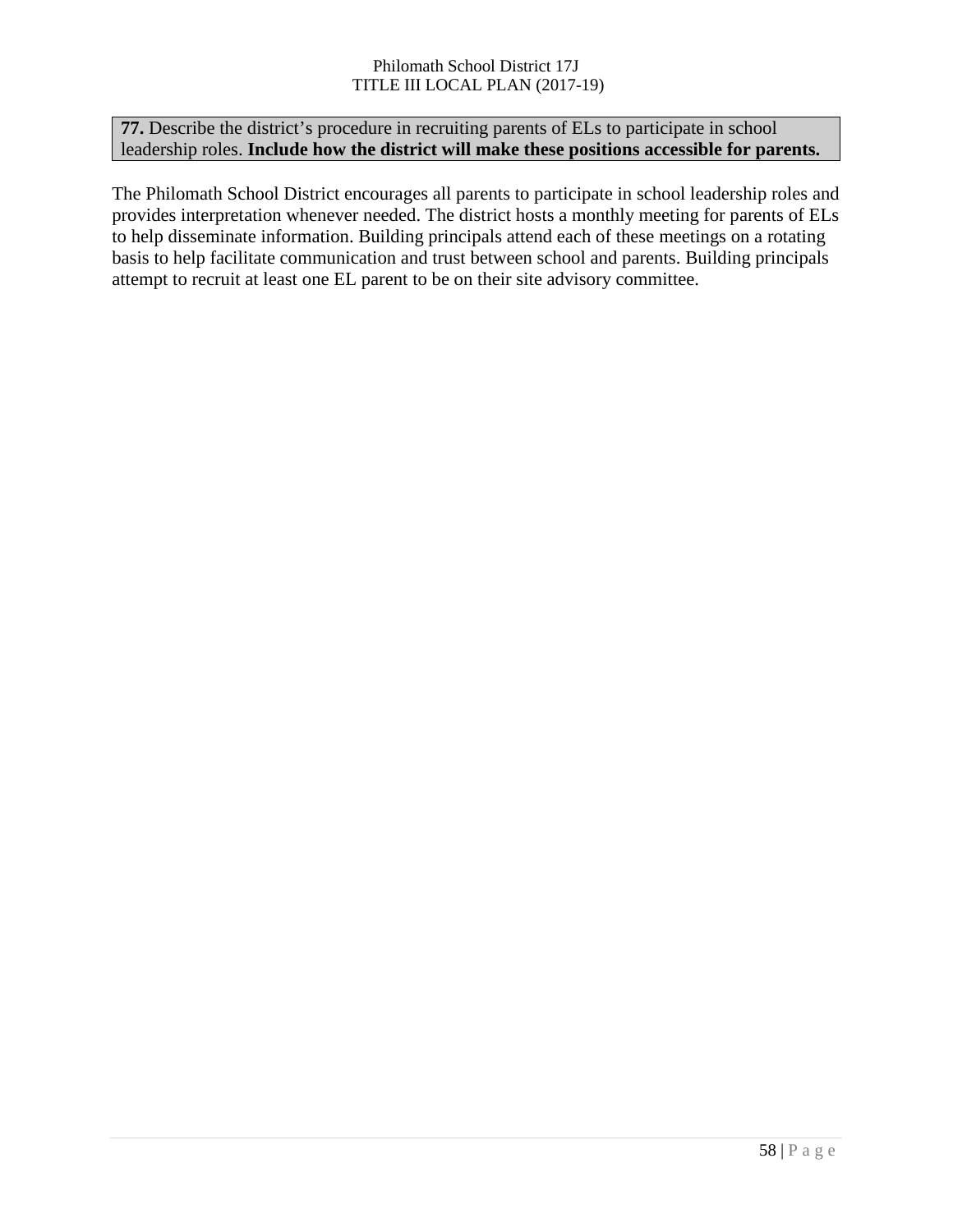**77.** Describe the district's procedure in recruiting parents of ELs to participate in school leadership roles. **Include how the district will make these positions accessible for parents.**

The Philomath School District encourages all parents to participate in school leadership roles and provides interpretation whenever needed. The district hosts a monthly meeting for parents of ELs to help disseminate information. Building principals attend each of these meetings on a rotating basis to help facilitate communication and trust between school and parents. Building principals attempt to recruit at least one EL parent to be on their site advisory committee.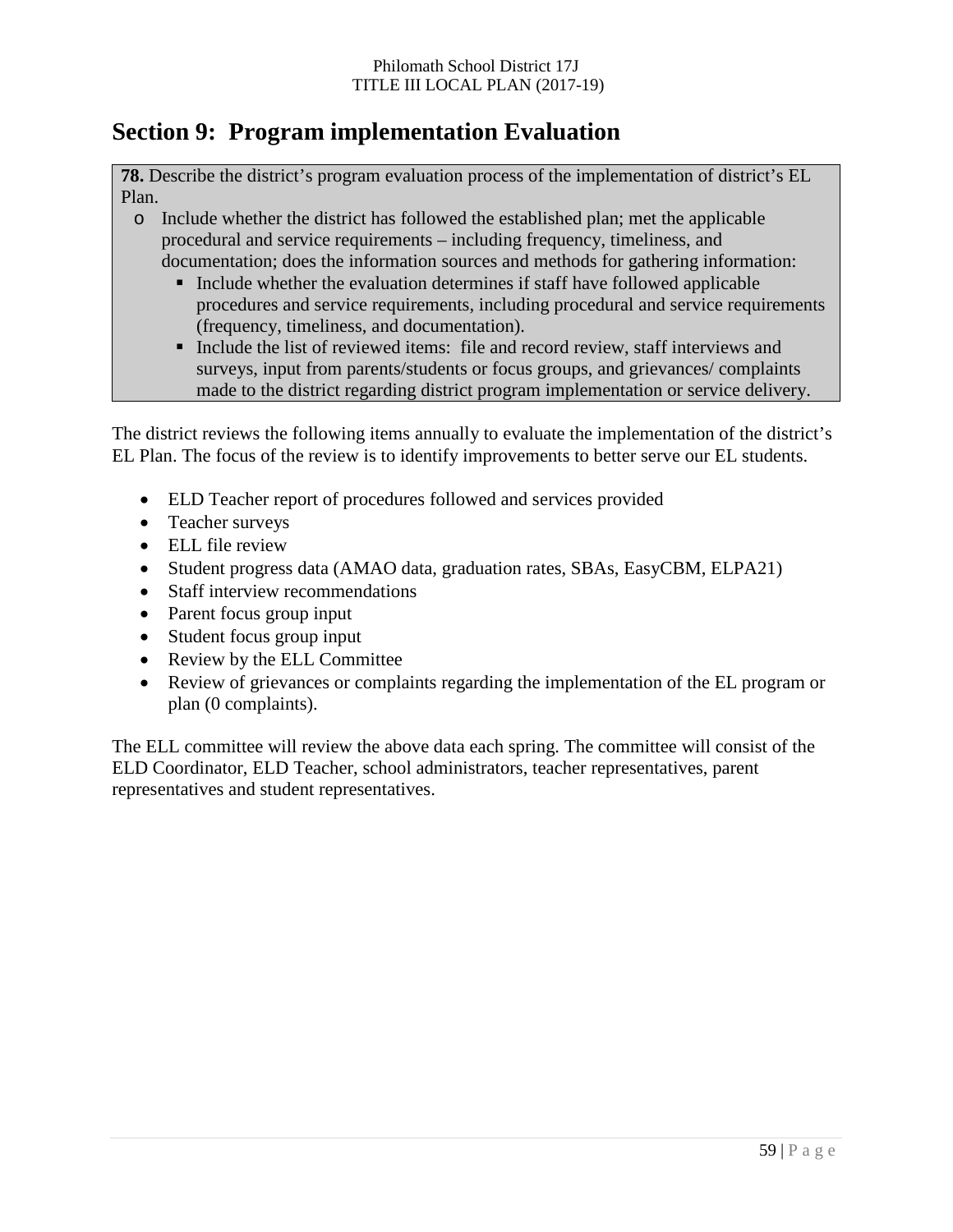## Section 9: Program implementation Evaluation

**78.** Describe the district's program evaluation process of the implementation of district's EL Plan.

- Include whether the district has followed the established plan; met the applicable procedural and service requirements – including frequency, timeliness, and documentation; does the information sources and methods for gathering information:
  - Include whether the evaluation determines if staff have followed applicable procedures and service requirements, including procedural and service requirements (frequency, timeliness, and documentation).
  - Include the list of reviewed items: file and record review, staff interviews and surveys, input from parents/students or focus groups, and grievances/ complaints made to the district regarding district program implementation or service delivery.

The district reviews the following items annually to evaluate the implementation of the district's EL Plan. The focus of the review is to identify improvements to better serve our EL students.

- ELD Teacher report of procedures followed and services provided
- Teacher surveys
- ELL file review
- Student progress data (AMAO data, graduation rates, SBAs, EasyCBM, ELPA21)
- Staff interview recommendations
- Parent focus group input
- Student focus group input
- Review by the ELL Committee
- Review of grievances or complaints regarding the implementation of the EL program or plan (0 complaints).

The ELL committee will review the above data each spring. The committee will consist of the ELD Coordinator, ELD Teacher, school administrators, teacher representatives, parent representatives and student representatives.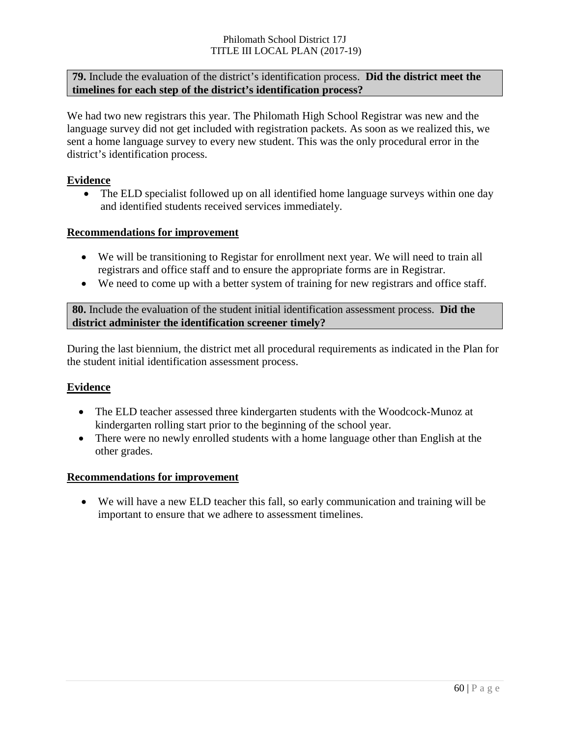**79.** Include the evaluation of the district's identification process. **Did the district meet the timelines for each step of the district's identification process?**

We had two new registrars this year. The Philomath High School Registrar was new and the language survey did not get included with registration packets. As soon as we realized this, we sent a home language survey to every new student. This was the only procedural error in the district's identification process.

**Evidence**

- The ELD specialist followed up on all identified home language surveys within one day and identified students received services immediately.

**Recommendations for improvement**

- We will be transitioning to Registar for enrollment next year. We will need to train all registrars and office staff and to ensure the appropriate forms are in Registrar.
- We need to come up with a better system of training for new registrars and office staff.

**80.** Include the evaluation of the student initial identification assessment process. **Did the district administer the identification screener timely?**

During the last biennium, the district met all procedural requirements as indicated in the Plan for the student initial identification assessment process.

**Evidence**

- The ELD teacher assessed three kindergarten students with the Woodcock-Munoz at kindergarten rolling start prior to the beginning of the school year.
- There were no newly enrolled students with a home language other than English at the other grades.

**Recommendations for improvement**

- We will have a new ELD teacher this fall, so early communication and training will be important to ensure that we adhere to assessment timelines.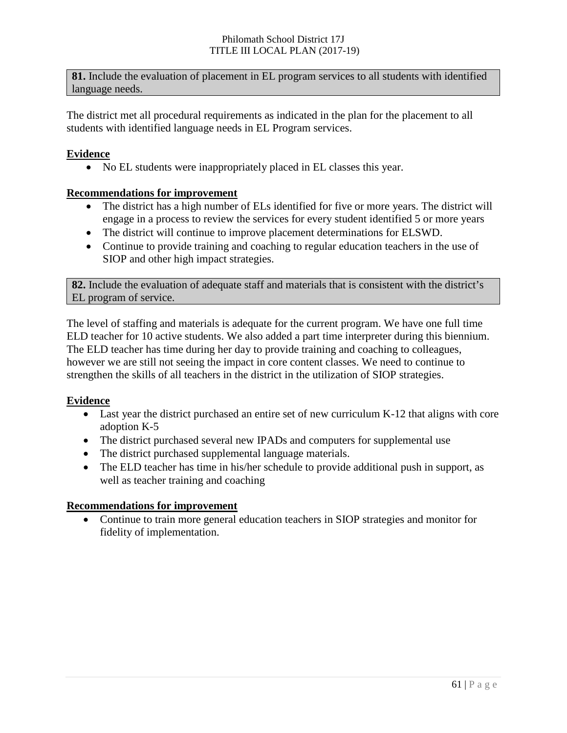**81.** Include the evaluation of placement in EL program services to all students with identified language needs.

The district met all procedural requirements as indicated in the plan for the placement to all students with identified language needs in EL Program services.

**Evidence**

- No EL students were inappropriately placed in EL classes this year.

**Recommendations for improvement**

- The district has a high number of ELs identified for five or more years. The district will engage in a process to review the services for every student identified 5 or more years
- The district will continue to improve placement determinations for ELSWD.
- Continue to provide training and coaching to regular education teachers in the use of SIOP and other high impact strategies.

**82.** Include the evaluation of adequate staff and materials that is consistent with the district's EL program of service.

The level of staffing and materials is adequate for the current program. We have one full time ELD teacher for 10 active students. We also added a part time interpreter during this biennium. The ELD teacher has time during her day to provide training and coaching to colleagues, however we are still not seeing the impact in core content classes. We need to continue to strengthen the skills of all teachers in the district in the utilization of SIOP strategies.

**Evidence**

- Last year the district purchased an entire set of new curriculum K-12 that aligns with core adoption K-5
- The district purchased several new IPADs and computers for supplemental use
- The district purchased supplemental language materials.
- The ELD teacher has time in his/her schedule to provide additional push in support, as well as teacher training and coaching

**Recommendations for improvement**

- Continue to train more general education teachers in SIOP strategies and monitor for fidelity of implementation.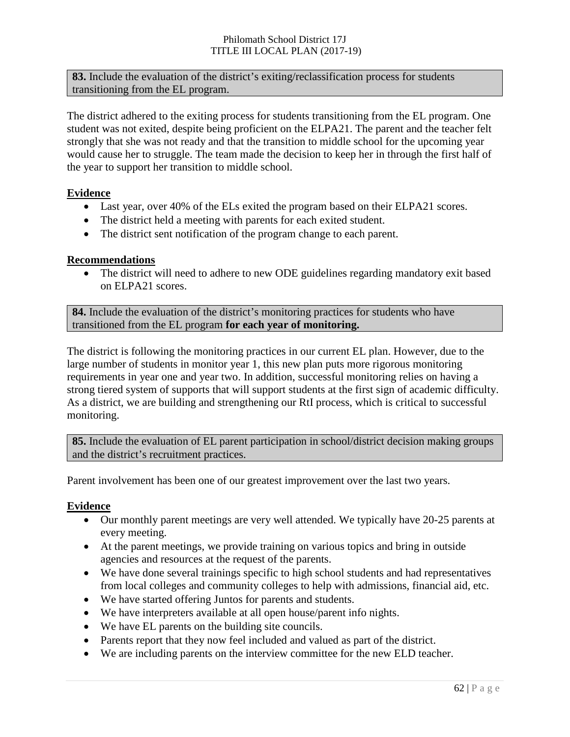**83.** Include the evaluation of the district's exiting/reclassification process for students transitioning from the EL program.

The district adhered to the exiting process for students transitioning from the EL program. One student was not exited, despite being proficient on the ELPA21. The parent and the teacher felt strongly that she was not ready and that the transition to middle school for the upcoming year would cause her to struggle. The team made the decision to keep her in through the first half of the year to support her transition to middle school.

**Evidence**

- Last year, over 40% of the ELs exited the program based on their ELPA21 scores.
- The district held a meeting with parents for each exited student.
- The district sent notification of the program change to each parent.

**Recommendations**

- The district will need to adhere to new ODE guidelines regarding mandatory exit based on ELPA21 scores.

**84.** Include the evaluation of the district's monitoring practices for students who have transitioned from the EL program **for each year of monitoring.**

The district is following the monitoring practices in our current EL plan. However, due to the large number of students in monitor year 1, this new plan puts more rigorous monitoring requirements in year one and year two. In addition, successful monitoring relies on having a strong tiered system of supports that will support students at the first sign of academic difficulty. As a district, we are building and strengthening our RtI process, which is critical to successful monitoring.

**85.** Include the evaluation of EL parent participation in school/district decision making groups and the district's recruitment practices.

Parent involvement has been one of our greatest improvement over the last two years.

**Evidence**

- Our monthly parent meetings are very well attended. We typically have 20-25 parents at every meeting.
- At the parent meetings, we provide training on various topics and bring in outside agencies and resources at the request of the parents.
- We have done several trainings specific to high school students and had representatives from local colleges and community colleges to help with admissions, financial aid, etc.
- We have started offering Juntos for parents and students.
- We have interpreters available at all open house/parent info nights.
- We have EL parents on the building site councils.
- Parents report that they now feel included and valued as part of the district.
- We are including parents on the interview committee for the new ELD teacher.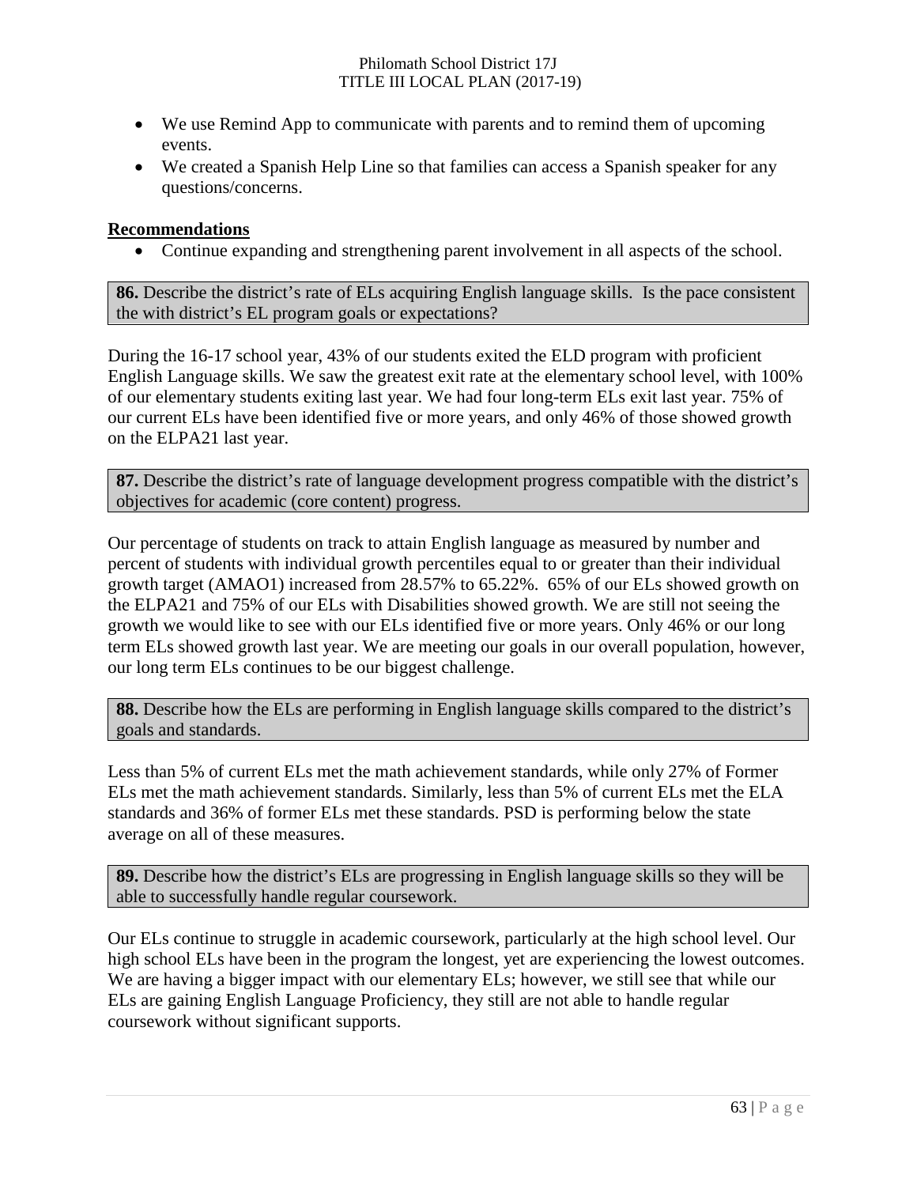- We use Remind App to communicate with parents and to remind them of upcoming events.
- We created a Spanish Help Line so that families can access a Spanish speaker for any questions/concerns.

**Recommendations**

- Continue expanding and strengthening parent involvement in all aspects of the school.

**86.** Describe the district's rate of ELs acquiring English language skills. Is the pace consistent the with district's EL program goals or expectations?

During the 16-17 school year, 43% of our students exited the ELD program with proficient English Language skills. We saw the greatest exit rate at the elementary school level, with 100% of our elementary students exiting last year. We had four long-term ELs exit last year. 75% of our current ELs have been identified five or more years, and only 46% of those showed growth on the ELPA21 last year.

**87.** Describe the district's rate of language development progress compatible with the district's objectives for academic (core content) progress.

Our percentage of students on track to attain English language as measured by number and percent of students with individual growth percentiles equal to or greater than their individual growth target (AMAO1) increased from 28.57% to 65.22%. 65% of our ELs showed growth on the ELPA21 and 75% of our ELs with Disabilities showed growth. We are still not seeing the growth we would like to see with our ELs identified five or more years. Only 46% or our long term ELs showed growth last year. We are meeting our goals in our overall population, however, our long term ELs continues to be our biggest challenge.

**88.** Describe how the ELs are performing in English language skills compared to the district's goals and standards.

Less than 5% of current ELs met the math achievement standards, while only 27% of Former ELs met the math achievement standards. Similarly, less than 5% of current ELs met the ELA standards and 36% of former ELs met these standards. PSD is performing below the state average on all of these measures.

**89.** Describe how the district's ELs are progressing in English language skills so they will be able to successfully handle regular coursework.

Our ELs continue to struggle in academic coursework, particularly at the high school level. Our high school ELs have been in the program the longest, yet are experiencing the lowest outcomes. We are having a bigger impact with our elementary ELs; however, we still see that while our ELs are gaining English Language Proficiency, they still are not able to handle regular coursework without significant supports.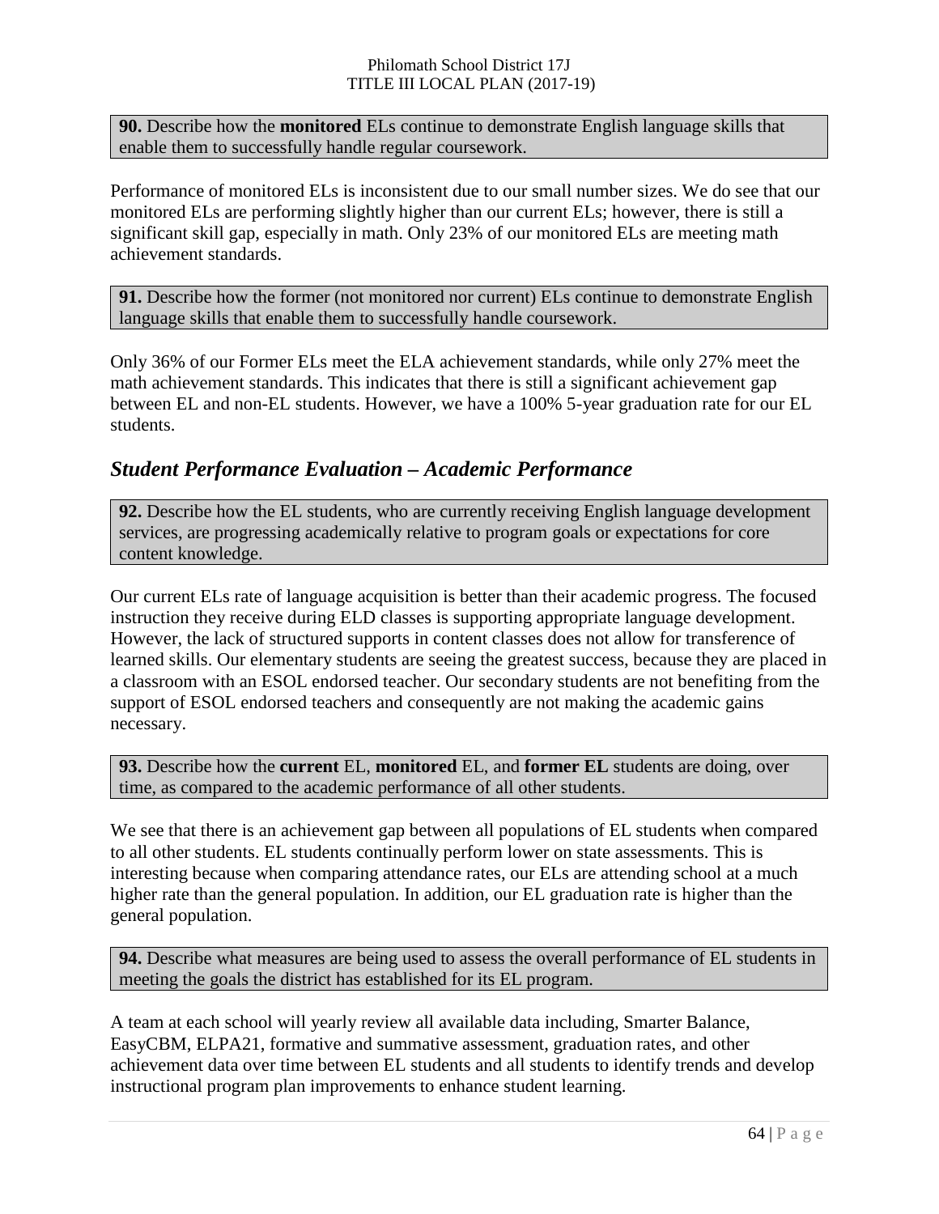**90.** Describe how the **monitored** ELs continue to demonstrate English language skills that enable them to successfully handle regular coursework.

Performance of monitored ELs is inconsistent due to our small number sizes. We do see that our monitored ELs are performing slightly higher than our current ELs; however, there is still a significant skill gap, especially in math. Only 23% of our monitored ELs are meeting math achievement standards.

**91.** Describe how the former (not monitored nor current) ELs continue to demonstrate English language skills that enable them to successfully handle coursework.

Only 36% of our Former ELs meet the ELA achievement standards, while only 27% meet the math achievement standards. This indicates that there is still a significant achievement gap between EL and non-EL students. However, we have a 100% 5-year graduation rate for our EL students.

## *Student Performance Evaluation – Academic Performance*

**92.** Describe how the EL students, who are currently receiving English language development services, are progressing academically relative to program goals or expectations for core content knowledge.

Our current ELs rate of language acquisition is better than their academic progress. The focused instruction they receive during ELD classes is supporting appropriate language development. However, the lack of structured supports in content classes does not allow for transference of learned skills. Our elementary students are seeing the greatest success, because they are placed in a classroom with an ESOL endorsed teacher. Our secondary students are not benefiting from the support of ESOL endorsed teachers and consequently are not making the academic gains necessary.

**93.** Describe how the **current** EL, **monitored** EL, and **former EL** students are doing, over time, as compared to the academic performance of all other students.

We see that there is an achievement gap between all populations of EL students when compared to all other students. EL students continually perform lower on state assessments. This is interesting because when comparing attendance rates, our ELs are attending school at a much higher rate than the general population. In addition, our EL graduation rate is higher than the general population.

**94.** Describe what measures are being used to assess the overall performance of EL students in meeting the goals the district has established for its EL program.

A team at each school will yearly review all available data including, Smarter Balance, EasyCBM, ELPA21, formative and summative assessment, graduation rates, and other achievement data over time between EL students and all students to identify trends and develop instructional program plan improvements to enhance student learning.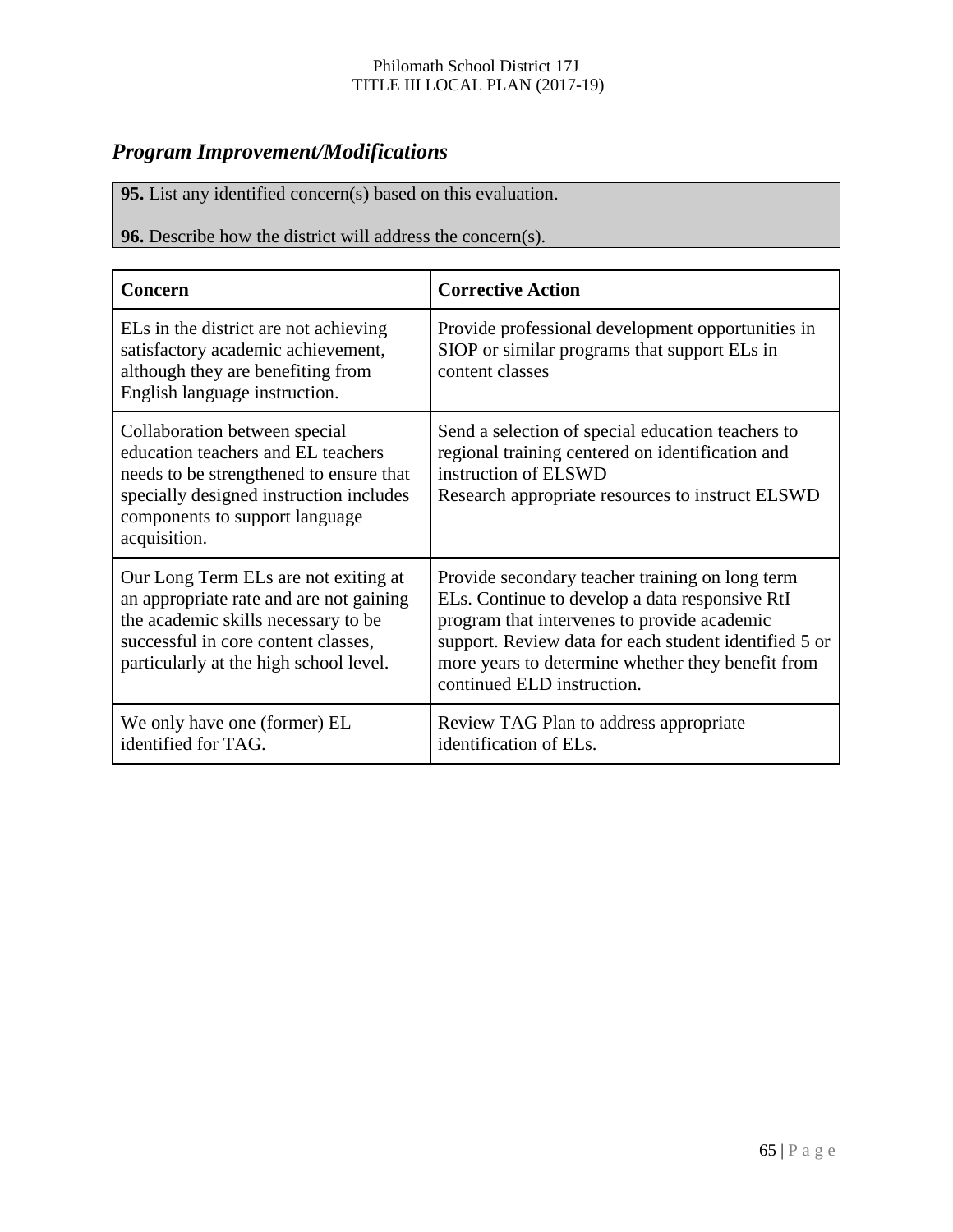## *Program Improvement/Modifications*

**95.** List any identified concern(s) based on this evaluation.

**96.** Describe how the district will address the concern(s).

| **Concern** | **Corrective Action** |
|---|---|
| ELs in the district are not achieving satisfactory academic achievement, although they are benefiting from English language instruction. | Provide professional development opportunities in SIOP or similar programs that support ELs in content classes |
| Collaboration between special education teachers and EL teachers needs to be strengthened to ensure that specially designed instruction includes components to support language acquisition. | Send a selection of special education teachers to regional training centered on identification and instruction of ELSWD<br>Research appropriate resources to instruct ELSWD |
| Our Long Term ELs are not exiting at an appropriate rate and are not gaining the academic skills necessary to be successful in core content classes, particularly at the high school level. | Provide secondary teacher training on long term ELs. Continue to develop a data responsive RtI program that intervenes to provide academic support. Review data for each student identified 5 or more years to determine whether they benefit from continued ELD instruction. |
| We only have one (former) EL identified for TAG. | Review TAG Plan to address appropriate identification of ELs. |